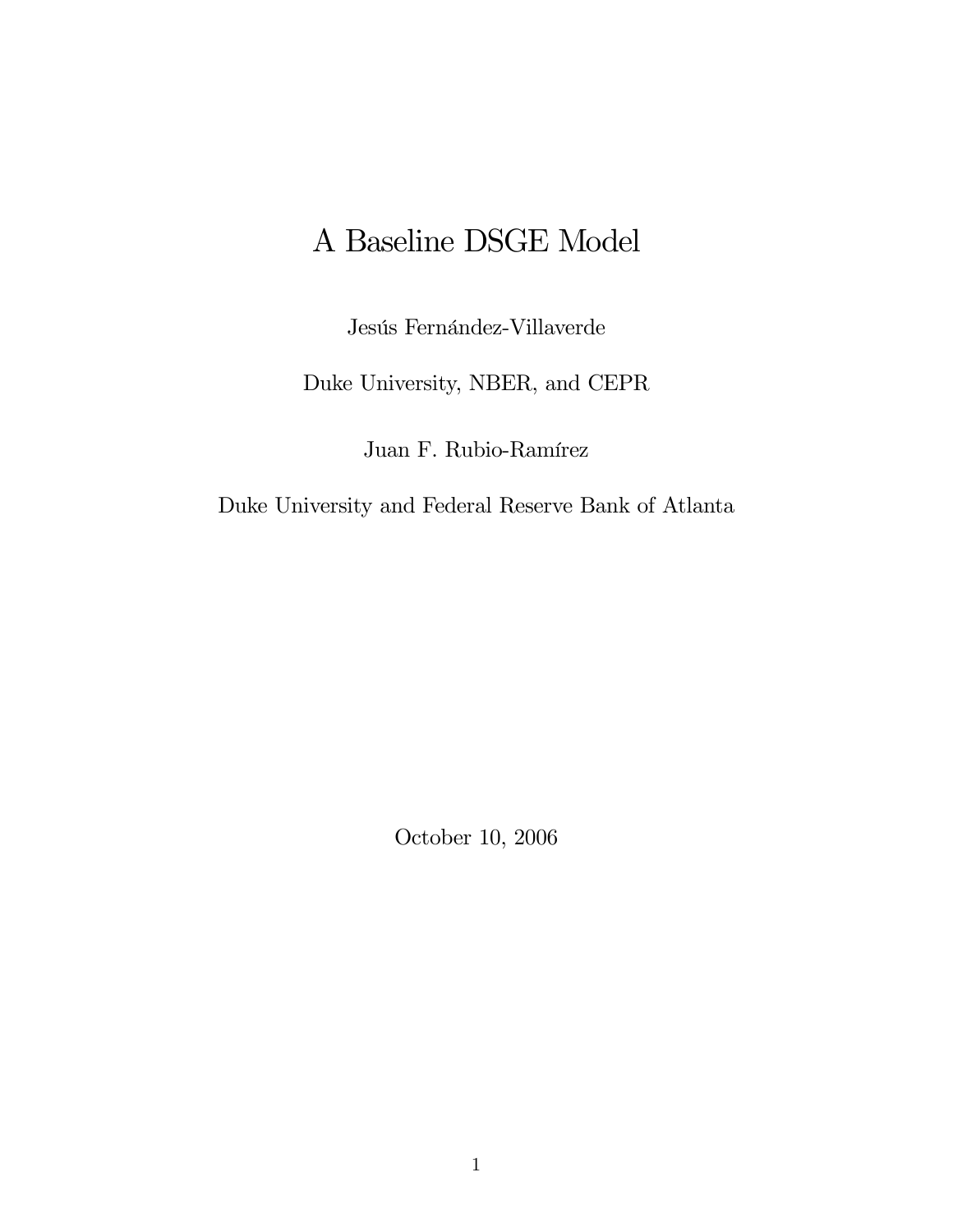# A Baseline DSGE Model

Jesús Fernández-Villaverde

Duke University, NBER, and CEPR

Juan F. Rubio-Ramírez

Duke University and Federal Reserve Bank of Atlanta

October 10, 2006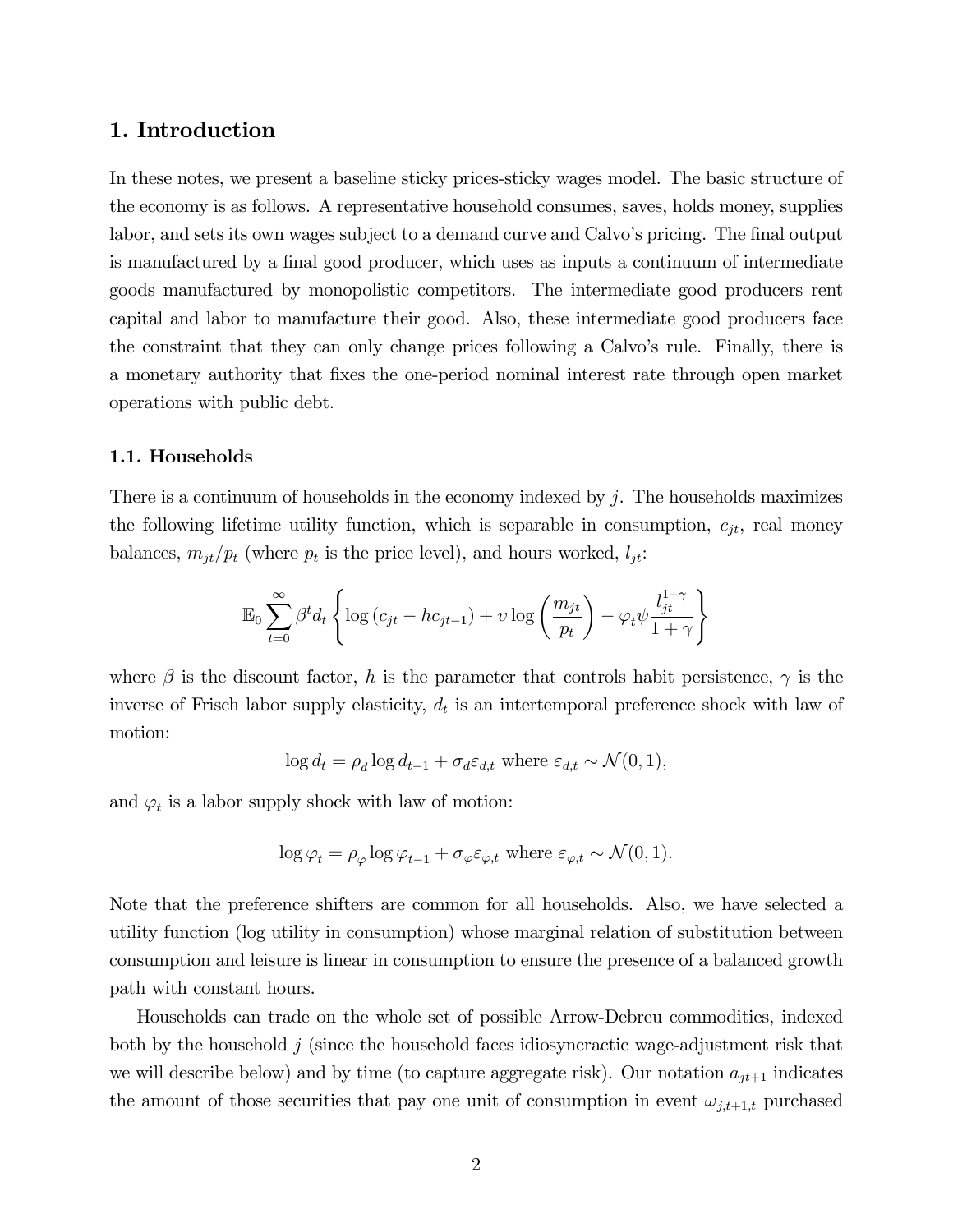# 1. Introduction

In these notes, we present a baseline sticky prices-sticky wages model. The basic structure of the economy is as follows. A representative household consumes, saves, holds money, supplies labor, and sets its own wages subject to a demand curve and Calvo's pricing. The final output is manufactured by a final good producer, which uses as inputs a continuum of intermediate goods manufactured by monopolistic competitors. The intermediate good producers rent capital and labor to manufacture their good. Also, these intermediate good producers face the constraint that they can only change prices following a Calvo's rule. Finally, there is a monetary authority that fixes the one-period nominal interest rate through open market operations with public debt.

## 1.1. Households

There is a continuum of households in the economy indexed by $j$. The households maximizes the following lifetime utility function, which is separable in consumption, $c_{jt}$, real money balances, $m_{jt}/p_t$ (where $p_t$ is the price level), and hours worked, $l_{jt}$:

$$\mathbb{E}_0 \sum_{t=0}^{\infty} \beta^t d_t \left\{ \log (c_{jt} - hc_{jt-1}) + \upsilon \log \left( \frac{m_{jt}}{p_t} \right) - \varphi_t \psi \frac{l_{jt}^{1+\gamma}}{1+\gamma} \right\}$$

where $\beta$ is the discount factor, $h$ is the parameter that controls habit persistence, $\gamma$ is the inverse of Frisch labor supply elasticity, $d_t$ is an intertemporal preference shock with law of motion:

$$\log d_t = \rho_d \log d_{t-1} + \sigma_d \varepsilon_{d,t} \text{ where } \varepsilon_{d,t} \sim \mathcal{N}(0,1),$$

and $\varphi_t$ is a labor supply shock with law of motion:

$$\log \varphi_t = \rho_\varphi \log \varphi_{t-1} + \sigma_\varphi \varepsilon_{\varphi,t} \text{ where } \varepsilon_{\varphi,t} \sim \mathcal{N}(0,1).$$

Note that the preference shifters are common for all households. Also, we have selected a utility function (log utility in consumption) whose marginal relation of substitution between consumption and leisure is linear in consumption to ensure the presence of a balanced growth path with constant hours.

Households can trade on the whole set of possible Arrow-Debreu commodities, indexed both by the household $j$ (since the household faces idiosyncractic wage-adjustment risk that we will describe below) and by time (to capture aggregate risk). Our notation $a_{jt+1}$ indicates the amount of those securities that pay one unit of consumption in event $\omega_{j,t+1,t}$ purchased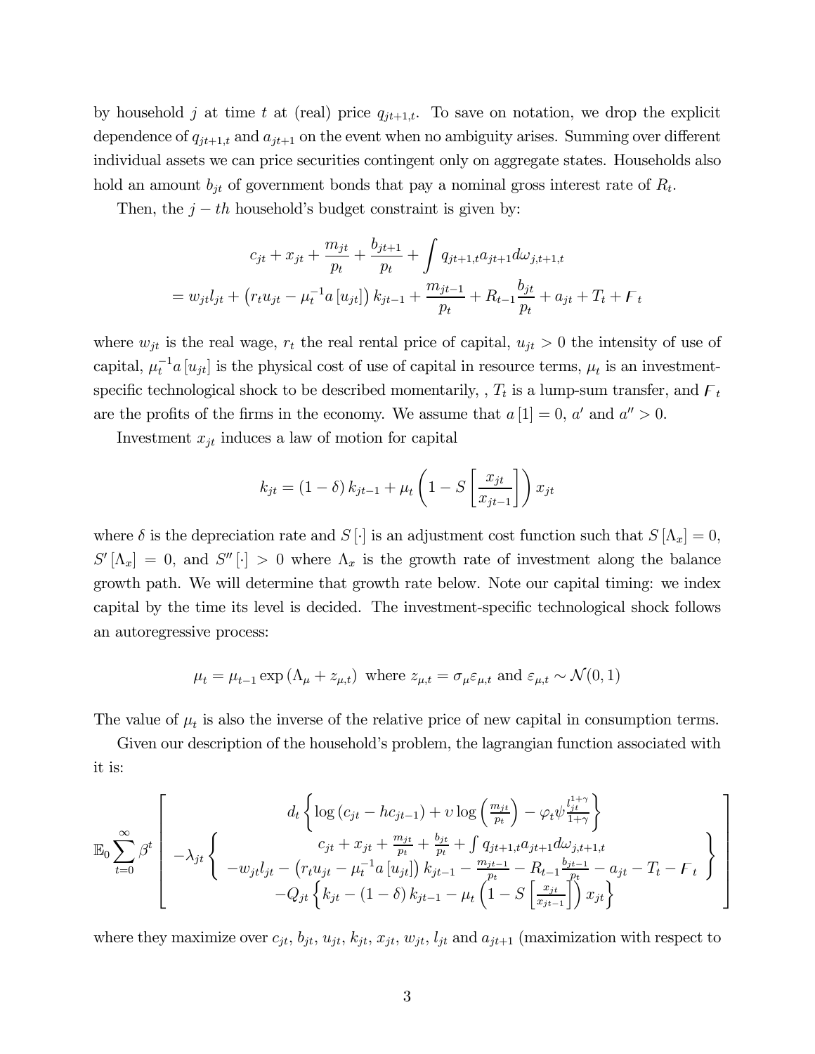by household $j$ at time $t$ at (real) price $q_{jt+1,t}$. To save on notation, we drop the explicit dependence of $q_{jt+1,t}$ and $a_{jt+1}$ on the event when no ambiguity arises. Summing over different individual assets we can price securities contingent only on aggregate states. Households also hold an amount $b_{jt}$ of government bonds that pay a nominal gross interest rate of $R_t$.

Then, the $j-th$ household's budget constraint is given by:

$$c_{jt} + x_{jt} + \frac{m_{jt}}{p_t} + \frac{b_{jt+1}}{p_t} + \int q_{jt+1,t} a_{jt+1} d\omega_{j,t+1,t}$$
$$= w_{jt} l_{jt} + \left(r_t u_{jt} - \mu_t^{-1} a\left[u_{jt}\right]\right) k_{jt-1} + \frac{m_{jt-1}}{p_t} + R_{t-1}\frac{b_{jt}}{p_t} + a_{jt} + T_t + \digamma_t$$

where $w_{jt}$ is the real wage, $r_t$ the real rental price of capital, $u_{jt} > 0$ the intensity of use of capital, $\mu_t^{-1} a\left[u_{jt}\right]$ is the physical cost of use of capital in resource terms, $\mu_t$ is an investment-specific technological shock to be described momentarily, , $T_t$ is a lump-sum transfer, and $\digamma_t$ are the profits of the firms in the economy. We assume that $a\left[1\right] = 0$, $a'$ and $a'' > 0$.

Investment $x_{jt}$ induces a law of motion for capital

$$k_{jt} = (1-\delta) k_{jt-1} + \mu_t \left(1 - S\left[\frac{x_{jt}}{x_{jt-1}}\right]\right) x_{jt}$$

where $\delta$ is the depreciation rate and $S\left[\cdot\right]$ is an adjustment cost function such that $S\left[\Lambda_x\right] = 0$, $S'\left[\Lambda_x\right] = 0$, and $S''\left[\cdot\right] > 0$ where $\Lambda_x$ is the growth rate of investment along the balance growth path. We will determine that growth rate below. Note our capital timing: we index capital by the time its level is decided. The investment-specific technological shock follows an autoregressive process:

$$\mu_t = \mu_{t-1} \exp\left(\Lambda_\mu + z_{\mu,t}\right) \text{ where } z_{\mu,t} = \sigma_\mu \varepsilon_{\mu,t} \text{ and } \varepsilon_{\mu,t} \sim \mathcal{N}(0,1)$$

The value of $\mu_t$ is also the inverse of the relative price of new capital in consumption terms.

Given our description of the household's problem, the lagrangian function associated with it is:

$$\mathbb{E}_0 \sum_{t=0}^{\infty} \beta^t \left[ \begin{array}{c} d_t \left\{ \log\left(c_{jt} - h c_{jt-1}\right) + \upsilon \log\left(\frac{m_{jt}}{p_t}\right) - \varphi_t \psi \frac{l_{jt}^{1+\gamma}}{1+\gamma} \right\} \\ -\lambda_{jt} \left\{ \begin{array}{c} c_{jt} + x_{jt} + \frac{m_{jt}}{p_t} + \frac{b_{jt}}{p_t} + \int q_{jt+1,t} a_{jt+1} d\omega_{j,t+1,t} \\ -w_{jt} l_{jt} - \left(r_t u_{jt} - \mu_t^{-1} a\left[u_{jt}\right]\right) k_{jt-1} - \frac{m_{jt-1}}{p_t} - R_{t-1}\frac{b_{jt-1}}{p_t} - a_{jt} - T_t - \digamma_t \end{array} \right\} \\ -Q_{jt} \left\{ k_{jt} - (1-\delta) k_{jt-1} - \mu_t \left(1 - S\left[\frac{x_{jt}}{x_{jt-1}}\right]\right) x_{jt} \right\} \end{array} \right]$$

where they maximize over $c_{jt}$, $b_{jt}$, $u_{jt}$, $k_{jt}$, $x_{jt}$, $w_{jt}$, $l_{jt}$ and $a_{jt+1}$ (maximization with respect to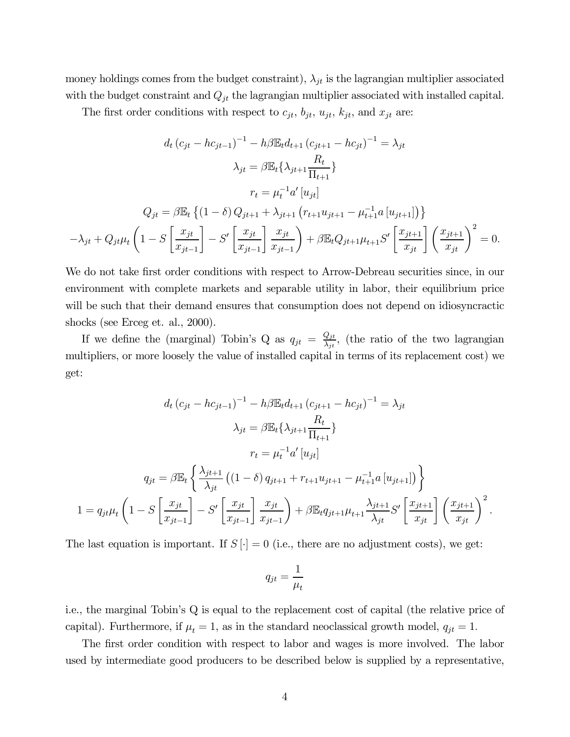money holdings comes from the budget constraint), $\lambda_{jt}$ is the lagrangian multiplier associated with the budget constraint and $Q_{jt}$ the lagrangian multiplier associated with installed capital.

The first order conditions with respect to $c_{jt}$, $b_{jt}$, $u_{jt}$, $k_{jt}$, and $x_{jt}$ are:

$$d_t \left(c_{jt} - hc_{jt-1}\right)^{-1} - h\beta \mathbb{E}_t d_{t+1} \left(c_{jt+1} - hc_{jt}\right)^{-1} = \lambda_{jt}$$

$$\lambda_{jt} = \beta \mathbb{E}_t \{ \lambda_{jt+1} \frac{R_t}{\Pi_{t+1}} \}$$

$$r_t = \mu_t^{-1} a' \left[u_{jt}\right]$$

$$Q_{jt} = \beta \mathbb{E}_t \left\{ \left(1-\delta\right) Q_{jt+1} + \lambda_{jt+1} \left( r_{t+1} u_{jt+1} - \mu_{t+1}^{-1} a \left[u_{jt+1}\right] \right) \right\}$$

$$-\lambda_{jt} + Q_{jt}\mu_t \left( 1 - S\left[\frac{x_{jt}}{x_{jt-1}}\right] - S'\left[\frac{x_{jt}}{x_{jt-1}}\right] \frac{x_{jt}}{x_{jt-1}} \right) + \beta \mathbb{E}_t Q_{jt+1} \mu_{t+1} S'\left[\frac{x_{jt+1}}{x_{jt}}\right] \left(\frac{x_{jt+1}}{x_{jt}}\right)^2 = 0.$$

We do not take first order conditions with respect to Arrow-Debreau securities since, in our environment with complete markets and separable utility in labor, their equilibrium price will be such that their demand ensures that consumption does not depend on idiosyncractic shocks (see Erceg et. al., 2000).

If we define the (marginal) Tobin's Q as $q_{jt} = \frac{Q_{jt}}{\lambda_{jt}}$, (the ratio of the two lagrangian multipliers, or more loosely the value of installed capital in terms of its replacement cost) we get:

$$d_t \left(c_{jt} - hc_{jt-1}\right)^{-1} - h\beta \mathbb{E}_t d_{t+1} \left(c_{jt+1} - hc_{jt}\right)^{-1} = \lambda_{jt}$$

$$\lambda_{jt} = \beta \mathbb{E}_t \{ \lambda_{jt+1} \frac{R_t}{\Pi_{t+1}} \}$$

$$r_t = \mu_t^{-1} a' \left[u_{jt}\right]$$

$$q_{jt} = \beta \mathbb{E}_t \left\{ \frac{\lambda_{jt+1}}{\lambda_{jt}} \left( \left(1-\delta\right) q_{jt+1} + r_{t+1} u_{jt+1} - \mu_{t+1}^{-1} a \left[u_{jt+1}\right] \right) \right\}$$

$$1 = q_{jt}\mu_t \left( 1 - S\left[\frac{x_{jt}}{x_{jt-1}}\right] - S'\left[\frac{x_{jt}}{x_{jt-1}}\right] \frac{x_{jt}}{x_{jt-1}} \right) + \beta \mathbb{E}_t q_{jt+1} \mu_{t+1} \frac{\lambda_{jt+1}}{\lambda_{jt}} S'\left[\frac{x_{jt+1}}{x_{jt}}\right] \left(\frac{x_{jt+1}}{x_{jt}}\right)^2.$$

The last equation is important. If $S\left[\cdot\right] = 0$ (i.e., there are no adjustment costs), we get:

$$q_{jt} = \frac{1}{\mu_t}$$

i.e., the marginal Tobin's Q is equal to the replacement cost of capital (the relative price of capital). Furthermore, if $\mu_t = 1$, as in the standard neoclassical growth model, $q_{jt} = 1$.

The first order condition with respect to labor and wages is more involved. The labor used by intermediate good producers to be described below is supplied by a representative,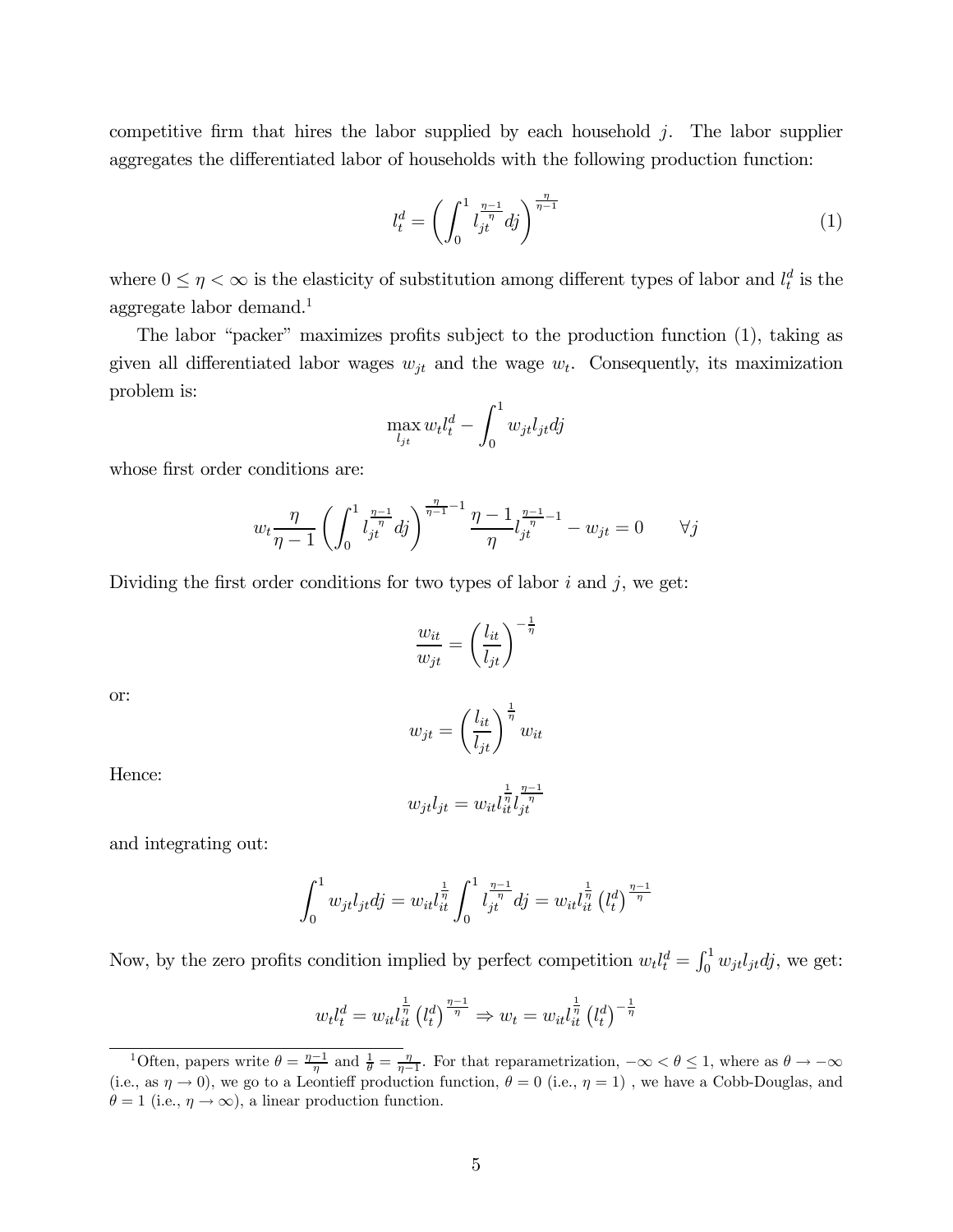competitive firm that hires the labor supplied by each household $j$. The labor supplier aggregates the differentiated labor of households with the following production function:

$$l_t^d = \left( \int_0^1 l_{jt}^{\frac{\eta-1}{\eta}} dj \right)^{\frac{\eta}{\eta-1}} \tag{1}$$

where $0 \leq \eta < \infty$ is the elasticity of substitution among different types of labor and $l_t^d$ is the aggregate labor demand.[1]

The labor "packer" maximizes profits subject to the production function (1), taking as given all differentiated labor wages $w_{jt}$ and the wage $w_t$. Consequently, its maximization problem is:

$$\max_{l_{jt}} w_t l_t^d - \int_0^1 w_{jt} l_{jt} dj$$

whose first order conditions are:

$$w_t \frac{\eta}{\eta-1} \left( \int_0^1 l_{jt}^{\frac{\eta-1}{\eta}} dj \right)^{\frac{\eta}{\eta-1}-1} \frac{\eta-1}{\eta} l_{jt}^{\frac{\eta-1}{\eta}-1} - w_{jt} = 0 \qquad \forall j$$

Dividing the first order conditions for two types of labor $i$ and $j$, we get:

$$\frac{w_{it}}{w_{jt}} = \left( \frac{l_{it}}{l_{jt}} \right)^{-\frac{1}{\eta}}$$

or:

$$w_{jt} = \left( \frac{l_{it}}{l_{jt}} \right)^{\frac{1}{\eta}} w_{it}$$

Hence:

$$w_{jt} l_{jt} = w_{it} l_{it}^{\frac{1}{\eta}} l_{jt}^{\frac{\eta-1}{\eta}}$$

and integrating out:

$$\int_0^1 w_{jt} l_{jt} dj = w_{it} l_{it}^{\frac{1}{\eta}} \int_0^1 l_{jt}^{\frac{\eta-1}{\eta}} dj = w_{it} l_{it}^{\frac{1}{\eta}} \left( l_t^d \right)^{\frac{\eta-1}{\eta}}$$

Now, by the zero profits condition implied by perfect competition $w_t l_t^d = \int_0^1 w_{jt} l_{jt} dj$, we get:

$$w_t l_t^d = w_{it} l_{it}^{\frac{1}{\eta}} \left( l_t^d \right)^{\frac{\eta-1}{\eta}} \Rightarrow w_t = w_{it} l_{it}^{\frac{1}{\eta}} \left( l_t^d \right)^{-\frac{1}{\eta}}$$

[1] Often, papers write $\theta = \frac{\eta-1}{\eta}$ and $\frac{1}{\theta} = \frac{\eta}{\eta-1}$. For that reparametrization, $-\infty < \theta \leq 1$, where as $\theta \to -\infty$ (i.e., as $\eta \to 0$), we go to a Leontieff production function, $\theta = 0$ (i.e., $\eta = 1$) , we have a Cobb-Douglas, and $\theta = 1$ (i.e., $\eta \to \infty$), a linear production function.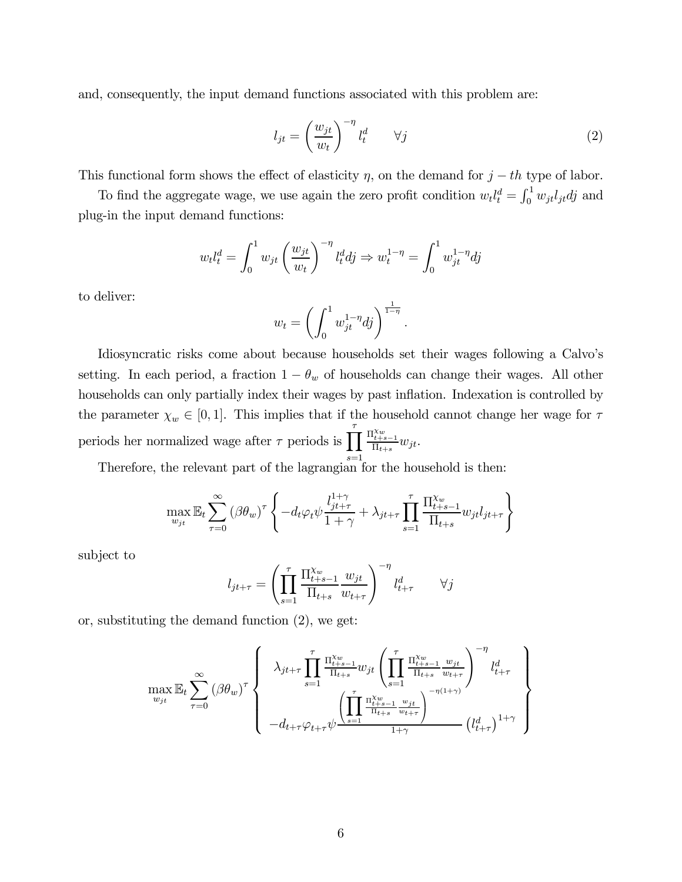and, consequently, the input demand functions associated with this problem are:

$$l_{jt} = \left(\frac{w_{jt}}{w_t}\right)^{-\eta} l_t^d \qquad \forall j \tag{2}$$

This functional form shows the effect of elasticity $\eta$, on the demand for $j-th$ type of labor.

To find the aggregate wage, we use again the zero profit condition $w_t l_t^d = \int_0^1 w_{jt} l_{jt} dj$ and plug-in the input demand functions:

$$w_t l_t^d = \int_0^1 w_{jt} \left(\frac{w_{jt}}{w_t}\right)^{-\eta} l_t^d dj \Rightarrow w_t^{1-\eta} = \int_0^1 w_{jt}^{1-\eta} dj$$

to deliver:

$$w_t = \left(\int_0^1 w_{jt}^{1-\eta} dj\right)^{\frac{1}{1-\eta}}.$$

Idiosyncratic risks come about because households set their wages following a Calvo's setting. In each period, a fraction $1-\theta_w$ of households can change their wages. All other households can only partially index their wages by past inflation. Indexation is controlled by the parameter $\chi_w \in [0,1]$. This implies that if the household cannot change her wage for $\tau$ periods her normalized wage after $\tau$ periods is $\prod_{s=1}^{\tau} \frac{\Pi_{t+s-1}^{\chi_w}}{\Pi_{t+s}} w_{jt}$.

Therefore, the relevant part of the lagrangian for the household is then:

$$\max_{w_{jt}} \mathbb{E}_t \sum_{\tau=0}^{\infty} (\beta\theta_w)^\tau \left\{ -d_t \varphi_t \psi \frac{l_{jt+\tau}^{1+\gamma}}{1+\gamma} + \lambda_{jt+\tau} \prod_{s=1}^{\tau} \frac{\Pi_{t+s-1}^{\chi_w}}{\Pi_{t+s}} w_{jt} l_{jt+\tau} \right\}$$

subject to

$$l_{jt+\tau} = \left(\prod_{s=1}^{\tau} \frac{\Pi_{t+s-1}^{\chi_w}}{\Pi_{t+s}} \frac{w_{jt}}{w_{t+\tau}}\right)^{-\eta} l_{t+\tau}^d \qquad \forall j$$

or, substituting the demand function (2), we get:

$$\max_{w_{jt}} \mathbb{E}_t \sum_{\tau=0}^{\infty} (\beta\theta_w)^\tau \left\{ \begin{array}{c} \lambda_{jt+\tau} \prod_{s=1}^{\tau} \frac{\Pi_{t+s-1}^{\chi_w}}{\Pi_{t+s}} w_{jt} \left(\prod_{s=1}^{\tau} \frac{\Pi_{t+s-1}^{\chi_w}}{\Pi_{t+s}} \frac{w_{jt}}{w_{t+\tau}}\right)^{-\eta} l_{t+\tau}^d \\ -d_{t+\tau} \varphi_{t+\tau} \psi \frac{\left(\prod_{s=1}^{\tau} \frac{\Pi_{t+s-1}^{\chi_w}}{\Pi_{t+s}} \frac{w_{jt}}{w_{t+\tau}}\right)^{-\eta(1+\gamma)}}{1+\gamma} \left(l_{t+\tau}^d\right)^{1+\gamma} \end{array} \right\}$$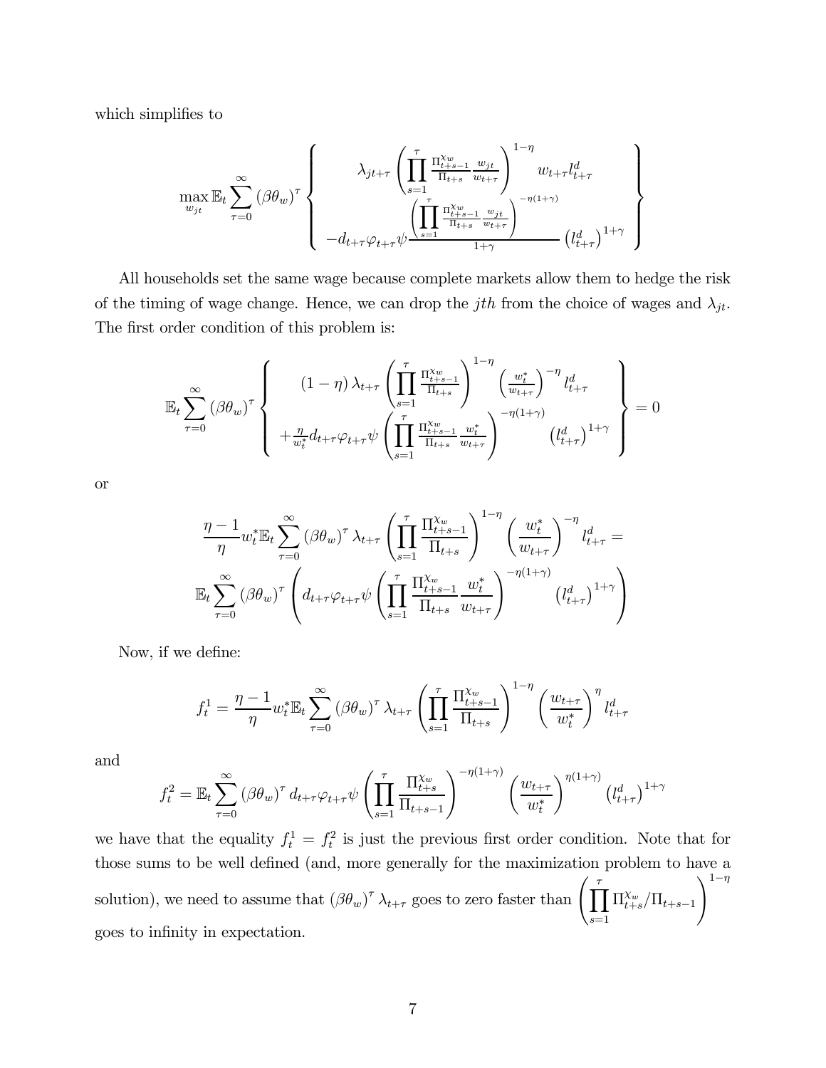which simplifies to

$$
\max_{w_{jt}} \mathbb{E}_t \sum_{\tau=0}^{\infty} (\beta\theta_w)^\tau \left\{ \begin{array}{c} \lambda_{jt+\tau} \left( \prod_{s=1}^{\tau} \frac{\Pi_{t+s-1}^{\chi_w}}{\Pi_{t+s}} \frac{w_{jt}}{w_{t+\tau}} \right)^{1-\eta} w_{t+\tau} l_{t+\tau}^d \\ -d_{t+\tau} \varphi_{t+\tau} \psi \frac{\left( \prod_{s=1}^{\tau} \frac{\Pi_{t+s-1}^{\chi_w}}{\Pi_{t+s}} \frac{w_{jt}}{w_{t+\tau}} \right)^{-\eta(1+\gamma)}}{1+\gamma} \left( l_{t+\tau}^d \right)^{1+\gamma} \end{array} \right\}
$$

All households set the same wage because complete markets allow them to hedge the risk of the timing of wage change. Hence, we can drop the $jth$ from the choice of wages and $\lambda_{jt}$. The first order condition of this problem is:

$$
\mathbb{E}_t \sum_{\tau=0}^{\infty} (\beta\theta_w)^\tau \left\{ \begin{array}{c} (1-\eta) \lambda_{t+\tau} \left( \prod_{s=1}^{\tau} \frac{\Pi_{t+s-1}^{\chi_w}}{\Pi_{t+s}} \right)^{1-\eta} \left( \frac{w_t^*}{w_{t+\tau}} \right)^{-\eta} l_{t+\tau}^d \\ + \frac{\eta}{w_t^*} d_{t+\tau} \varphi_{t+\tau} \psi \left( \prod_{s=1}^{\tau} \frac{\Pi_{t+s-1}^{\chi_w}}{\Pi_{t+s}} \frac{w_t^*}{w_{t+\tau}} \right)^{-\eta(1+\gamma)} \left( l_{t+\tau}^d \right)^{1+\gamma} \end{array} \right\} = 0
$$

or

$$
\frac{\eta-1}{\eta} w_t^* \mathbb{E}_t \sum_{\tau=0}^{\infty} (\beta\theta_w)^\tau \lambda_{t+\tau} \left( \prod_{s=1}^{\tau} \frac{\Pi_{t+s-1}^{\chi_w}}{\Pi_{t+s}} \right)^{1-\eta} \left( \frac{w_t^*}{w_{t+\tau}} \right)^{-\eta} l_{t+\tau}^d =
$$
$$
\mathbb{E}_t \sum_{\tau=0}^{\infty} (\beta\theta_w)^\tau \left( d_{t+\tau} \varphi_{t+\tau} \psi \left( \prod_{s=1}^{\tau} \frac{\Pi_{t+s-1}^{\chi_w}}{\Pi_{t+s}} \frac{w_t^*}{w_{t+\tau}} \right)^{-\eta(1+\gamma)} \left( l_{t+\tau}^d \right)^{1+\gamma} \right)
$$

Now, if we define:

$$
f_t^1 = \frac{\eta-1}{\eta} w_t^* \mathbb{E}_t \sum_{\tau=0}^{\infty} (\beta\theta_w)^\tau \lambda_{t+\tau} \left( \prod_{s=1}^{\tau} \frac{\Pi_{t+s-1}^{\chi_w}}{\Pi_{t+s}} \right)^{1-\eta} \left( \frac{w_{t+\tau}}{w_t^*} \right)^{\eta} l_{t+\tau}^d
$$

and

$$
f_t^2 = \mathbb{E}_t \sum_{\tau=0}^{\infty} (\beta\theta_w)^\tau d_{t+\tau} \varphi_{t+\tau} \psi \left( \prod_{s=1}^{\tau} \frac{\Pi_{t+s}^{\chi_w}}{\Pi_{t+s-1}} \right)^{-\eta(1+\gamma)} \left( \frac{w_{t+\tau}}{w_t^*} \right)^{\eta(1+\gamma)} \left( l_{t+\tau}^d \right)^{1+\gamma}
$$

we have that the equality $f_t^1 = f_t^2$ is just the previous first order condition. Note that for those sums to be well defined (and, more generally for the maximization problem to have a solution), we need to assume that $(\beta\theta_w)^\tau \lambda_{t+\tau}$ goes to zero faster than $\left( \prod_{s=1}^{\tau} \Pi_{t+s}^{\chi_w} / \Pi_{t+s-1} \right)^{1-\eta}$ goes to infinity in expectation.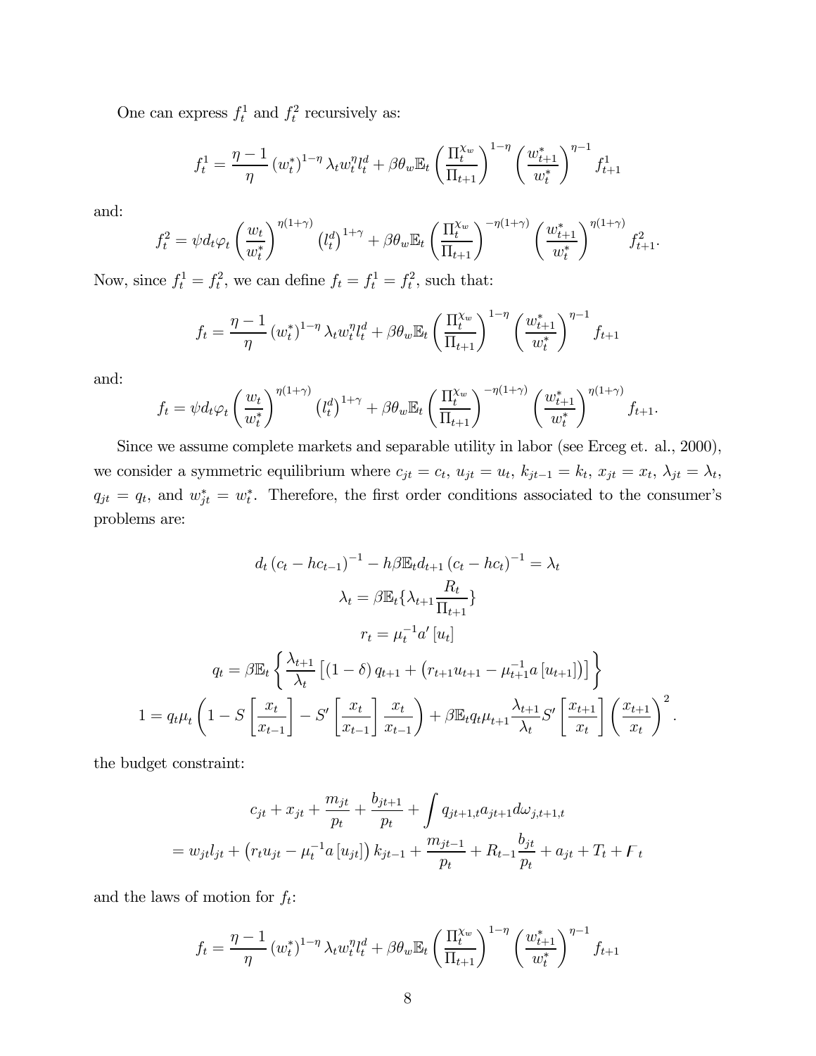One can express $f_t^1$ and $f_t^2$ recursively as:

$$f_t^1 = \frac{\eta - 1}{\eta} \left(w_t^*\right)^{1-\eta} \lambda_t w_t^\eta l_t^d + \beta\theta_w \mathbb{E}_t \left(\frac{\Pi_t^{\chi_w}}{\Pi_{t+1}}\right)^{1-\eta} \left(\frac{w_{t+1}^*}{w_t^*}\right)^{\eta-1} f_{t+1}^1$$

and:

$$f_t^2 = \psi d_t \varphi_t \left(\frac{w_t}{w_t^*}\right)^{\eta(1+\gamma)} \left(l_t^d\right)^{1+\gamma} + \beta\theta_w \mathbb{E}_t \left(\frac{\Pi_t^{\chi_w}}{\Pi_{t+1}}\right)^{-\eta(1+\gamma)} \left(\frac{w_{t+1}^*}{w_t^*}\right)^{\eta(1+\gamma)} f_{t+1}^2.$$

Now, since $f_t^1 = f_t^2$, we can define $f_t = f_t^1 = f_t^2$, such that:

$$f_t = \frac{\eta - 1}{\eta} \left(w_t^*\right)^{1-\eta} \lambda_t w_t^\eta l_t^d + \beta\theta_w \mathbb{E}_t \left(\frac{\Pi_t^{\chi_w}}{\Pi_{t+1}}\right)^{1-\eta} \left(\frac{w_{t+1}^*}{w_t^*}\right)^{\eta-1} f_{t+1}$$

and:

$$f_t = \psi d_t \varphi_t \left(\frac{w_t}{w_t^*}\right)^{\eta(1+\gamma)} \left(l_t^d\right)^{1+\gamma} + \beta\theta_w \mathbb{E}_t \left(\frac{\Pi_t^{\chi_w}}{\Pi_{t+1}}\right)^{-\eta(1+\gamma)} \left(\frac{w_{t+1}^*}{w_t^*}\right)^{\eta(1+\gamma)} f_{t+1}.$$

Since we assume complete markets and separable utility in labor (see Erceg et. al., 2000), we consider a symmetric equilibrium where $c_{jt} = c_t$, $u_{jt} = u_t$, $k_{jt-1} = k_t$, $x_{jt} = x_t$, $\lambda_{jt} = \lambda_t$, $q_{jt} = q_t$, and $w_{jt}^* = w_t^*$. Therefore, the first order conditions associated to the consumer's problems are:

$$d_t \left(c_t - hc_{t-1}\right)^{-1} - h\beta \mathbb{E}_t d_{t+1} \left(c_t - hc_t\right)^{-1} = \lambda_t$$

$$\lambda_t = \beta \mathbb{E}_t \{\lambda_{t+1} \frac{R_t}{\Pi_{t+1}}\}$$

$$r_t = \mu_t^{-1} a' \left[u_t\right]$$

$$q_t = \beta \mathbb{E}_t \left\{ \frac{\lambda_{t+1}}{\lambda_t} \left[ \left(1 - \delta\right) q_{t+1} + \left(r_{t+1} u_{t+1} - \mu_{t+1}^{-1} a\left[u_{t+1}\right]\right)\right] \right\}$$

$$1 = q_t \mu_t \left(1 - S\left[\frac{x_t}{x_{t-1}}\right] - S'\left[\frac{x_t}{x_{t-1}}\right] \frac{x_t}{x_{t-1}}\right) + \beta \mathbb{E}_t q_t \mu_{t+1} \frac{\lambda_{t+1}}{\lambda_t} S'\left[\frac{x_{t+1}}{x_t}\right] \left(\frac{x_{t+1}}{x_t}\right)^2.$$

the budget constraint:

$$c_{jt} + x_{jt} + \frac{m_{jt}}{p_t} + \frac{b_{jt+1}}{p_t} + \int q_{jt+1,t} a_{jt+1} d\omega_{j,t+1,t}$$
$$= w_{jt} l_{jt} + \left(r_t u_{jt} - \mu_t^{-1} a\left[u_{jt}\right]\right) k_{jt-1} + \frac{m_{jt-1}}{p_t} + R_{t-1} \frac{b_{jt}}{p_t} + a_{jt} + T_t + F_t$$

and the laws of motion for $f_t$:

$$f_t = \frac{\eta - 1}{\eta} \left(w_t^*\right)^{1-\eta} \lambda_t w_t^\eta l_t^d + \beta\theta_w \mathbb{E}_t \left(\frac{\Pi_t^{\chi_w}}{\Pi_{t+1}}\right)^{1-\eta} \left(\frac{w_{t+1}^*}{w_t^*}\right)^{\eta-1} f_{t+1}$$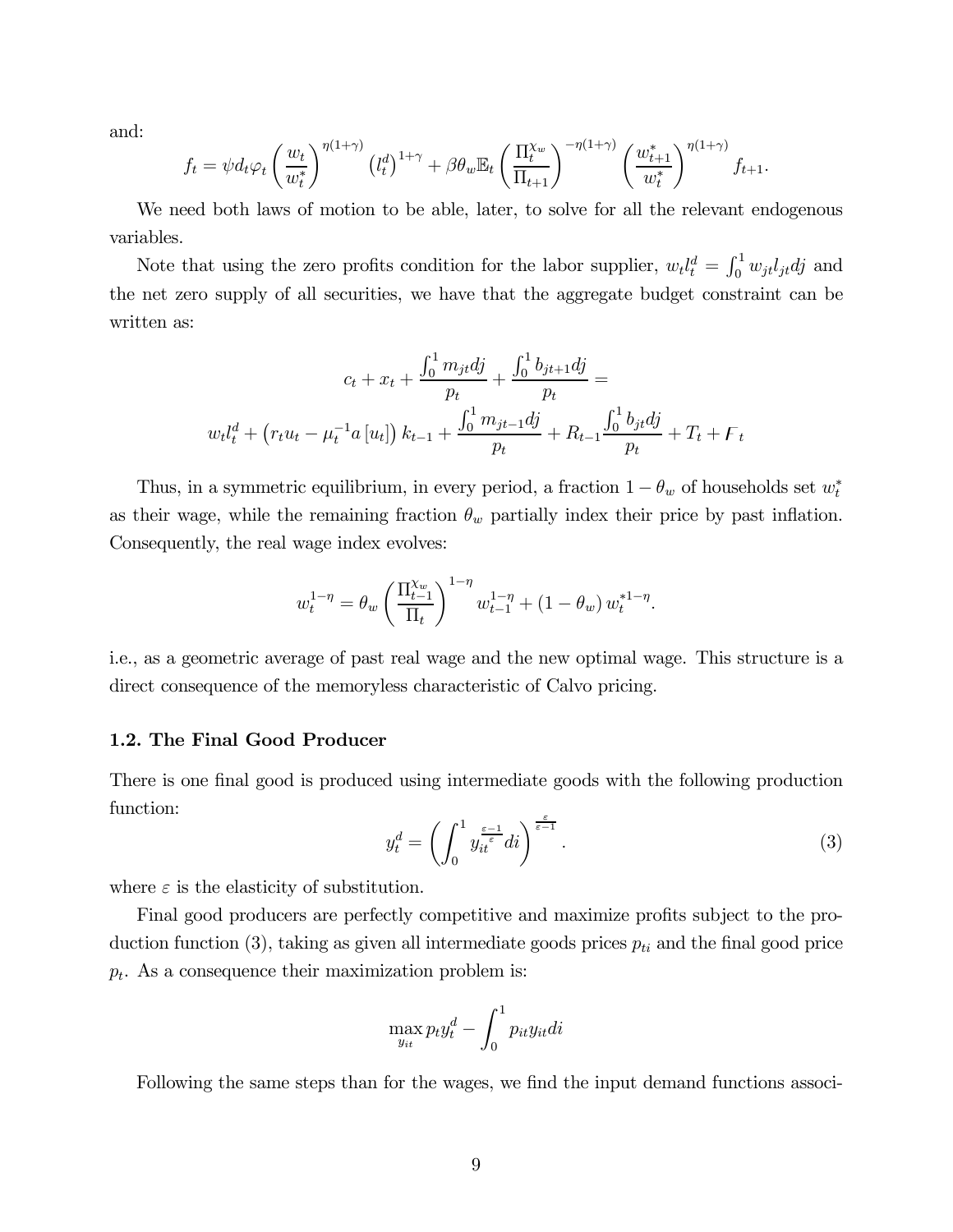and:

$$f_t = \psi d_t \varphi_t \left(\frac{w_t}{w_t^*}\right)^{\eta(1+\gamma)} \left(l_t^d\right)^{1+\gamma} + \beta\theta_w \mathbb{E}_t \left(\frac{\Pi_t^{\chi_w}}{\Pi_{t+1}}\right)^{-\eta(1+\gamma)} \left(\frac{w_{t+1}^*}{w_t^*}\right)^{\eta(1+\gamma)} f_{t+1}.$$

We need both laws of motion to be able, later, to solve for all the relevant endogenous variables.

Note that using the zero profits condition for the labor supplier, $w_t l_t^d = \int_0^1 w_{jt} l_{jt} dj$ and the net zero supply of all securities, we have that the aggregate budget constraint can be written as:

$$c_t + x_t + \frac{\int_0^1 m_{jt} dj}{p_t} + \frac{\int_0^1 b_{jt+1} dj}{p_t} =$$
$$w_t l_t^d + \left(r_t u_t - \mu_t^{-1} a\left[u_t\right]\right) k_{t-1} + \frac{\int_0^1 m_{jt-1} dj}{p_t} + R_{t-1} \frac{\int_0^1 b_{jt} dj}{p_t} + T_t + F_t$$

Thus, in a symmetric equilibrium, in every period, a fraction $1 - \theta_w$ of households set $w_t^*$ as their wage, while the remaining fraction $\theta_w$ partially index their price by past inflation. Consequently, the real wage index evolves:

$$w_t^{1-\eta} = \theta_w \left(\frac{\Pi_{t-1}^{\chi_w}}{\Pi_t}\right)^{1-\eta} w_{t-1}^{1-\eta} + (1 - \theta_w) w_t^{*1-\eta}.$$

i.e., as a geometric average of past real wage and the new optimal wage. This structure is a direct consequence of the memoryless characteristic of Calvo pricing.

### 1.2. The Final Good Producer

There is one final good is produced using intermediate goods with the following production function:

$$y_t^d = \left(\int_0^1 y_{it}^{\frac{\varepsilon-1}{\varepsilon}} di\right)^{\frac{\varepsilon}{\varepsilon-1}}. \tag{3}$$

where $\varepsilon$ is the elasticity of substitution.

Final good producers are perfectly competitive and maximize profits subject to the production function (3), taking as given all intermediate goods prices $p_{ti}$ and the final good price $p_t$. As a consequence their maximization problem is:

$$\max_{y_{it}} p_t y_t^d - \int_0^1 p_{it} y_{it} di$$

Following the same steps than for the wages, we find the input demand functions associ-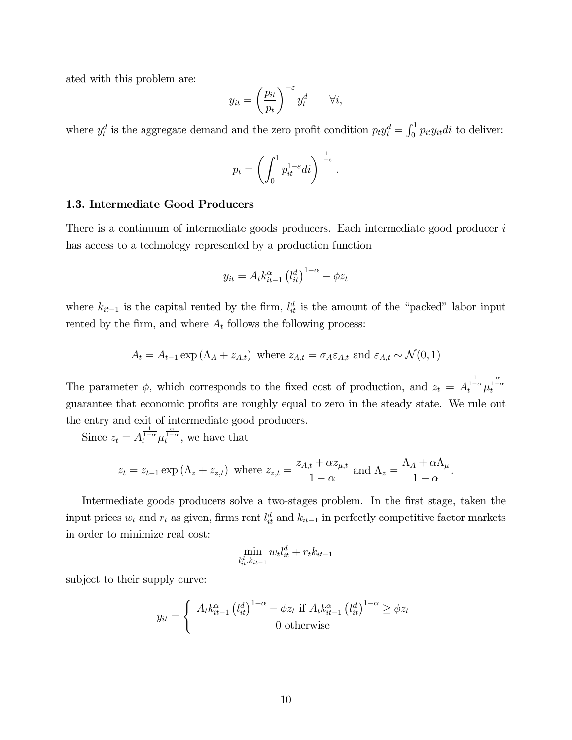ated with this problem are:

$$y_{it} = \left(\frac{p_{it}}{p_t}\right)^{-\varepsilon} y_t^d \qquad \forall i,$$

where $y_t^d$ is the aggregate demand and the zero profit condition $p_t y_t^d = \int_0^1 p_{it} y_{it} di$ to deliver:

$$p_t = \left(\int_0^1 p_{it}^{1-\varepsilon} di\right)^{\frac{1}{1-\varepsilon}}.$$

### 1.3. Intermediate Good Producers

There is a continuum of intermediate goods producers. Each intermediate good producer $i$ has access to a technology represented by a production function

$$y_{it} = A_t k_{it-1}^{\alpha} \left(l_{it}^d\right)^{1-\alpha} - \phi z_t$$

where $k_{it-1}$ is the capital rented by the firm, $l_{it}^d$ is the amount of the "packed" labor input rented by the firm, and where $A_t$ follows the following process:

$$A_t = A_{t-1} \exp\left(\Lambda_A + z_{A,t}\right) \text{ where } z_{A,t} = \sigma_A \varepsilon_{A,t} \text{ and } \varepsilon_{A,t} \sim \mathcal{N}(0,1)$$

The parameter $\phi$, which corresponds to the fixed cost of production, and $z_t = A_t^{\frac{1}{1-\alpha}} \mu_t^{\frac{\alpha}{1-\alpha}}$ guarantee that economic profits are roughly equal to zero in the steady state. We rule out the entry and exit of intermediate good producers.

Since $z_t = A_t^{\frac{1}{1-\alpha}} \mu_t^{\frac{\alpha}{1-\alpha}}$, we have that

$$z_t = z_{t-1} \exp\left(\Lambda_z + z_{z,t}\right) \text{ where } z_{z,t} = \frac{z_{A,t} + \alpha z_{\mu,t}}{1-\alpha} \text{ and } \Lambda_z = \frac{\Lambda_A + \alpha \Lambda_\mu}{1-\alpha}.$$

Intermediate goods producers solve a two-stages problem. In the first stage, taken the input prices $w_t$ and $r_t$ as given, firms rent $l_{it}^d$ and $k_{it-1}$ in perfectly competitive factor markets in order to minimize real cost:

$$\min_{l_{it}^d, k_{it-1}} w_t l_{it}^d + r_t k_{it-1}$$

subject to their supply curve:

$$y_{it} = \begin{cases} A_t k_{it-1}^{\alpha} \left(l_{it}^d\right)^{1-\alpha} - \phi z_t \text{ if } A_t k_{it-1}^{\alpha} \left(l_{it}^d\right)^{1-\alpha} \geq \phi z_t \\ 0 \text{ otherwise} \end{cases}$$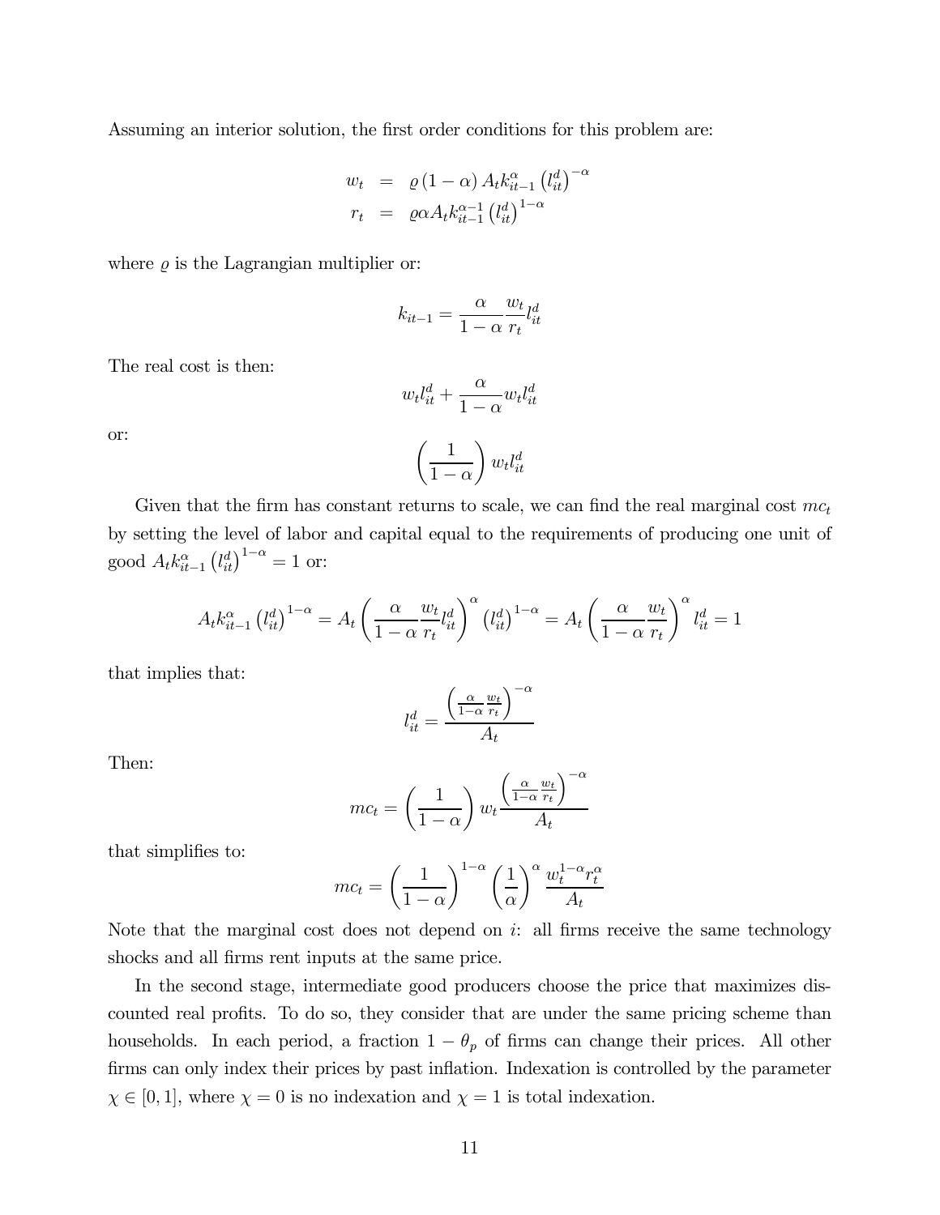Assuming an interior solution, the first order conditions for this problem are:

$$
\begin{aligned}
w_t &= \varrho (1-\alpha) A_t k_{it-1}^{\alpha} \left(l_{it}^d\right)^{-\alpha} \\
r_t &= \varrho \alpha A_t k_{it-1}^{\alpha-1} \left(l_{it}^d\right)^{1-\alpha}
\end{aligned}
$$

where $\varrho$ is the Lagrangian multiplier or:

$$
k_{it-1} = \frac{\alpha}{1-\alpha} \frac{w_t}{r_t} l_{it}^d
$$

The real cost is then:

$$
w_t l_{it}^d + \frac{\alpha}{1-\alpha} w_t l_{it}^d
$$

or:

$$
\left(\frac{1}{1-\alpha}\right) w_t l_{it}^d
$$

Given that the firm has constant returns to scale, we can find the real marginal cost $mc_t$ by setting the level of labor and capital equal to the requirements of producing one unit of good $A_t k_{it-1}^{\alpha} \left(l_{it}^d\right)^{1-\alpha} = 1$ or:

$$
A_t k_{it-1}^{\alpha} \left(l_{it}^d\right)^{1-\alpha} = A_t \left(\frac{\alpha}{1-\alpha} \frac{w_t}{r_t} l_{it}^d\right)^{\alpha} \left(l_{it}^d\right)^{1-\alpha} = A_t \left(\frac{\alpha}{1-\alpha} \frac{w_t}{r_t}\right)^{\alpha} l_{it}^d = 1
$$

that implies that:

$$
l_{it}^d = \frac{\left(\frac{\alpha}{1-\alpha} \frac{w_t}{r_t}\right)^{-\alpha}}{A_t}
$$

Then:

$$
mc_t = \left(\frac{1}{1-\alpha}\right) w_t \frac{\left(\frac{\alpha}{1-\alpha} \frac{w_t}{r_t}\right)^{-\alpha}}{A_t}
$$

that simplifies to:

$$
mc_t = \left(\frac{1}{1-\alpha}\right)^{1-\alpha} \left(\frac{1}{\alpha}\right)^{\alpha} \frac{w_t^{1-\alpha} r_t^{\alpha}}{A_t}
$$

Note that the marginal cost does not depend on $i$: all firms receive the same technology shocks and all firms rent inputs at the same price.

In the second stage, intermediate good producers choose the price that maximizes discounted real profits. To do so, they consider that are under the same pricing scheme than households. In each period, a fraction $1-\theta_p$ of firms can change their prices. All other firms can only index their prices by past inflation. Indexation is controlled by the parameter $\chi \in [0,1]$, where $\chi = 0$ is no indexation and $\chi = 1$ is total indexation.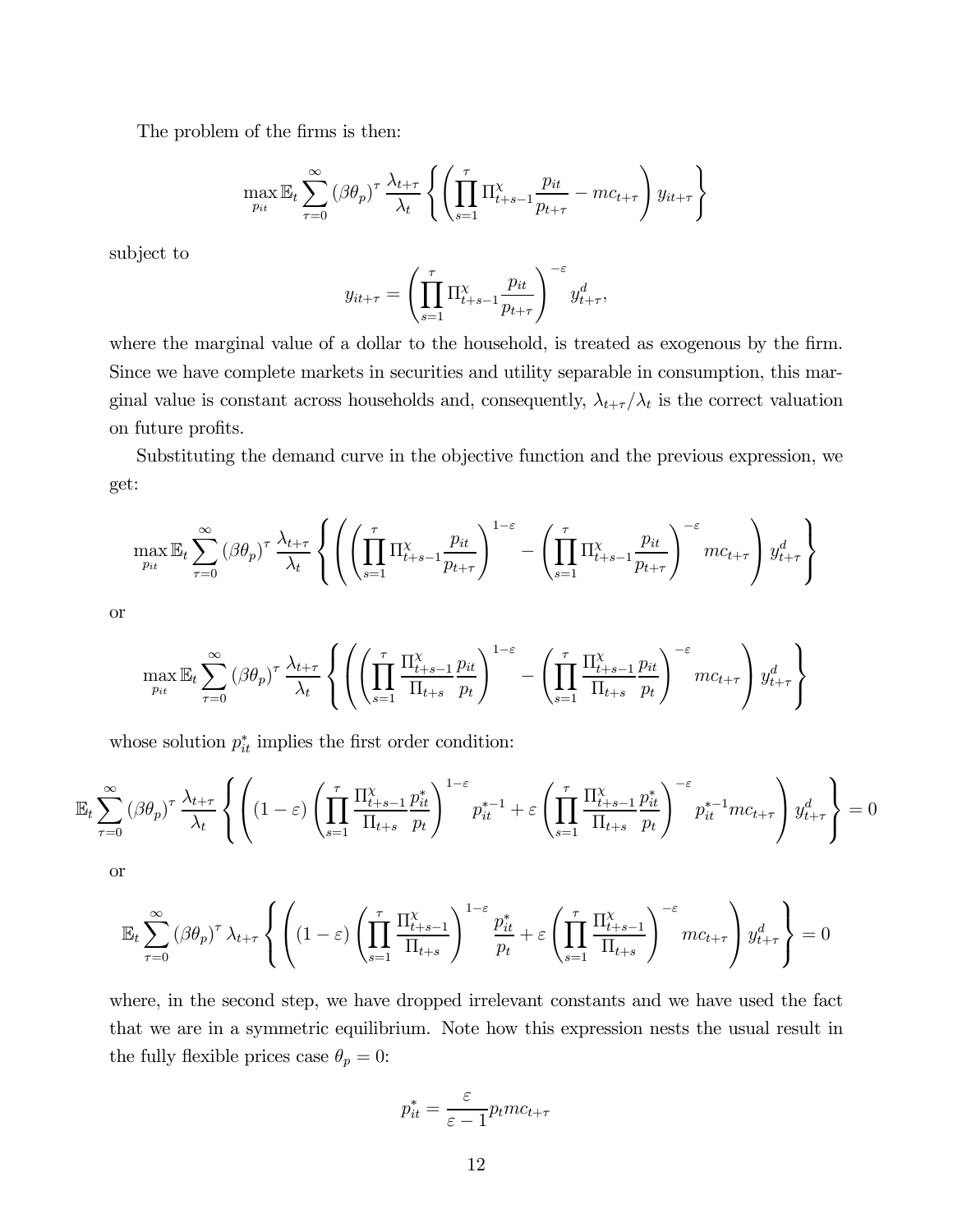The problem of the firms is then:

$$\max_{p_{it}} \mathbb{E}_t \sum_{\tau=0}^{\infty} (\beta\theta_p)^\tau \frac{\lambda_{t+\tau}}{\lambda_t} \left\{ \left( \prod_{s=1}^{\tau} \Pi_{t+s-1}^{\chi} \frac{p_{it}}{p_{t+\tau}} - mc_{t+\tau} \right) y_{it+\tau} \right\}$$

subject to

$$y_{it+\tau} = \left( \prod_{s=1}^{\tau} \Pi_{t+s-1}^{\chi} \frac{p_{it}}{p_{t+\tau}} \right)^{-\varepsilon} y_{t+\tau}^d,$$

where the marginal value of a dollar to the household, is treated as exogenous by the firm. Since we have complete markets in securities and utility separable in consumption, this marginal value is constant across households and, consequently, $\lambda_{t+\tau}/\lambda_t$ is the correct valuation on future profits.

Substituting the demand curve in the objective function and the previous expression, we get:

$$\max_{p_{it}} \mathbb{E}_t \sum_{\tau=0}^{\infty} (\beta\theta_p)^\tau \frac{\lambda_{t+\tau}}{\lambda_t} \left\{ \left( \left( \prod_{s=1}^{\tau} \Pi_{t+s-1}^{\chi} \frac{p_{it}}{p_{t+\tau}} \right)^{1-\varepsilon} - \left( \prod_{s=1}^{\tau} \Pi_{t+s-1}^{\chi} \frac{p_{it}}{p_{t+\tau}} \right)^{-\varepsilon} mc_{t+\tau} \right) y_{t+\tau}^d \right\}$$

or

$$\max_{p_{it}} \mathbb{E}_t \sum_{\tau=0}^{\infty} (\beta\theta_p)^\tau \frac{\lambda_{t+\tau}}{\lambda_t} \left\{ \left( \left( \prod_{s=1}^{\tau} \frac{\Pi_{t+s-1}^{\chi}}{\Pi_{t+s}} \frac{p_{it}}{p_t} \right)^{1-\varepsilon} - \left( \prod_{s=1}^{\tau} \frac{\Pi_{t+s-1}^{\chi}}{\Pi_{t+s}} \frac{p_{it}}{p_t} \right)^{-\varepsilon} mc_{t+\tau} \right) y_{t+\tau}^d \right\}$$

whose solution $p_{it}^*$ implies the first order condition:

$$\mathbb{E}_t \sum_{\tau=0}^{\infty} (\beta\theta_p)^\tau \frac{\lambda_{t+\tau}}{\lambda_t} \left\{ \left( (1-\varepsilon) \left( \prod_{s=1}^{\tau} \frac{\Pi_{t+s-1}^{\chi}}{\Pi_{t+s}} \frac{p_{it}^*}{p_t} \right)^{1-\varepsilon} p_{it}^{*-1} + \varepsilon \left( \prod_{s=1}^{\tau} \frac{\Pi_{t+s-1}^{\chi}}{\Pi_{t+s}} \frac{p_{it}^*}{p_t} \right)^{-\varepsilon} p_{it}^{*-1} mc_{t+\tau} \right) y_{t+\tau}^d \right\} = 0$$

or

$$\mathbb{E}_t \sum_{\tau=0}^{\infty} (\beta\theta_p)^\tau \lambda_{t+\tau} \left\{ \left( (1-\varepsilon) \left( \prod_{s=1}^{\tau} \frac{\Pi_{t+s-1}^{\chi}}{\Pi_{t+s}} \right)^{1-\varepsilon} \frac{p_{it}^*}{p_t} + \varepsilon \left( \prod_{s=1}^{\tau} \frac{\Pi_{t+s-1}^{\chi}}{\Pi_{t+s}} \right)^{-\varepsilon} mc_{t+\tau} \right) y_{t+\tau}^d \right\} = 0$$

where, in the second step, we have dropped irrelevant constants and we have used the fact that we are in a symmetric equilibrium. Note how this expression nests the usual result in the fully flexible prices case $\theta_p = 0$:

$$p_{it}^* = \frac{\varepsilon}{\varepsilon - 1} p_t mc_{t+\tau}$$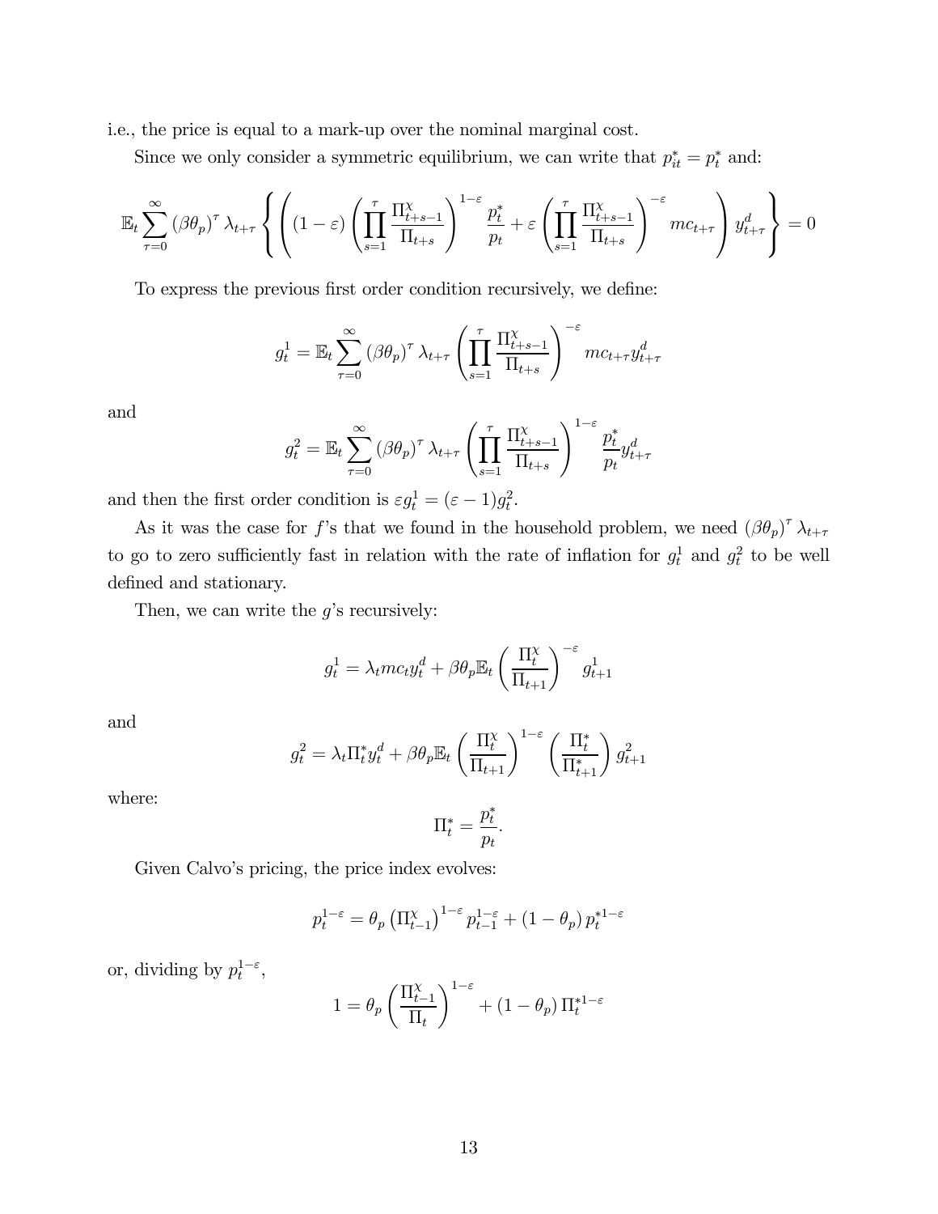i.e., the price is equal to a mark-up over the nominal marginal cost.

Since we only consider a symmetric equilibrium, we can write that $p_{it}^* = p_t^*$ and:

$$\mathbb{E}_t \sum_{\tau=0}^{\infty} (\beta\theta_p)^\tau \lambda_{t+\tau} \left\{ \left( (1-\varepsilon) \left( \prod_{s=1}^{\tau} \frac{\Pi_{t+s-1}^{\chi}}{\Pi_{t+s}} \right)^{1-\varepsilon} \frac{p_t^*}{p_t} + \varepsilon \left( \prod_{s=1}^{\tau} \frac{\Pi_{t+s-1}^{\chi}}{\Pi_{t+s}} \right)^{-\varepsilon} mc_{t+\tau} \right) y_{t+\tau}^d \right\} = 0$$

To express the previous first order condition recursively, we define:

$$g_t^1 = \mathbb{E}_t \sum_{\tau=0}^{\infty} (\beta\theta_p)^\tau \lambda_{t+\tau} \left( \prod_{s=1}^{\tau} \frac{\Pi_{t+s-1}^{\chi}}{\Pi_{t+s}} \right)^{-\varepsilon} mc_{t+\tau} y_{t+\tau}^d$$

and

$$g_t^2 = \mathbb{E}_t \sum_{\tau=0}^{\infty} (\beta\theta_p)^\tau \lambda_{t+\tau} \left( \prod_{s=1}^{\tau} \frac{\Pi_{t+s-1}^{\chi}}{\Pi_{t+s}} \right)^{1-\varepsilon} \frac{p_t^*}{p_t} y_{t+\tau}^d$$

and then the first order condition is $\varepsilon g_t^1 = (\varepsilon - 1) g_t^2$.

As it was the case for $f$'s that we found in the household problem, we need $(\beta\theta_p)^\tau \lambda_{t+\tau}$ to go to zero sufficiently fast in relation with the rate of inflation for $g_t^1$ and $g_t^2$ to be well defined and stationary.

Then, we can write the $g$'s recursively:

$$g_t^1 = \lambda_t mc_t y_t^d + \beta\theta_p \mathbb{E}_t \left( \frac{\Pi_t^{\chi}}{\Pi_{t+1}} \right)^{-\varepsilon} g_{t+1}^1$$

and

$$g_t^2 = \lambda_t \Pi_t^* y_t^d + \beta\theta_p \mathbb{E}_t \left( \frac{\Pi_t^{\chi}}{\Pi_{t+1}} \right)^{1-\varepsilon} \left( \frac{\Pi_t^*}{\Pi_{t+1}^*} \right) g_{t+1}^2$$

where:

$$\Pi_t^* = \frac{p_t^*}{p_t}.$$

Given Calvo's pricing, the price index evolves:

$$p_t^{1-\varepsilon} = \theta_p \left( \Pi_{t-1}^{\chi} \right)^{1-\varepsilon} p_{t-1}^{1-\varepsilon} + (1-\theta_p) p_t^{*1-\varepsilon}$$

or, dividing by $p_t^{1-\varepsilon}$,

$$1 = \theta_p \left( \frac{\Pi_{t-1}^{\chi}}{\Pi_t} \right)^{1-\varepsilon} + (1-\theta_p) \Pi_t^{*1-\varepsilon}$$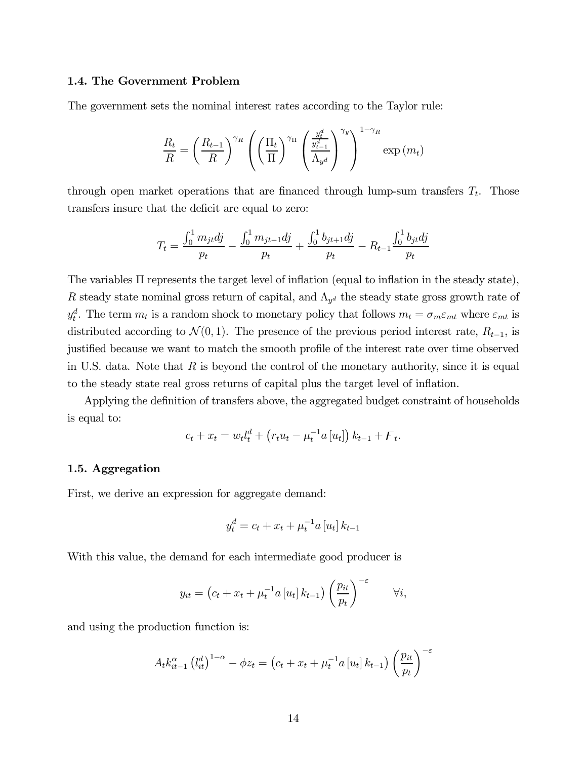### 1.4. The Government Problem

The government sets the nominal interest rates according to the Taylor rule:

$$\frac{R_t}{R} = \left(\frac{R_{t-1}}{R}\right)^{\gamma_R} \left(\left(\frac{\Pi_t}{\Pi}\right)^{\gamma_\Pi} \left(\frac{\frac{y_t^d}{y_{t-1}^d}}{\Lambda_{y^d}}\right)^{\gamma_y}\right)^{1-\gamma_R} \exp\left(m_t\right)$$

through open market operations that are financed through lump-sum transfers $T_t$. Those transfers insure that the deficit are equal to zero:

$$T_t = \frac{\int_0^1 m_{jt} dj}{p_t} - \frac{\int_0^1 m_{jt-1} dj}{p_t} + \frac{\int_0^1 b_{jt+1} dj}{p_t} - R_{t-1} \frac{\int_0^1 b_{jt} dj}{p_t}$$

The variables $\Pi$ represents the target level of inflation (equal to inflation in the steady state), $R$ steady state nominal gross return of capital, and $\Lambda_{y^d}$ the steady state gross growth rate of $y_t^d$. The term $m_t$ is a random shock to monetary policy that follows $m_t = \sigma_m \varepsilon_{mt}$ where $\varepsilon_{mt}$ is distributed according to $\mathcal{N}(0,1)$. The presence of the previous period interest rate, $R_{t-1}$, is justified because we want to match the smooth profile of the interest rate over time observed in U.S. data. Note that $R$ is beyond the control of the monetary authority, since it is equal to the steady state real gross returns of capital plus the target level of inflation.

Applying the definition of transfers above, the aggregated budget constraint of households is equal to:

$$c_t + x_t = w_t l_t^d + \left(r_t u_t - \mu_t^{-1} a\left[u_t\right]\right) k_{t-1} + F_t.$$

### 1.5. Aggregation

First, we derive an expression for aggregate demand:

$$y_t^d = c_t + x_t + \mu_t^{-1} a\left[u_t\right] k_{t-1}$$

With this value, the demand for each intermediate good producer is

$$y_{it} = \left(c_t + x_t + \mu_t^{-1} a\left[u_t\right] k_{t-1}\right) \left(\frac{p_{it}}{p_t}\right)^{-\varepsilon} \qquad \forall i,$$

and using the production function is:

$$A_t k_{it-1}^{\alpha} \left(l_{it}^d\right)^{1-\alpha} - \phi z_t = \left(c_t + x_t + \mu_t^{-1} a\left[u_t\right] k_{t-1}\right) \left(\frac{p_{it}}{p_t}\right)^{-\varepsilon}$$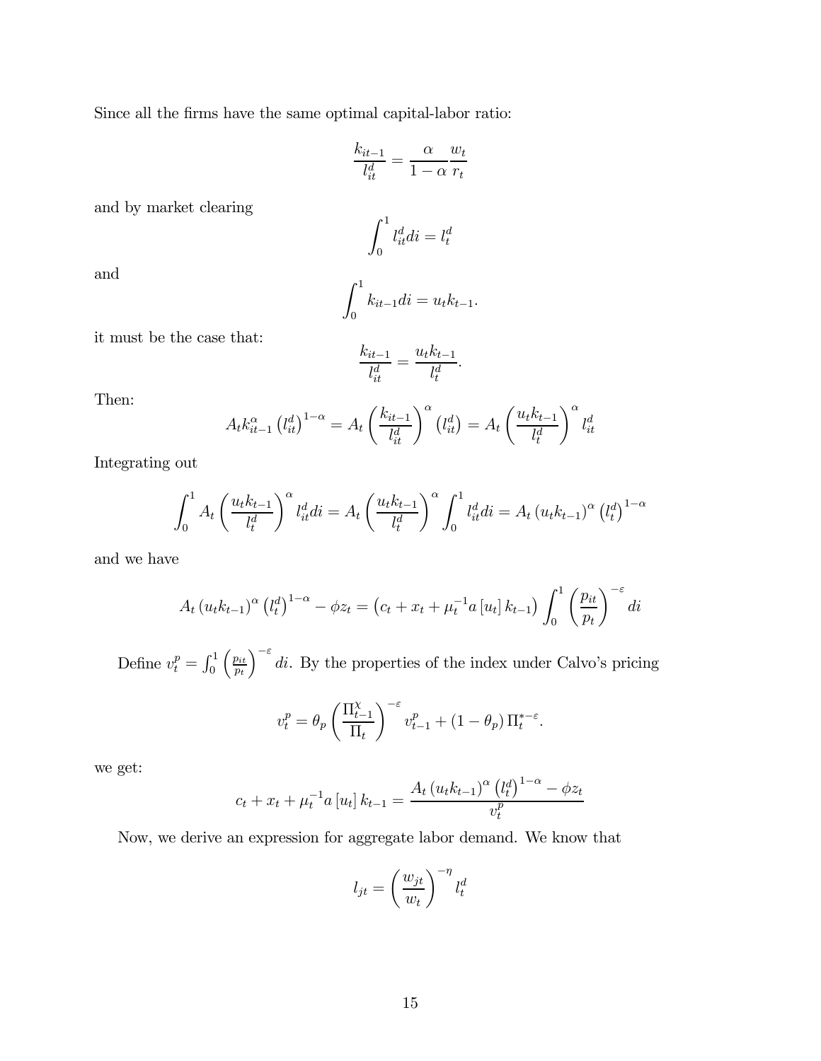Since all the firms have the same optimal capital-labor ratio:

$$\frac{k_{it-1}}{l_{it}^d} = \frac{\alpha}{1-\alpha}\frac{w_t}{r_t}$$

and by market clearing

$$\int_0^1 l_{it}^d di = l_t^d$$

and

$$\int_0^1 k_{it-1} di = u_t k_{t-1}.$$

it must be the case that:

$$\frac{k_{it-1}}{l_{it}^d} = \frac{u_t k_{t-1}}{l_t^d}.$$

Then:

$$A_t k_{it-1}^{\alpha} \left(l_{it}^d\right)^{1-\alpha} = A_t \left(\frac{k_{it-1}}{l_{it}^d}\right)^{\alpha} \left(l_{it}^d\right) = A_t \left(\frac{u_t k_{t-1}}{l_t^d}\right)^{\alpha} l_{it}^d$$

Integrating out

$$\int_0^1 A_t \left(\frac{u_t k_{t-1}}{l_t^d}\right)^{\alpha} l_{it}^d di = A_t \left(\frac{u_t k_{t-1}}{l_t^d}\right)^{\alpha} \int_0^1 l_{it}^d di = A_t \left(u_t k_{t-1}\right)^{\alpha} \left(l_t^d\right)^{1-\alpha}$$

and we have

$$A_t \left(u_t k_{t-1}\right)^{\alpha} \left(l_t^d\right)^{1-\alpha} - \phi z_t = \left(c_t + x_t + \mu_t^{-1} a\left[u_t\right] k_{t-1}\right) \int_0^1 \left(\frac{p_{it}}{p_t}\right)^{-\varepsilon} di$$

Define $v_t^p = \int_0^1 \left(\frac{p_{it}}{p_t}\right)^{-\varepsilon} di$. By the properties of the index under Calvo's pricing

$$v_t^p = \theta_p \left(\frac{\Pi_{t-1}^{\chi}}{\Pi_t}\right)^{-\varepsilon} v_{t-1}^p + \left(1-\theta_p\right) \Pi_t^{*-\varepsilon}.$$

we get:

$$c_t + x_t + \mu_t^{-1} a\left[u_t\right] k_{t-1} = \frac{A_t \left(u_t k_{t-1}\right)^{\alpha} \left(l_t^d\right)^{1-\alpha} - \phi z_t}{v_t^p}$$

Now, we derive an expression for aggregate labor demand. We know that

$$l_{jt} = \left(\frac{w_{jt}}{w_t}\right)^{-\eta} l_t^d$$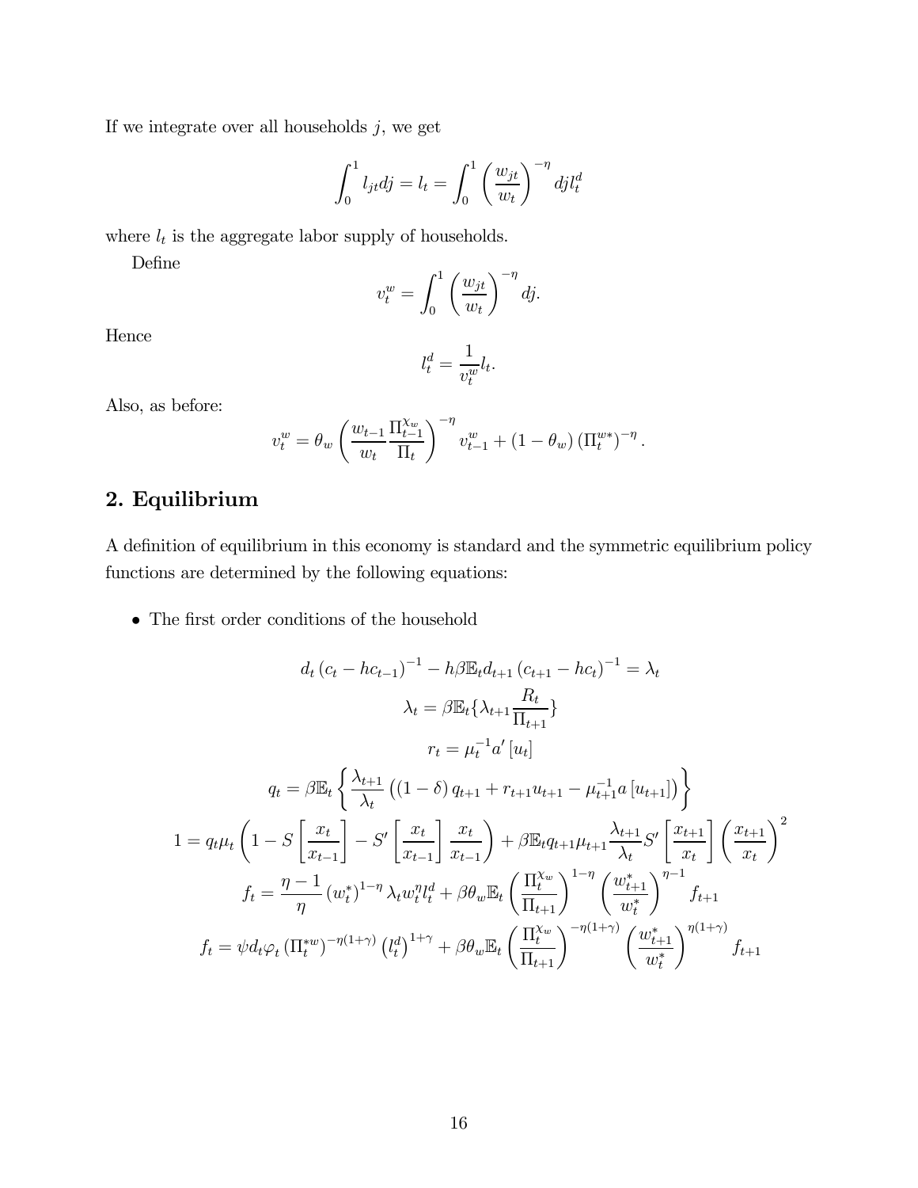If we integrate over all households $j$, we get

$$\int_0^1 l_{jt} dj = l_t = \int_0^1 \left(\frac{w_{jt}}{w_t}\right)^{-\eta} dj l_t^d$$

where $l_t$ is the aggregate labor supply of households.

Define

$$v_t^w = \int_0^1 \left(\frac{w_{jt}}{w_t}\right)^{-\eta} dj.$$

Hence

$$l_t^d = \frac{1}{v_t^w} l_t.$$

Also, as before:

$$v_t^w = \theta_w \left(\frac{w_{t-1}}{w_t} \frac{\Pi_{t-1}^{\chi_w}}{\Pi_t}\right)^{-\eta} v_{t-1}^w + (1-\theta_w)\left(\Pi_t^{w*}\right)^{-\eta}.$$

## 2. Equilibrium

A definition of equilibrium in this economy is standard and the symmetric equilibrium policy functions are determined by the following equations:

- The first order conditions of the household

$$d_t (c_t - hc_{t-1})^{-1} - h\beta \mathbb{E}_t d_{t+1} (c_{t+1} - hc_t)^{-1} = \lambda_t$$

$$\lambda_t = \beta \mathbb{E}_t \{\lambda_{t+1} \frac{R_t}{\Pi_{t+1}}\}$$

$$r_t = \mu_t^{-1} a' [u_t]$$

$$q_t = \beta \mathbb{E}_t \left\{ \frac{\lambda_{t+1}}{\lambda_t} \left( (1-\delta) q_{t+1} + r_{t+1} u_{t+1} - \mu_{t+1}^{-1} a [u_{t+1}] \right) \right\}$$

$$1 = q_t \mu_t \left(1 - S\left[\frac{x_t}{x_{t-1}}\right] - S'\left[\frac{x_t}{x_{t-1}}\right] \frac{x_t}{x_{t-1}}\right) + \beta \mathbb{E}_t q_{t+1} \mu_{t+1} \frac{\lambda_{t+1}}{\lambda_t} S'\left[\frac{x_{t+1}}{x_t}\right] \left(\frac{x_{t+1}}{x_t}\right)^2$$

$$f_t = \frac{\eta - 1}{\eta} (w_t^*)^{1-\eta} \lambda_t w_t^\eta l_t^d + \beta \theta_w \mathbb{E}_t \left(\frac{\Pi_t^{\chi_w}}{\Pi_{t+1}}\right)^{1-\eta} \left(\frac{w_{t+1}^*}{w_t^*}\right)^{\eta - 1} f_{t+1}$$

$$f_t = \psi d_t \varphi_t \left(\Pi_t^{*w}\right)^{-\eta(1+\gamma)} \left(l_t^d\right)^{1+\gamma} + \beta \theta_w \mathbb{E}_t \left(\frac{\Pi_t^{\chi_w}}{\Pi_{t+1}}\right)^{-\eta(1+\gamma)} \left(\frac{w_{t+1}^*}{w_t^*}\right)^{\eta(1+\gamma)} f_{t+1}$$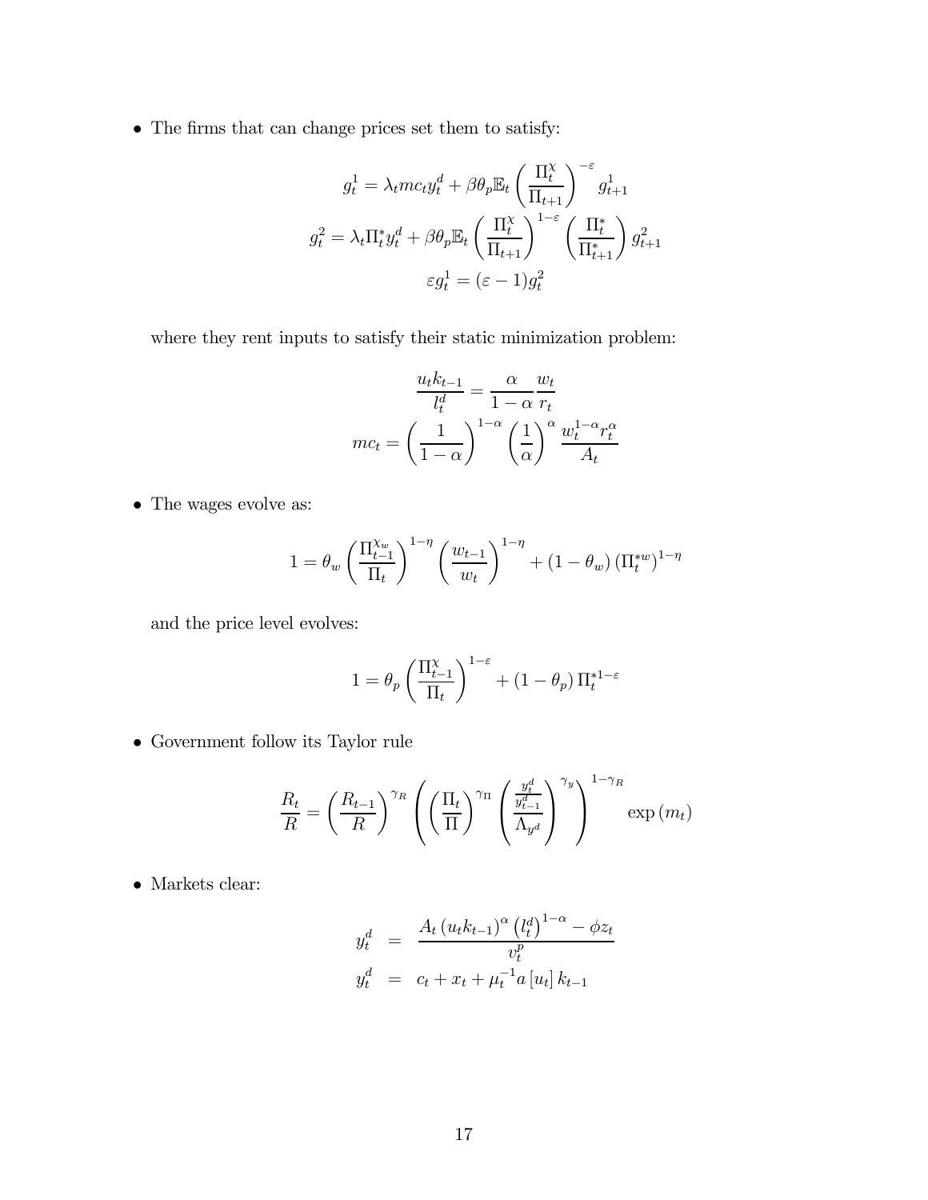- The firms that can change prices set them to satisfy:

$$g_t^1 = \lambda_t mc_t y_t^d + \beta\theta_p \mathbb{E}_t \left(\frac{\Pi_t^{\chi}}{\Pi_{t+1}}\right)^{-\varepsilon} g_{t+1}^1$$

$$g_t^2 = \lambda_t \Pi_t^* y_t^d + \beta\theta_p \mathbb{E}_t \left(\frac{\Pi_t^{\chi}}{\Pi_{t+1}}\right)^{1-\varepsilon} \left(\frac{\Pi_t^*}{\Pi_{t+1}^*}\right) g_{t+1}^2$$

$$\varepsilon g_t^1 = (\varepsilon - 1) g_t^2$$

where they rent inputs to satisfy their static minimization problem:

$$\frac{u_t k_{t-1}}{l_t^d} = \frac{\alpha}{1-\alpha}\frac{w_t}{r_t}$$

$$mc_t = \left(\frac{1}{1-\alpha}\right)^{1-\alpha} \left(\frac{1}{\alpha}\right)^{\alpha} \frac{w_t^{1-\alpha} r_t^{\alpha}}{A_t}$$

- The wages evolve as:

$$1 = \theta_w \left(\frac{\Pi_{t-1}^{\chi_w}}{\Pi_t}\right)^{1-\eta} \left(\frac{w_{t-1}}{w_t}\right)^{1-\eta} + (1-\theta_w)\left(\Pi_t^{*w}\right)^{1-\eta}$$

and the price level evolves:

$$1 = \theta_p \left(\frac{\Pi_{t-1}^{\chi}}{\Pi_t}\right)^{1-\varepsilon} + (1-\theta_p)\Pi_t^{*1-\varepsilon}$$

- Government follow its Taylor rule

$$\frac{R_t}{R} = \left(\frac{R_{t-1}}{R}\right)^{\gamma_R} \left(\left(\frac{\Pi_t}{\Pi}\right)^{\gamma_\Pi} \left(\frac{\frac{y_t^d}{y_{t-1}^d}}{\Lambda_{y^d}}\right)^{\gamma_y}\right)^{1-\gamma_R} \exp(m_t)$$

- Markets clear:

$$y_t^d = \frac{A_t (u_t k_{t-1})^{\alpha} \left(l_t^d\right)^{1-\alpha} - \phi z_t}{v_t^p}$$

$$y_t^d = c_t + x_t + \mu_t^{-1} a\left[u_t\right] k_{t-1}$$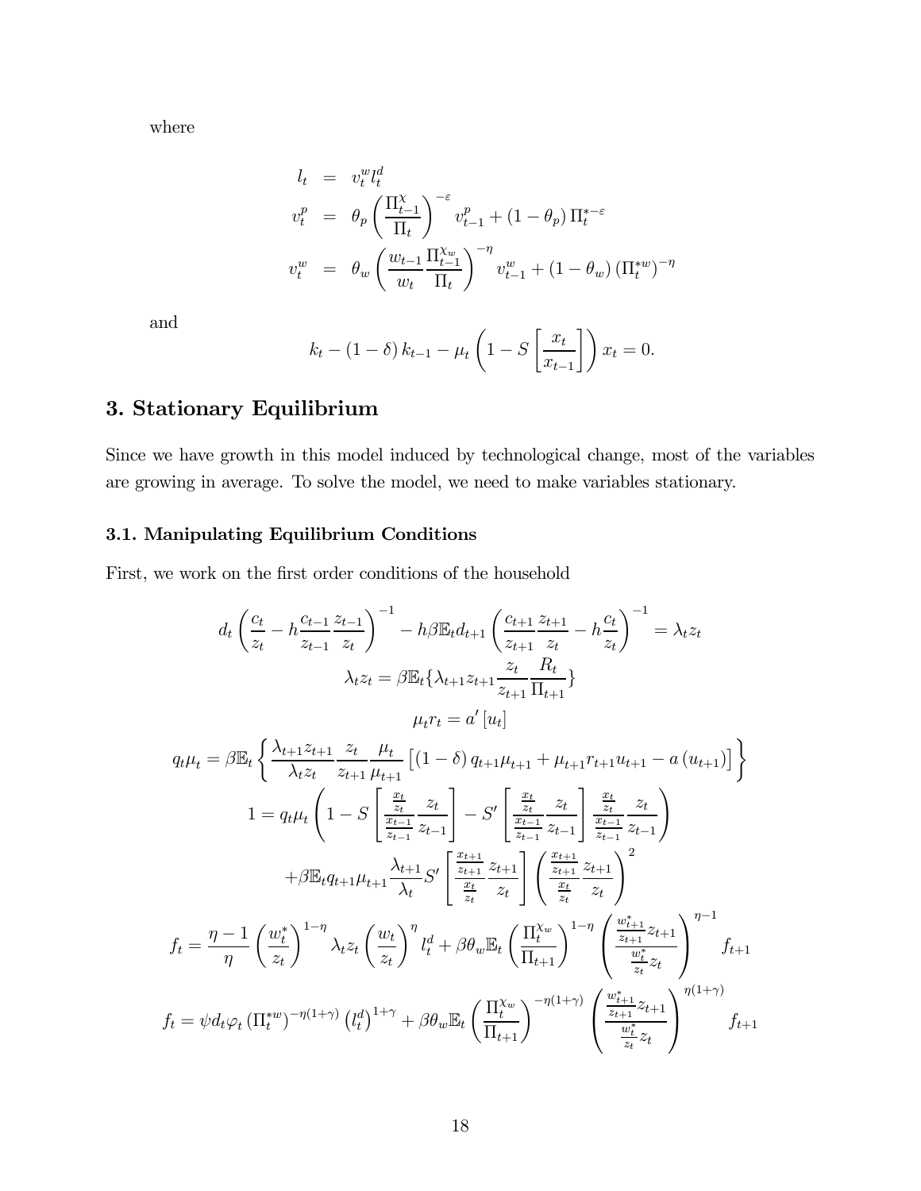where

$$
\begin{aligned}
l_t &= v_t^w l_t^d \\
v_t^p &= \theta_p \left( \frac{\Pi_{t-1}^{\chi}}{\Pi_t} \right)^{-\varepsilon} v_{t-1}^p + (1-\theta_p) \Pi_t^{*-\varepsilon} \\
v_t^w &= \theta_w \left( \frac{w_{t-1}}{w_t} \frac{\Pi_{t-1}^{\chi_w}}{\Pi_t} \right)^{-\eta} v_{t-1}^w + (1-\theta_w) \left(\Pi_t^{*w}\right)^{-\eta}
\end{aligned}
$$

and

$$
k_t - (1-\delta) k_{t-1} - \mu_t \left( 1 - S \left[ \frac{x_t}{x_{t-1}} \right] \right) x_t = 0.
$$

## 3. Stationary Equilibrium

Since we have growth in this model induced by technological change, most of the variables are growing in average. To solve the model, we need to make variables stationary.

### 3.1. Manipulating Equilibrium Conditions

First, we work on the first order conditions of the household

$$
d_t \left( \frac{c_t}{z_t} - h \frac{c_{t-1}}{z_{t-1}} \frac{z_{t-1}}{z_t} \right)^{-1} - h\beta \mathbb{E}_t d_{t+1} \left( \frac{c_{t+1}}{z_{t+1}} \frac{z_{t+1}}{z_t} - h \frac{c_t}{z_t} \right)^{-1} = \lambda_t z_t
$$

$$
\lambda_t z_t = \beta \mathbb{E}_t \{ \lambda_{t+1} z_{t+1} \frac{z_t}{z_{t+1}} \frac{R_t}{\Pi_{t+1}} \}
$$

$$
\mu_t r_t = a' [u_t]
$$

$$
q_t \mu_t = \beta \mathbb{E}_t \left\{ \frac{\lambda_{t+1} z_{t+1}}{\lambda_t z_t} \frac{z_t}{z_{t+1}} \frac{\mu_t}{\mu_{t+1}} \left[ (1-\delta) q_{t+1} \mu_{t+1} + \mu_{t+1} r_{t+1} u_{t+1} - a(u_{t+1}) \right] \right\}
$$

$$
1 = q_t \mu_t \left( 1 - S \left[ \frac{\frac{x_t}{z_t}}{\frac{x_{t-1}}{z_{t-1}}} \frac{z_t}{z_{t-1}} \right] - S' \left[ \frac{\frac{x_t}{z_t}}{\frac{x_{t-1}}{z_{t-1}}} \frac{z_t}{z_{t-1}} \right] \frac{\frac{x_t}{z_t}}{\frac{x_{t-1}}{z_{t-1}}} \frac{z_t}{z_{t-1}} \right)
$$

$$
+ \beta \mathbb{E}_t q_{t+1} \mu_{t+1} \frac{\lambda_{t+1}}{\lambda_t} S' \left[ \frac{\frac{x_{t+1}}{z_{t+1}}}{\frac{x_t}{z_t}} \frac{z_{t+1}}{z_t} \right] \left( \frac{\frac{x_{t+1}}{z_{t+1}}}{\frac{x_t}{z_t}} \frac{z_{t+1}}{z_t} \right)^2
$$

$$
f_t = \frac{\eta - 1}{\eta} \left( \frac{w_t^*}{z_t} \right)^{1-\eta} \lambda_t z_t \left( \frac{w_t}{z_t} \right)^{\eta} l_t^d + \beta \theta_w \mathbb{E}_t \left( \frac{\Pi_t^{\chi_w}}{\Pi_{t+1}} \right)^{1-\eta} \left( \frac{\frac{w_{t+1}^*}{z_{t+1}} z_{t+1}}{\frac{w_t^*}{z_t} z_t} \right)^{\eta - 1} f_{t+1}
$$

$$
f_t = \psi d_t \varphi_t \left(\Pi_t^{*w}\right)^{-\eta(1+\gamma)} \left(l_t^d\right)^{1+\gamma} + \beta \theta_w \mathbb{E}_t \left( \frac{\Pi_t^{\chi_w}}{\Pi_{t+1}} \right)^{-\eta(1+\gamma)} \left( \frac{\frac{w_{t+1}^*}{z_{t+1}} z_{t+1}}{\frac{w_t^*}{z_t} z_t} \right)^{\eta(1+\gamma)} f_{t+1}
$$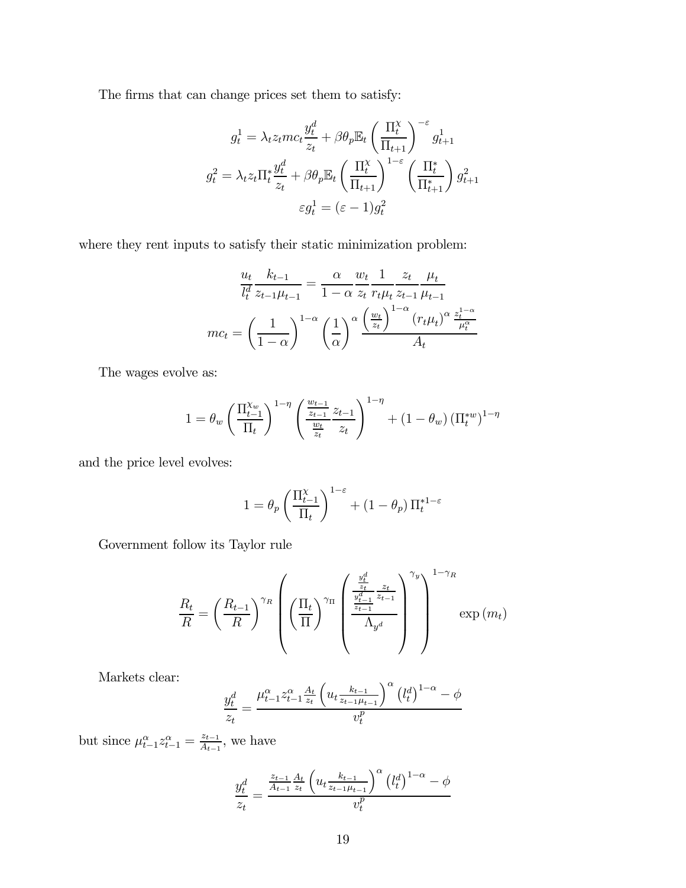The firms that can change prices set them to satisfy:

$$g_t^1 = \lambda_t z_t mc_t \frac{y_t^d}{z_t} + \beta\theta_p \mathbb{E}_t \left(\frac{\Pi_t^\chi}{\Pi_{t+1}}\right)^{-\varepsilon} g_{t+1}^1$$

$$g_t^2 = \lambda_t z_t \Pi_t^* \frac{y_t^d}{z_t} + \beta\theta_p \mathbb{E}_t \left(\frac{\Pi_t^\chi}{\Pi_{t+1}}\right)^{1-\varepsilon} \left(\frac{\Pi_t^*}{\Pi_{t+1}^*}\right) g_{t+1}^2$$

$$\varepsilon g_t^1 = (\varepsilon - 1) g_t^2$$

where they rent inputs to satisfy their static minimization problem:

$$\frac{u_t}{l_t^d}\frac{k_{t-1}}{z_{t-1}\mu_{t-1}} = \frac{\alpha}{1-\alpha}\frac{w_t}{z_t}\frac{1}{r_t\mu_t}\frac{z_t}{z_{t-1}}\frac{\mu_t}{\mu_{t-1}}$$

$$mc_t = \left(\frac{1}{1-\alpha}\right)^{1-\alpha}\left(\frac{1}{\alpha}\right)^{\alpha} \frac{\left(\frac{w_t}{z_t}\right)^{1-\alpha}(r_t\mu_t)^{\alpha}\frac{z_t^{1-\alpha}}{\mu_t^{\alpha}}}{A_t}$$

The wages evolve as:

$$1 = \theta_w \left(\frac{\Pi_{t-1}^{\chi_w}}{\Pi_t}\right)^{1-\eta}\left(\frac{\frac{w_{t-1}}{z_{t-1}}}{\frac{w_t}{z_t}}\frac{z_{t-1}}{z_t}\right)^{1-\eta} + (1-\theta_w)\left(\Pi_t^{*w}\right)^{1-\eta}$$

and the price level evolves:

$$1 = \theta_p \left(\frac{\Pi_{t-1}^\chi}{\Pi_t}\right)^{1-\varepsilon} + (1-\theta_p)\,\Pi_t^{*1-\varepsilon}$$

Government follow its Taylor rule

$$\frac{R_t}{R} = \left(\frac{R_{t-1}}{R}\right)^{\gamma_R}\left(\left(\frac{\Pi_t}{\Pi}\right)^{\gamma_\Pi}\left(\frac{\frac{\frac{y_t^d}{z_t}}{\frac{y_{t-1}^d}{z_{t-1}}}\frac{z_t}{z_{t-1}}}{\Lambda_{y^d}}\right)^{\gamma_y}\right)^{1-\gamma_R}\exp(m_t)$$

Markets clear:

$$\frac{y_t^d}{z_t} = \frac{\mu_{t-1}^{\alpha} z_{t-1}^{\alpha}\frac{A_t}{z_t}\left(u_t\frac{k_{t-1}}{z_{t-1}\mu_{t-1}}\right)^{\alpha}\left(l_t^d\right)^{1-\alpha} - \phi}{v_t^p}$$

but since $\mu_{t-1}^{\alpha} z_{t-1}^{\alpha} = \frac{z_{t-1}}{A_{t-1}}$, we have

$$\frac{y_t^d}{z_t} = \frac{\frac{z_{t-1}}{A_{t-1}}\frac{A_t}{z_t}\left(u_t\frac{k_{t-1}}{z_{t-1}\mu_{t-1}}\right)^{\alpha}\left(l_t^d\right)^{1-\alpha} - \phi}{v_t^p}$$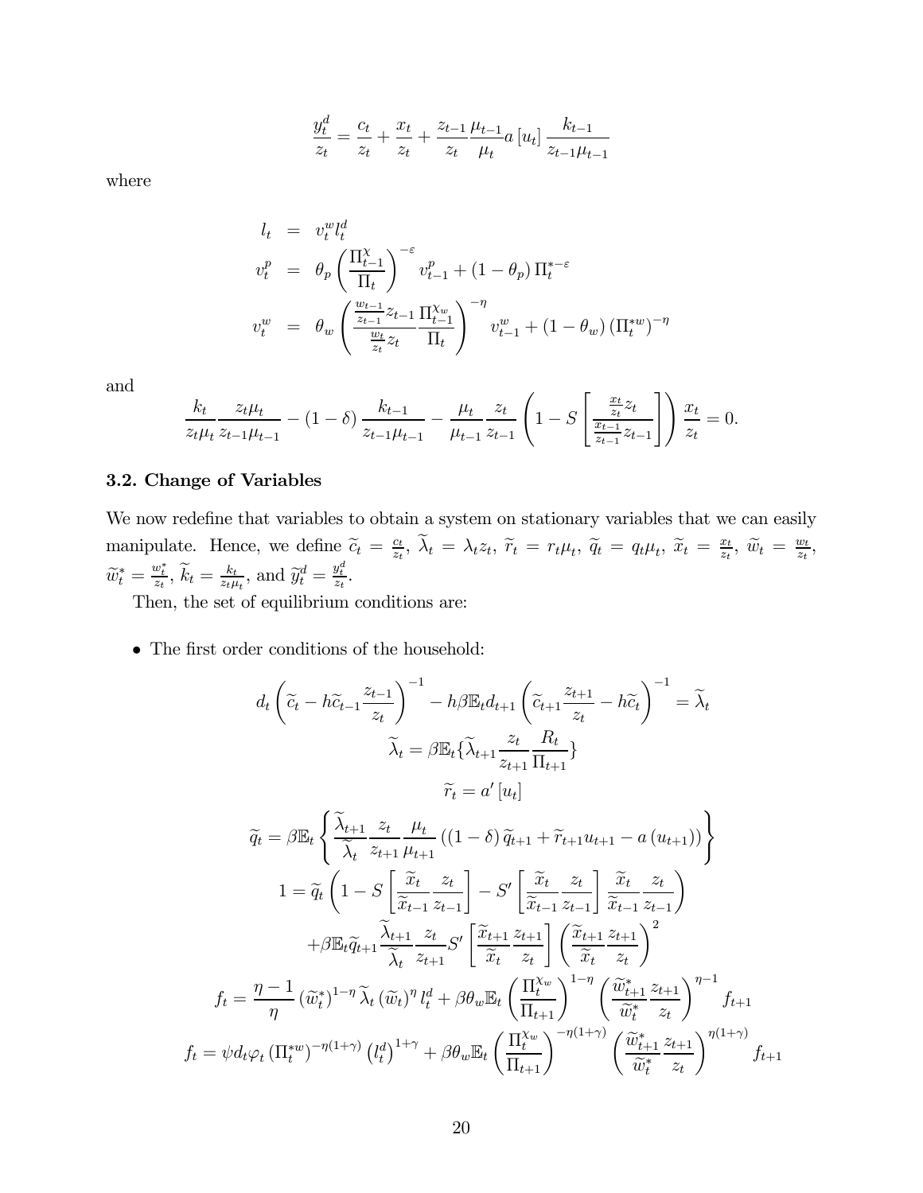$$\frac{y_t^d}{z_t} = \frac{c_t}{z_t} + \frac{x_t}{z_t} + \frac{z_{t-1}}{z_t}\frac{\mu_{t-1}}{\mu_t} a\left[u_t\right] \frac{k_{t-1}}{z_{t-1}\mu_{t-1}}$$

where

$$\begin{aligned}
l_t &= v_t^w l_t^d \\
v_t^p &= \theta_p \left(\frac{\Pi_{t-1}^{\chi}}{\Pi_t}\right)^{-\varepsilon} v_{t-1}^p + (1-\theta_p)\,\Pi_t^{*-\varepsilon} \\
v_t^w &= \theta_w \left(\frac{\frac{w_{t-1}}{z_{t-1}} z_{t-1}}{\frac{w_t}{z_t} z_t}\frac{\Pi_{t-1}^{\chi_w}}{\Pi_t}\right)^{-\eta} v_{t-1}^w + (1-\theta_w)\left(\Pi_t^{*w}\right)^{-\eta}
\end{aligned}$$

and

$$\frac{k_t}{z_t \mu_t}\frac{z_t \mu_t}{z_{t-1}\mu_{t-1}} - (1-\delta)\frac{k_{t-1}}{z_{t-1}\mu_{t-1}} - \frac{\mu_t}{\mu_{t-1}}\frac{z_t}{z_{t-1}}\left(1 - S\left[\frac{\frac{x_t}{z_t} z_t}{\frac{x_{t-1}}{z_{t-1}} z_{t-1}}\right]\right)\frac{x_t}{z_t} = 0.$$

### 3.2. Change of Variables

We now redefine that variables to obtain a system on stationary variables that we can easily manipulate. Hence, we define $\widetilde{c}_t = \frac{c_t}{z_t}$, $\widetilde{\lambda}_t = \lambda_t z_t$, $\widetilde{r}_t = r_t \mu_t$, $\widetilde{q}_t = q_t \mu_t$, $\widetilde{x}_t = \frac{x_t}{z_t}$, $\widetilde{w}_t = \frac{w_t}{z_t}$, $\widetilde{w}_t^* = \frac{w_t^*}{z_t}$, $\widetilde{k}_t = \frac{k_t}{z_t \mu_t}$, and $\widetilde{y}_t^d = \frac{y_t^d}{z_t}$.

Then, the set of equilibrium conditions are:

- The first order conditions of the household:

$$d_t\left(\widetilde{c}_t - h\widetilde{c}_{t-1}\frac{z_{t-1}}{z_t}\right)^{-1} - h\beta\mathbb{E}_t d_{t+1}\left(\widetilde{c}_{t+1}\frac{z_{t+1}}{z_t} - h\widetilde{c}_t\right)^{-1} = \widetilde{\lambda}_t$$

$$\widetilde{\lambda}_t = \beta\mathbb{E}_t\{\widetilde{\lambda}_{t+1}\frac{z_t}{z_{t+1}}\frac{R_t}{\Pi_{t+1}}\}$$

$$\widetilde{r}_t = a'\left[u_t\right]$$

$$\widetilde{q}_t = \beta\mathbb{E}_t\left\{\frac{\widetilde{\lambda}_{t+1}}{\widetilde{\lambda}_t}\frac{z_t}{z_{t+1}}\frac{\mu_t}{\mu_{t+1}}\left((1-\delta)\,\widetilde{q}_{t+1} + \widetilde{r}_{t+1}u_{t+1} - a\left(u_{t+1}\right)\right)\right\}$$

$$\begin{aligned}
1 = \widetilde{q}_t &\left(1 - S\left[\frac{\widetilde{x}_t}{\widetilde{x}_{t-1}}\frac{z_t}{z_{t-1}}\right] - S'\left[\frac{\widetilde{x}_t}{\widetilde{x}_{t-1}}\frac{z_t}{z_{t-1}}\right]\frac{\widetilde{x}_t}{\widetilde{x}_{t-1}}\frac{z_t}{z_{t-1}}\right) \\
&+\beta\mathbb{E}_t\widetilde{q}_{t+1}\frac{\widetilde{\lambda}_{t+1}}{\widetilde{\lambda}_t}\frac{z_t}{z_{t+1}}S'\left[\frac{\widetilde{x}_{t+1}}{\widetilde{x}_t}\frac{z_{t+1}}{z_t}\right]\left(\frac{\widetilde{x}_{t+1}}{\widetilde{x}_t}\frac{z_{t+1}}{z_t}\right)^2
\end{aligned}$$

$$f_t = \frac{\eta-1}{\eta}\left(\widetilde{w}_t^*\right)^{1-\eta}\widetilde{\lambda}_t\left(\widetilde{w}_t\right)^{\eta} l_t^d + \beta\theta_w\mathbb{E}_t\left(\frac{\Pi_t^{\chi_w}}{\Pi_{t+1}}\right)^{1-\eta}\left(\frac{\widetilde{w}_{t+1}^*}{\widetilde{w}_t^*}\frac{z_{t+1}}{z_t}\right)^{\eta-1} f_{t+1}$$

$$f_t = \psi d_t \varphi_t\left(\Pi_t^{*w}\right)^{-\eta(1+\gamma)}\left(l_t^d\right)^{1+\gamma} + \beta\theta_w\mathbb{E}_t\left(\frac{\Pi_t^{\chi_w}}{\Pi_{t+1}}\right)^{-\eta(1+\gamma)}\left(\frac{\widetilde{w}_{t+1}^*}{\widetilde{w}_t^*}\frac{z_{t+1}}{z_t}\right)^{\eta(1+\gamma)} f_{t+1}$$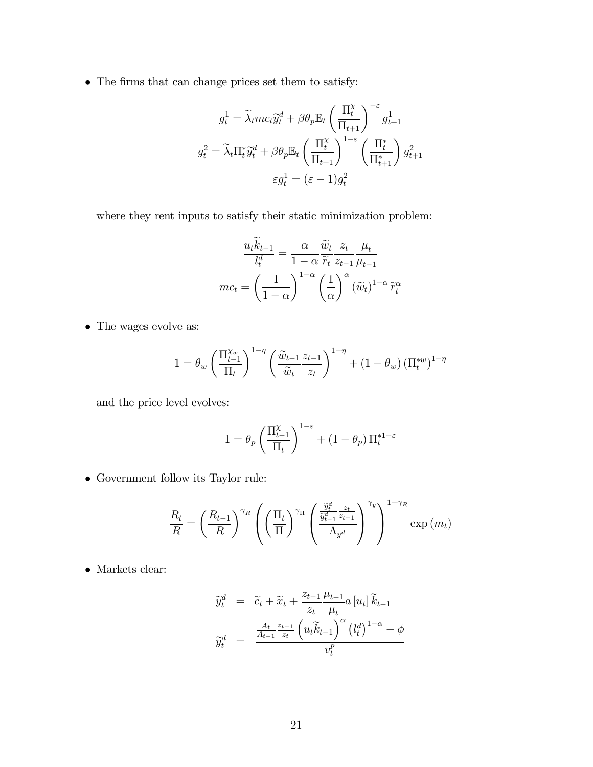- The firms that can change prices set them to satisfy:

$$g_t^1 = \widetilde{\lambda}_t mc_t \widetilde{y}_t^d + \beta\theta_p \mathbb{E}_t \left(\frac{\Pi_t^{\chi}}{\Pi_{t+1}}\right)^{-\varepsilon} g_{t+1}^1$$

$$g_t^2 = \widetilde{\lambda}_t \Pi_t^* \widetilde{y}_t^d + \beta\theta_p \mathbb{E}_t \left(\frac{\Pi_t^{\chi}}{\Pi_{t+1}}\right)^{1-\varepsilon} \left(\frac{\Pi_t^*}{\Pi_{t+1}^*}\right) g_{t+1}^2$$

$$\varepsilon g_t^1 = (\varepsilon - 1) g_t^2$$

where they rent inputs to satisfy their static minimization problem:

$$\frac{u_t \widetilde{k}_{t-1}}{l_t^d} = \frac{\alpha}{1-\alpha} \frac{\widetilde{w}_t}{\widetilde{r}_t} \frac{z_t}{z_{t-1}} \frac{\mu_t}{\mu_{t-1}}$$

$$mc_t = \left(\frac{1}{1-\alpha}\right)^{1-\alpha} \left(\frac{1}{\alpha}\right)^{\alpha} (\widetilde{w}_t)^{1-\alpha} \widetilde{r}_t^{\alpha}$$

- The wages evolve as:

$$1 = \theta_w \left(\frac{\Pi_{t-1}^{\chi_w}}{\Pi_t}\right)^{1-\eta} \left(\frac{\widetilde{w}_{t-1}}{\widetilde{w}_t} \frac{z_{t-1}}{z_t}\right)^{1-\eta} + (1-\theta_w) \left(\Pi_t^{*w}\right)^{1-\eta}$$

and the price level evolves:

$$1 = \theta_p \left(\frac{\Pi_{t-1}^{\chi}}{\Pi_t}\right)^{1-\varepsilon} + (1-\theta_p) \Pi_t^{*1-\varepsilon}$$

- Government follow its Taylor rule:

$$\frac{R_t}{R} = \left(\frac{R_{t-1}}{R}\right)^{\gamma_R} \left( \left(\frac{\Pi_t}{\Pi}\right)^{\gamma_\Pi} \left( \frac{\frac{\widetilde{y}_t^d}{\widetilde{y}_{t-1}^d} \frac{z_t}{z_{t-1}}}{\Lambda_{y^d}} \right)^{\gamma_y} \right)^{1-\gamma_R} \exp(m_t)$$

- Markets clear:

$$\widetilde{y}_t^d = \widetilde{c}_t + \widetilde{x}_t + \frac{z_{t-1}}{z_t} \frac{\mu_{t-1}}{\mu_t} a[u_t] \widetilde{k}_{t-1}$$

$$\widetilde{y}_t^d = \frac{\frac{A_t}{A_{t-1}} \frac{z_{t-1}}{z_t} \left(u_t \widetilde{k}_{t-1}\right)^{\alpha} \left(l_t^d\right)^{1-\alpha} - \phi}{v_t^p}$$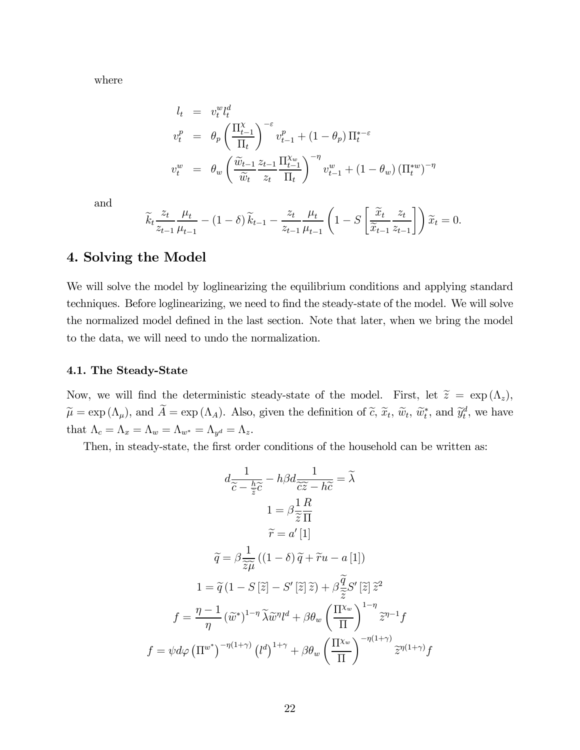where

$$
\begin{aligned}
l_t &= v_t^w l_t^d \\
v_t^p &= \theta_p \left( \frac{\Pi_{t-1}^{\chi}}{\Pi_t} \right)^{-\varepsilon} v_{t-1}^p + (1 - \theta_p) \Pi_t^{*-\varepsilon} \\
v_t^w &= \theta_w \left( \frac{\widetilde{w}_{t-1}}{\widetilde{w}_t} \frac{z_{t-1}}{z_t} \frac{\Pi_{t-1}^{\chi_w}}{\Pi_t} \right)^{-\eta} v_{t-1}^w + (1 - \theta_w) \left( \Pi_t^{*w} \right)^{-\eta}
\end{aligned}
$$

and

$$
\widetilde{k}_t \frac{z_t}{z_{t-1}} \frac{\mu_t}{\mu_{t-1}} - (1 - \delta) \widetilde{k}_{t-1} - \frac{z_t}{z_{t-1}} \frac{\mu_t}{\mu_{t-1}} \left( 1 - S \left[ \frac{\widetilde{x}_t}{\widetilde{x}_{t-1}} \frac{z_t}{z_{t-1}} \right] \right) \widetilde{x}_t = 0.
$$

## 4. Solving the Model

We will solve the model by loglinearizing the equilibrium conditions and applying standard techniques. Before loglinearizing, we need to find the steady-state of the model. We will solve the normalized model defined in the last section. Note that later, when we bring the model to the data, we will need to undo the normalization.

### 4.1. The Steady-State

Now, we will find the deterministic steady-state of the model. First, let $\widetilde{z} = \exp(\Lambda_z)$, $\widetilde{\mu} = \exp(\Lambda_\mu)$, and $\widetilde{A} = \exp(\Lambda_A)$. Also, given the definition of $\widetilde{c}$, $\widetilde{x}_t$, $\widetilde{w}_t$, $\widetilde{w}_t^*$, and $\widetilde{y}_t^d$, we have that $\Lambda_c = \Lambda_x = \Lambda_w = \Lambda_{w^*} = \Lambda_{y^d} = \Lambda_z$.

Then, in steady-state, the first order conditions of the household can be written as:

$$
d \frac{1}{\widetilde{c} - \frac{h}{\widetilde{z}} \widetilde{c}} - h \beta d \frac{1}{\widetilde{c} \widetilde{z} - h \widetilde{c}} = \widetilde{\lambda}
$$

$$
1 = \beta \frac{1}{\widetilde{z}} \frac{R}{\Pi}
$$

$$
\widetilde{r} = a' [1]
$$

$$
\widetilde{q} = \beta \frac{1}{\widetilde{z} \widetilde{\mu}} \left( (1 - \delta) \widetilde{q} + \widetilde{r} u - a [1] \right)
$$

$$
1 = \widetilde{q} \left( 1 - S [\widetilde{z}] - S' [\widetilde{z}] \widetilde{z} \right) + \beta \frac{\widetilde{q}}{\widetilde{z}} S' [\widetilde{z}] \widetilde{z}^2
$$

$$
f = \frac{\eta - 1}{\eta} \left( \widetilde{w}^* \right)^{1-\eta} \widetilde{\lambda} \widetilde{w}^{\eta} l^d + \beta \theta_w \left( \frac{\Pi^{\chi_w}}{\Pi} \right)^{1-\eta} \widetilde{z}^{\eta - 1} f
$$

$$
f = \psi d \varphi \left( \Pi^{w^*} \right)^{-\eta(1+\gamma)} \left( l^d \right)^{1+\gamma} + \beta \theta_w \left( \frac{\Pi^{\chi_w}}{\Pi} \right)^{-\eta(1+\gamma)} \widetilde{z}^{\eta(1+\gamma)} f
$$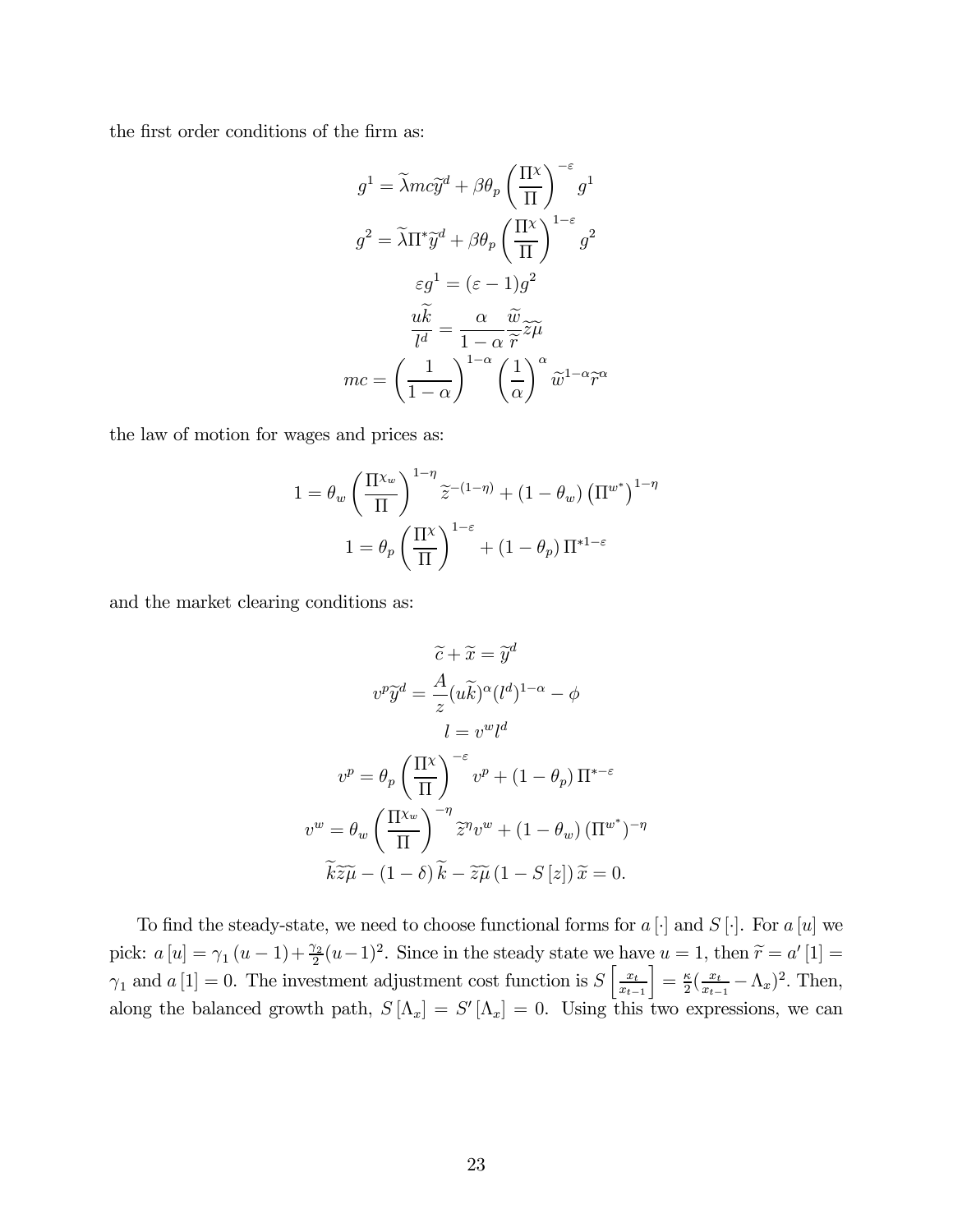the first order conditions of the firm as:

$$g^1 = \widetilde{\lambda} mc \widetilde{y}^d + \beta \theta_p \left( \frac{\Pi^{\chi}}{\Pi} \right)^{-\varepsilon} g^1$$

$$g^2 = \widetilde{\lambda} \Pi^* \widetilde{y}^d + \beta \theta_p \left( \frac{\Pi^{\chi}}{\Pi} \right)^{1-\varepsilon} g^2$$

$$\varepsilon g^1 = (\varepsilon - 1) g^2$$

$$\frac{u \widetilde{k}}{l^d} = \frac{\alpha}{1-\alpha} \frac{\widetilde{w}}{\widetilde{r}} \widetilde{z} \widetilde{\mu}$$

$$mc = \left( \frac{1}{1-\alpha} \right)^{1-\alpha} \left( \frac{1}{\alpha} \right)^{\alpha} \widetilde{w}^{1-\alpha} \widetilde{r}^{\alpha}$$

the law of motion for wages and prices as:

$$1 = \theta_w \left( \frac{\Pi^{\chi_w}}{\Pi} \right)^{1-\eta} \widetilde{z}^{-(1-\eta)} + (1-\theta_w) \left( \Pi^{w^*} \right)^{1-\eta}$$

$$1 = \theta_p \left( \frac{\Pi^{\chi}}{\Pi} \right)^{1-\varepsilon} + (1-\theta_p) \Pi^{*1-\varepsilon}$$

and the market clearing conditions as:

$$\widetilde{c} + \widetilde{x} = \widetilde{y}^d$$

$$v^p \widetilde{y}^d = \frac{A}{z} (u \widetilde{k})^{\alpha} (l^d)^{1-\alpha} - \phi$$

$$l = v^w l^d$$

$$v^p = \theta_p \left( \frac{\Pi^{\chi}}{\Pi} \right)^{-\varepsilon} v^p + (1-\theta_p) \Pi^{*-\varepsilon}$$

$$v^w = \theta_w \left( \frac{\Pi^{\chi_w}}{\Pi} \right)^{-\eta} \widetilde{z}^{\eta} v^w + (1-\theta_w) (\Pi^{w^*})^{-\eta}$$

$$\widetilde{k} \widetilde{z} \widetilde{\mu} - (1-\delta) \widetilde{k} - \widetilde{z} \widetilde{\mu} (1 - S[z]) \widetilde{x} = 0.$$

To find the steady-state, we need to choose functional forms for $a[\cdot]$ and $S[\cdot]$. For $a[u]$ we pick: $a[u] = \gamma_1 (u-1) + \frac{\gamma_2}{2}(u-1)^2$. Since in the steady state we have $u = 1$, then $\widetilde{r} = a'[1] = \gamma_1$ and $a[1] = 0$. The investment adjustment cost function is $S\left[\frac{x_t}{x_{t-1}}\right] = \frac{\kappa}{2}(\frac{x_t}{x_{t-1}} - \Lambda_x)^2$. Then, along the balanced growth path, $S[\Lambda_x] = S'[\Lambda_x] = 0$. Using this two expressions, we can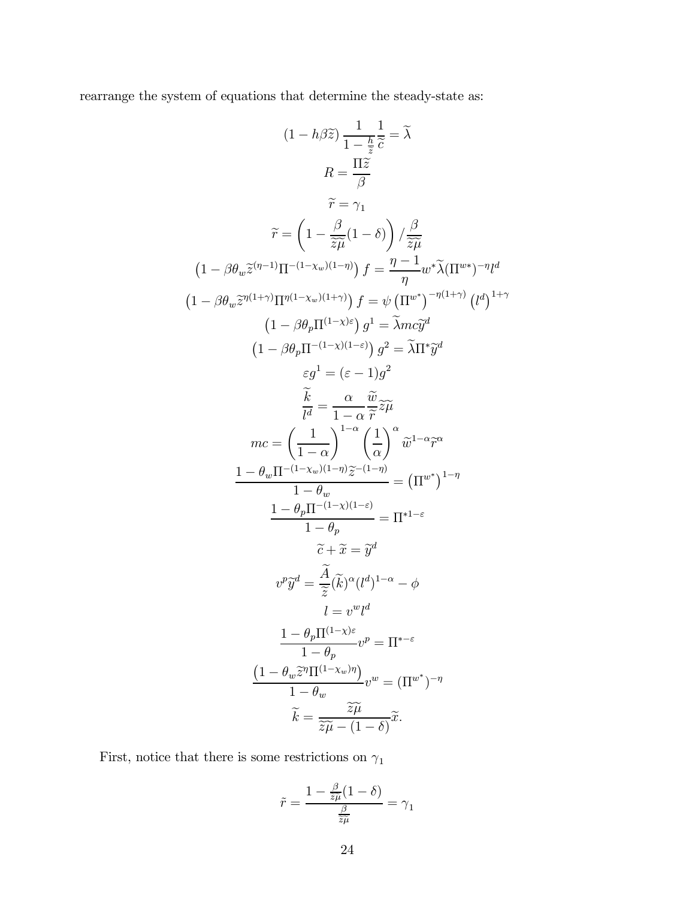rearrange the system of equations that determine the steady-state as:

$$\left(1 - h\beta\widetilde{z}\right)\frac{1}{1-\frac{h}{\widetilde{z}}}\frac{1}{\widetilde{c}} = \widetilde{\lambda}$$

$$R = \frac{\Pi\widetilde{z}}{\beta}$$

$$\widetilde{r} = \gamma_1$$

$$\widetilde{r} = \left(1 - \frac{\beta}{\widetilde{z\mu}}(1-\delta)\right)/\frac{\beta}{\widetilde{z\mu}}$$

$$\left(1 - \beta\theta_w\widetilde{z}^{(\eta-1)}\Pi^{-(1-\chi_w)(1-\eta)}\right)f = \frac{\eta-1}{\eta}w^*\widetilde{\lambda}(\Pi^{w*})^{-\eta}l^d$$

$$\left(1 - \beta\theta_w\widetilde{z}^{\eta(1+\gamma)}\Pi^{\eta(1-\chi_w)(1+\gamma)}\right)f = \psi\left(\Pi^{w^*}\right)^{-\eta(1+\gamma)}\left(l^d\right)^{1+\gamma}$$

$$\left(1 - \beta\theta_p\Pi^{(1-\chi)\varepsilon}\right)g^1 = \widetilde{\lambda}mc\widetilde{y}^d$$

$$\left(1 - \beta\theta_p\Pi^{-(1-\chi)(1-\varepsilon)}\right)g^2 = \widetilde{\lambda}\Pi^*\widetilde{y}^d$$

$$\varepsilon g^1 = (\varepsilon-1)g^2$$

$$\frac{\widetilde{k}}{l^d} = \frac{\alpha}{1-\alpha}\frac{\widetilde{w}}{\widetilde{r}}\widetilde{z\mu}$$

$$mc = \left(\frac{1}{1-\alpha}\right)^{1-\alpha}\left(\frac{1}{\alpha}\right)^{\alpha}\widetilde{w}^{1-\alpha}\widetilde{r}^{\alpha}$$

$$\frac{1 - \theta_w\Pi^{-(1-\chi_w)(1-\eta)}\widetilde{z}^{-(1-\eta)}}{1-\theta_w} = \left(\Pi^{w^*}\right)^{1-\eta}$$

$$\frac{1 - \theta_p\Pi^{-(1-\chi)(1-\varepsilon)}}{1-\theta_p} = \Pi^{*1-\varepsilon}$$

$$\widetilde{c} + \widetilde{x} = \widetilde{y}^d$$

$$v^p\widetilde{y}^d = \frac{\widetilde{A}}{\widetilde{z}}(\widetilde{k})^{\alpha}(l^d)^{1-\alpha} - \phi$$

$$l = v^w l^d$$

$$\frac{1 - \theta_p\Pi^{(1-\chi)\varepsilon}}{1-\theta_p}v^p = \Pi^{*-\varepsilon}$$

$$\frac{\left(1 - \theta_w\widetilde{z}^{\eta}\Pi^{(1-\chi_w)\eta}\right)}{1-\theta_w}v^w = (\Pi^{w^*})^{-\eta}$$

$$\widetilde{k} = \frac{\widetilde{z\mu}}{\widetilde{z\mu} - (1-\delta)}\widetilde{x}.$$

First, notice that there is some restrictions on $\gamma_1$

$$\tilde{r} = \frac{1 - \frac{\beta}{\widetilde{z\mu}}(1-\delta)}{\frac{\beta}{\widetilde{z\mu}}} = \gamma_1$$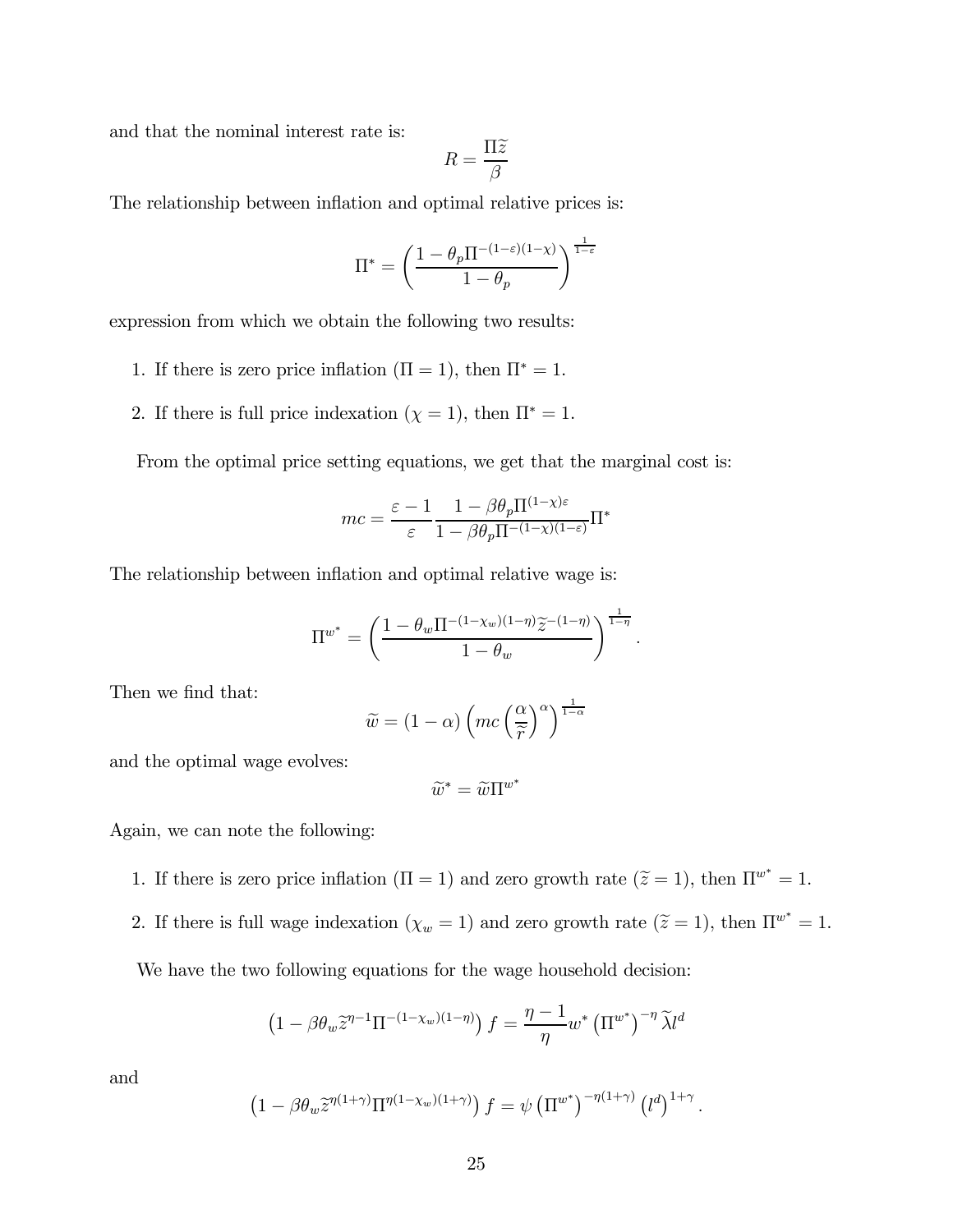and that the nominal interest rate is:

$$R = \frac{\Pi \widetilde{z}}{\beta}$$

The relationship between inflation and optimal relative prices is:

$$\Pi^* = \left( \frac{1 - \theta_p \Pi^{-(1-\varepsilon)(1-\chi)}}{1 - \theta_p} \right)^{\frac{1}{1-\varepsilon}}$$

expression from which we obtain the following two results:

1. If there is zero price inflation ($\Pi = 1$), then $\Pi^* = 1$.
2. If there is full price indexation ($\chi = 1$), then $\Pi^* = 1$.

From the optimal price setting equations, we get that the marginal cost is:

$$mc = \frac{\varepsilon - 1}{\varepsilon} \frac{1 - \beta \theta_p \Pi^{(1-\chi)\varepsilon}}{1 - \beta \theta_p \Pi^{-(1-\chi)(1-\varepsilon)}} \Pi^*$$

The relationship between inflation and optimal relative wage is:

$$\Pi^{w^*} = \left( \frac{1 - \theta_w \Pi^{-(1-\chi_w)(1-\eta)} \widetilde{z}^{-(1-\eta)}}{1 - \theta_w} \right)^{\frac{1}{1-\eta}}.$$

Then we find that:

$$\widetilde{w} = (1 - \alpha) \left( mc \left( \frac{\alpha}{\widetilde{r}} \right)^{\alpha} \right)^{\frac{1}{1-\alpha}}$$

and the optimal wage evolves:

$$\widetilde{w}^* = \widetilde{w} \Pi^{w^*}$$

Again, we can note the following:

1. If there is zero price inflation ($\Pi = 1$) and zero growth rate ($\widetilde{z} = 1$), then $\Pi^{w^*} = 1$.
2. If there is full wage indexation ($\chi_w = 1$) and zero growth rate ($\widetilde{z} = 1$), then $\Pi^{w^*} = 1$.

We have the two following equations for the wage household decision:

$$\left( 1 - \beta \theta_w \widetilde{z}^{\eta - 1} \Pi^{-(1-\chi_w)(1-\eta)} \right) f = \frac{\eta - 1}{\eta} w^* \left( \Pi^{w^*} \right)^{-\eta} \widetilde{\lambda} l^d$$

and

$$\left( 1 - \beta \theta_w \widetilde{z}^{\eta(1+\gamma)} \Pi^{\eta(1-\chi_w)(1+\gamma)} \right) f = \psi \left( \Pi^{w^*} \right)^{-\eta(1+\gamma)} \left( l^d \right)^{1+\gamma}.$$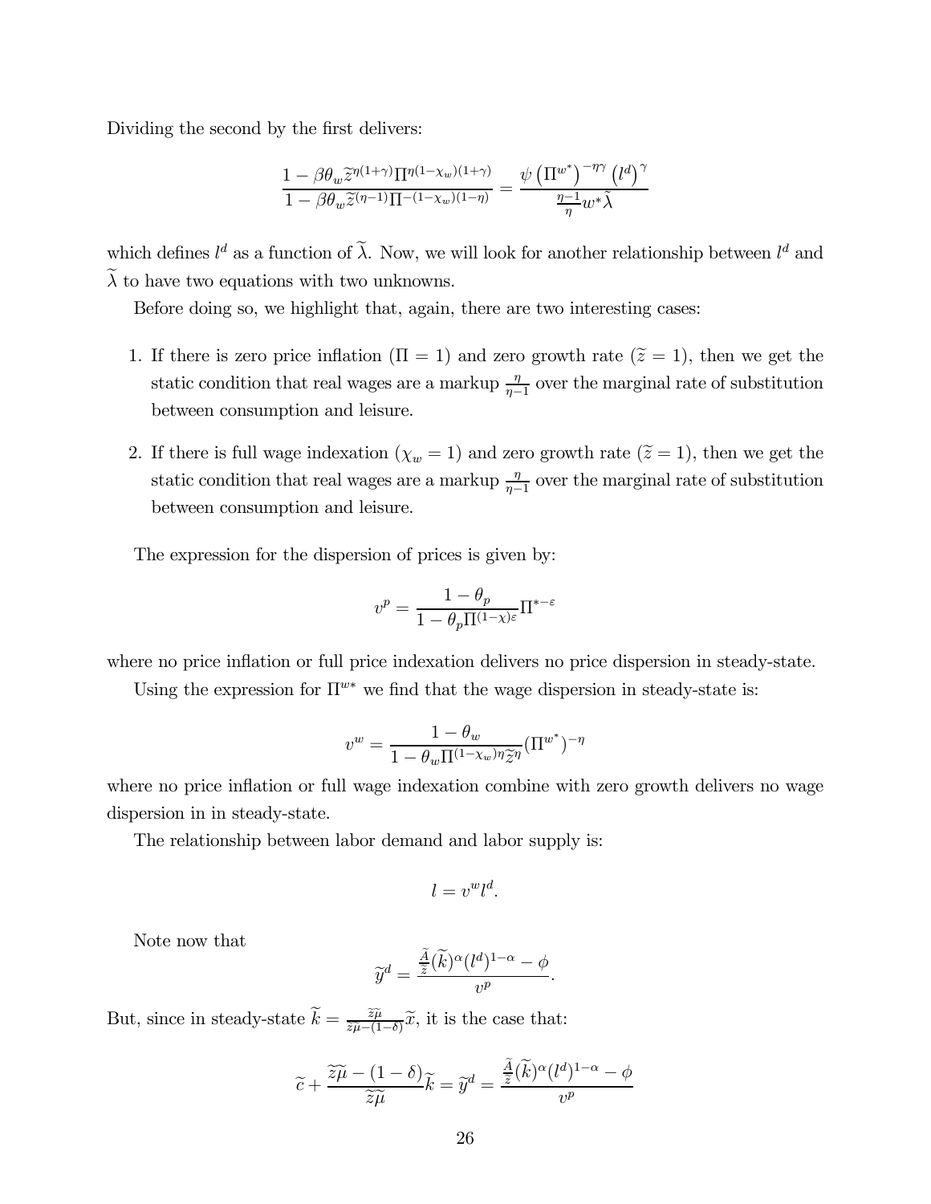Dividing the second by the first delivers:

$$\frac{1-\beta\theta_w \widetilde{z}^{\eta(1+\gamma)}\Pi^{\eta(1-\chi_w)(1+\gamma)}}{1-\beta\theta_w \widetilde{z}^{(\eta-1)}\Pi^{-(1-\chi_w)(1-\eta)}} = \frac{\psi\left(\Pi^{w^*}\right)^{-\eta\gamma}\left(l^d\right)^{\gamma}}{\frac{\eta-1}{\eta}w^*\widetilde{\lambda}}$$

which defines $l^d$ as a function of $\widetilde{\lambda}$. Now, we will look for another relationship between $l^d$ and $\widetilde{\lambda}$ to have two equations with two unknowns.

Before doing so, we highlight that, again, there are two interesting cases:

1. If there is zero price inflation ($\Pi = 1$) and zero growth rate ($\widetilde{z} = 1$), then we get the static condition that real wages are a markup $\frac{\eta}{\eta-1}$ over the marginal rate of substitution between consumption and leisure.

2. If there is full wage indexation ($\chi_w = 1$) and zero growth rate ($\widetilde{z} = 1$), then we get the static condition that real wages are a markup $\frac{\eta}{\eta-1}$ over the marginal rate of substitution between consumption and leisure.

The expression for the dispersion of prices is given by:

$$v^p = \frac{1-\theta_p}{1-\theta_p\Pi^{(1-\chi)\varepsilon}}\Pi^{*-\varepsilon}$$

where no price inflation or full price indexation delivers no price dispersion in steady-state.

Using the expression for $\Pi^{w*}$ we find that the wage dispersion in steady-state is:

$$v^w = \frac{1-\theta_w}{1-\theta_w\Pi^{(1-\chi_w)\eta}\widetilde{z}^{\eta}}(\Pi^{w^*})^{-\eta}$$

where no price inflation or full wage indexation combine with zero growth delivers no wage dispersion in in steady-state.

The relationship between labor demand and labor supply is:

$$l = v^w l^d.$$

Note now that

$$\widetilde{y}^d = \frac{\frac{\widetilde{A}}{\widetilde{z}}(\widetilde{k})^{\alpha}(l^d)^{1-\alpha} - \phi}{v^p}.$$

But, since in steady-state $\widetilde{k} = \frac{\widetilde{z}\widetilde{\mu}}{\widetilde{z}\widetilde{\mu}-(1-\delta)}\widetilde{x}$, it is the case that:

$$\widetilde{c} + \frac{\widetilde{z}\widetilde{\mu}-(1-\delta)}{\widetilde{z}\widetilde{\mu}}\widetilde{k} = \widetilde{y}^d = \frac{\frac{\widetilde{A}}{\widetilde{z}}(\widetilde{k})^{\alpha}(l^d)^{1-\alpha} - \phi}{v^p}$$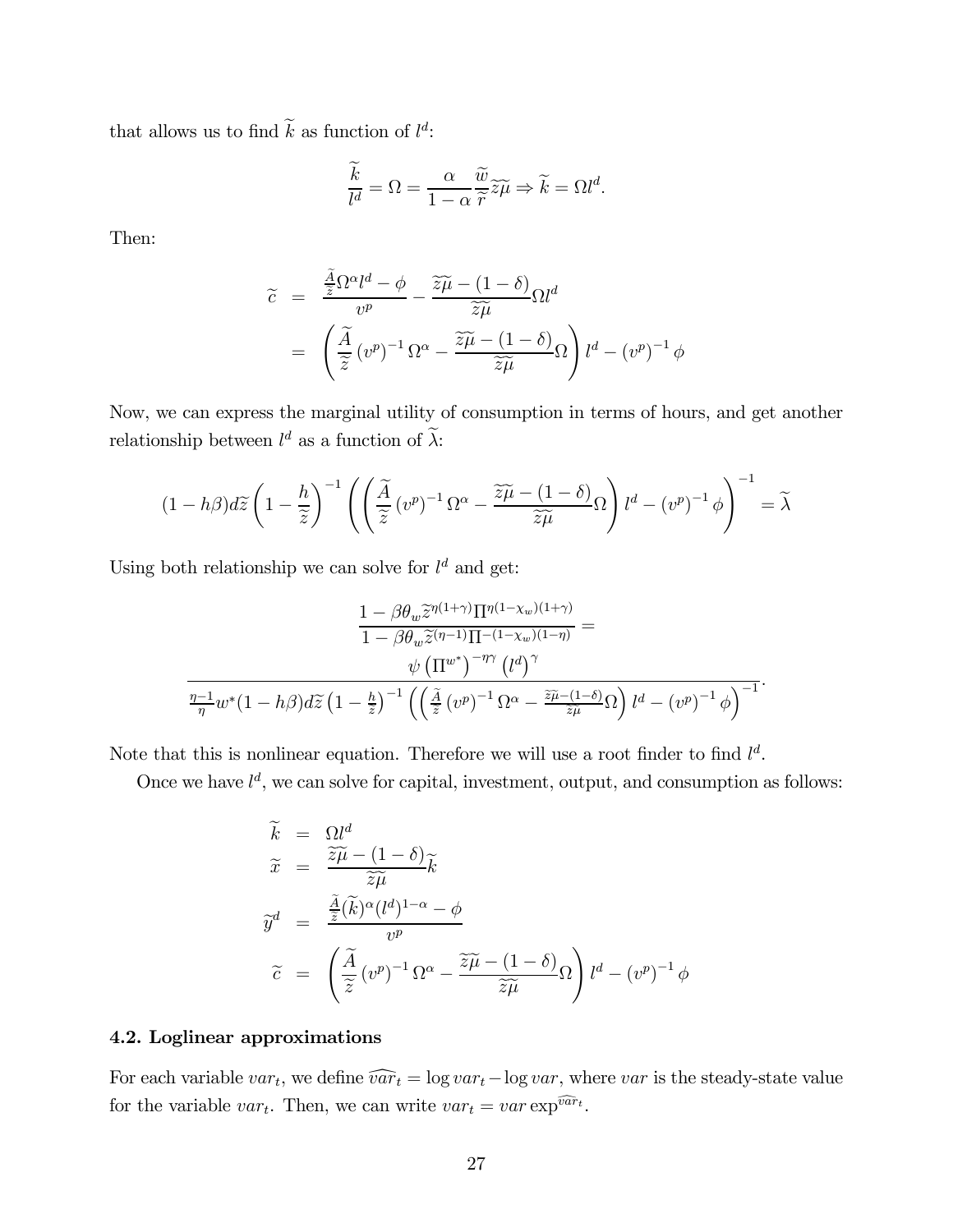that allows us to find $\widetilde{k}$ as function of $l^d$:

$$\frac{\widetilde{k}}{l^d} = \Omega = \frac{\alpha}{1-\alpha}\frac{\widetilde{w}}{\widetilde{r}}\widetilde{z\mu} \Rightarrow \widetilde{k} = \Omega l^d.$$

Then:

$$\begin{aligned}
\widetilde{c} &= \frac{\frac{\widetilde{A}}{\widetilde{z}}\Omega^\alpha l^d - \phi}{v^p} - \frac{\widetilde{z\mu} - (1-\delta)}{\widetilde{z\mu}}\Omega l^d \\
&= \left(\frac{\widetilde{A}}{\widetilde{z}}\left(v^p\right)^{-1}\Omega^\alpha - \frac{\widetilde{z\mu} - (1-\delta)}{\widetilde{z\mu}}\Omega\right) l^d - \left(v^p\right)^{-1}\phi
\end{aligned}$$

Now, we can express the marginal utility of consumption in terms of hours, and get another relationship between $l^d$ as a function of $\widetilde{\lambda}$:

$$(1-h\beta)d\widetilde{z}\left(1-\frac{h}{\widetilde{z}}\right)^{-1}\left(\left(\frac{\widetilde{A}}{\widetilde{z}}\left(v^p\right)^{-1}\Omega^\alpha - \frac{\widetilde{z\mu} - (1-\delta)}{\widetilde{z\mu}}\Omega\right) l^d - \left(v^p\right)^{-1}\phi\right)^{-1} = \widetilde{\lambda}$$

Using both relationship we can solve for $l^d$ and get:

$$\frac{1-\beta\theta_w \widetilde{z}^{\eta(1+\gamma)}\Pi^{\eta(1-\chi_w)(1+\gamma)}}{1-\beta\theta_w \widetilde{z}^{(\eta-1)}\Pi^{-(1-\chi_w)(1-\eta)}} = \frac{\psi\left(\Pi^{w^*}\right)^{-\eta\gamma}\left(l^d\right)^\gamma}{\frac{\eta-1}{\eta}w^*(1-h\beta)d\widetilde{z}\left(1-\frac{h}{\widetilde{z}}\right)^{-1}\left(\left(\frac{\widetilde{A}}{\widetilde{z}}\left(v^p\right)^{-1}\Omega^\alpha - \frac{\widetilde{z\mu}-(1-\delta)}{\widetilde{z\mu}}\Omega\right) l^d - \left(v^p\right)^{-1}\phi\right)^{-1}}.$$

Note that this is nonlinear equation. Therefore we will use a root finder to find $l^d$.

Once we have $l^d$, we can solve for capital, investment, output, and consumption as follows:

$$\begin{aligned}
\widetilde{k} &= \Omega l^d \\
\widetilde{x} &= \frac{\widetilde{z\mu} - (1-\delta)}{\widetilde{z\mu}}\widetilde{k} \\
\widetilde{y}^d &= \frac{\frac{\widetilde{A}}{\widetilde{z}}(\widetilde{k})^\alpha (l^d)^{1-\alpha} - \phi}{v^p} \\
\widetilde{c} &= \left(\frac{\widetilde{A}}{\widetilde{z}}\left(v^p\right)^{-1}\Omega^\alpha - \frac{\widetilde{z\mu} - (1-\delta)}{\widetilde{z\mu}}\Omega\right) l^d - \left(v^p\right)^{-1}\phi
\end{aligned}$$

### 4.2. Loglinear approximations

For each variable $var_t$, we define $\widehat{var}_t = \log var_t - \log var$, where $var$ is the steady-state value for the variable $var_t$. Then, we can write $var_t = var \exp^{\widehat{var}_t}$.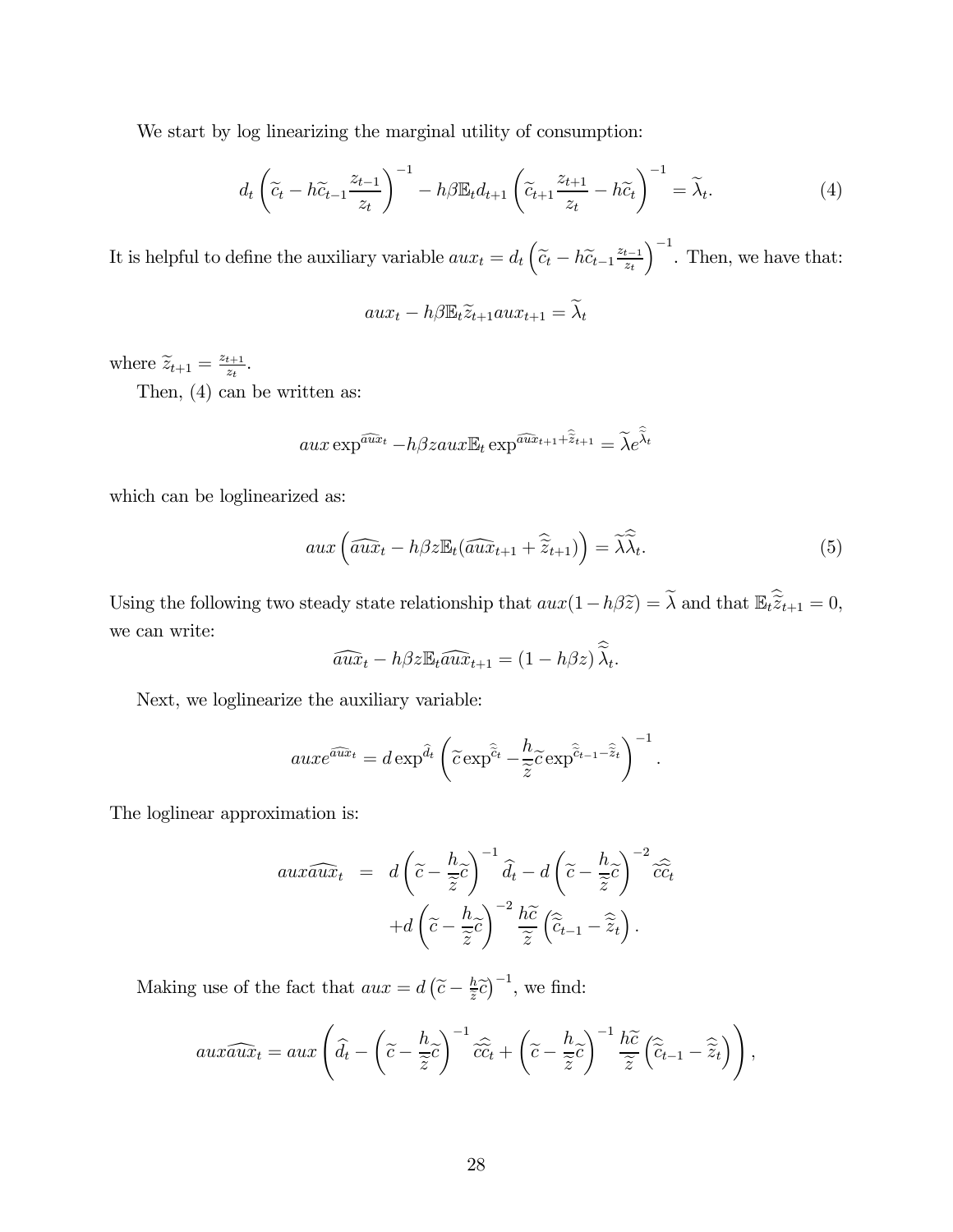We start by log linearizing the marginal utility of consumption:

$$d_t \left( \widetilde{c}_t - h\widetilde{c}_{t-1}\frac{z_{t-1}}{z_t} \right)^{-1} - h\beta \mathbb{E}_t d_{t+1} \left( \widetilde{c}_{t+1}\frac{z_{t+1}}{z_t} - h\widetilde{c}_t \right)^{-1} = \widetilde{\lambda}_t. \tag{4}$$

It is helpful to define the auxiliary variable $aux_t = d_t \left( \widetilde{c}_t - h\widetilde{c}_{t-1}\frac{z_{t-1}}{z_t} \right)^{-1}$. Then, we have that:

$$aux_t - h\beta \mathbb{E}_t \widetilde{z}_{t+1} aux_{t+1} = \widetilde{\lambda}_t$$

where $\widetilde{z}_{t+1} = \frac{z_{t+1}}{z_t}$.

Then, (4) can be written as:

$$aux \exp^{\widehat{aux}_t} - h\beta z aux \mathbb{E}_t \exp^{\widehat{aux}_{t+1} + \widehat{\widetilde{z}}_{t+1}} = \widetilde{\lambda} e^{\widehat{\widetilde{\lambda}}_t}$$

which can be loglinearized as:

$$aux \left( \widehat{aux}_t - h\beta z \mathbb{E}_t (\widehat{aux}_{t+1} + \widehat{\widetilde{z}}_{t+1}) \right) = \widetilde{\lambda}\widehat{\widetilde{\lambda}}_t. \tag{5}$$

Using the following two steady state relationship that $aux(1 - h\beta\widetilde{z}) = \widetilde{\lambda}$ and that $\mathbb{E}_t \widehat{\widetilde{z}}_{t+1} = 0$, we can write:

$$\widehat{aux}_t - h\beta z \mathbb{E}_t \widehat{aux}_{t+1} = (1 - h\beta z)\, \widehat{\widetilde{\lambda}}_t.$$

Next, we loglinearize the auxiliary variable:

$$aux e^{\widehat{aux}_t} = d \exp^{\widehat{d}_t} \left( \widetilde{c} \exp^{\widehat{\widetilde{c}}_t} - \frac{h}{\widetilde{z}} \widetilde{c} \exp^{\widehat{\widetilde{c}}_{t-1} - \widehat{\widetilde{z}}_t} \right)^{-1}.$$

The loglinear approximation is:

$$\begin{aligned} aux\widehat{aux}_t &= d \left( \widetilde{c} - \frac{h}{\widetilde{z}}\widetilde{c} \right)^{-1} \widehat{d}_t - d \left( \widetilde{c} - \frac{h}{\widetilde{z}}\widetilde{c} \right)^{-2} \widetilde{c}\widehat{\widetilde{c}}_t \\ &\quad + d \left( \widetilde{c} - \frac{h}{\widetilde{z}}\widetilde{c} \right)^{-2} \frac{h\widetilde{c}}{\widetilde{z}} \left( \widehat{\widetilde{c}}_{t-1} - \widehat{\widetilde{z}}_t \right). \end{aligned}$$

Making use of the fact that $aux = d \left( \widetilde{c} - \frac{h}{\widetilde{z}}\widetilde{c} \right)^{-1}$, we find:

$$aux\widehat{aux}_t = aux \left( \widehat{d}_t - \left( \widetilde{c} - \frac{h}{\widetilde{z}}\widetilde{c} \right)^{-1} \widetilde{c}\widehat{\widetilde{c}}_t + \left( \widetilde{c} - \frac{h}{\widetilde{z}}\widetilde{c} \right)^{-1} \frac{h\widetilde{c}}{\widetilde{z}} \left( \widehat{\widetilde{c}}_{t-1} - \widehat{\widetilde{z}}_t \right) \right),$$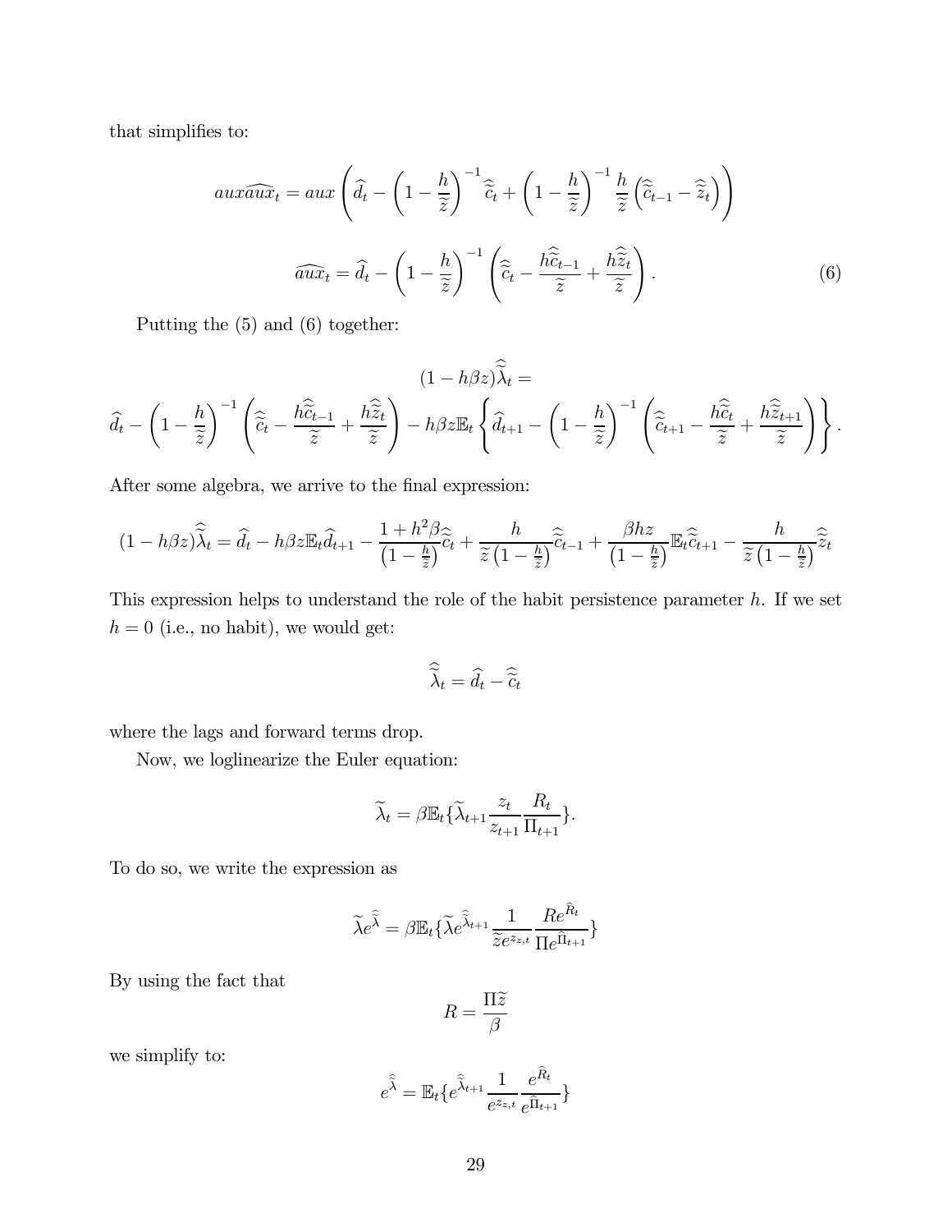that simplifies to:

$$aux\widehat{aux}_t = aux\left(\widehat{d}_t - \left(1-\frac{h}{\widetilde{z}}\right)^{-1}\widehat{\widetilde{c}}_t + \left(1-\frac{h}{\widetilde{z}}\right)^{-1}\frac{h}{\widetilde{z}}\left(\widehat{\widetilde{c}}_{t-1} - \widehat{\widetilde{z}}_t\right)\right)$$

$$\widehat{aux}_t = \widehat{d}_t - \left(1-\frac{h}{\widetilde{z}}\right)^{-1}\left(\widehat{\widetilde{c}}_t - \frac{h\widehat{\widetilde{c}}_{t-1}}{\widetilde{z}} + \frac{h\widehat{\widetilde{z}}_t}{\widetilde{z}}\right). \tag{6}$$

Putting the (5) and (6) together:

$$(1-h\beta z)\widehat{\widetilde{\lambda}}_t =$$

$$\widehat{d}_t - \left(1-\frac{h}{\widetilde{z}}\right)^{-1}\left(\widehat{\widetilde{c}}_t - \frac{h\widehat{\widetilde{c}}_{t-1}}{\widetilde{z}} + \frac{h\widehat{\widetilde{z}}_t}{\widetilde{z}}\right) - h\beta z\mathbb{E}_t\left\{\widehat{d}_{t+1} - \left(1-\frac{h}{\widetilde{z}}\right)^{-1}\left(\widehat{\widetilde{c}}_{t+1} - \frac{h\widehat{\widetilde{c}}_t}{\widetilde{z}} + \frac{h\widehat{\widetilde{z}}_{t+1}}{\widetilde{z}}\right)\right\}.$$

After some algebra, we arrive to the final expression:

$$(1-h\beta z)\widehat{\widetilde{\lambda}}_t = \widehat{d}_t - h\beta z\mathbb{E}_t\widehat{d}_{t+1} - \frac{1+h^2\beta}{\left(1-\frac{h}{\widetilde{z}}\right)}\widehat{\widetilde{c}}_t + \frac{h}{\widetilde{z}\left(1-\frac{h}{\widetilde{z}}\right)}\widehat{\widetilde{c}}_{t-1} + \frac{\beta hz}{\left(1-\frac{h}{\widetilde{z}}\right)}\mathbb{E}_t\widehat{\widetilde{c}}_{t+1} - \frac{h}{\widetilde{z}\left(1-\frac{h}{\widetilde{z}}\right)}\widehat{\widetilde{z}}_t$$

This expression helps to understand the role of the habit persistence parameter $h$. If we set $h = 0$ (i.e., no habit), we would get:

$$\widehat{\widetilde{\lambda}}_t = \widehat{d}_t - \widehat{\widetilde{c}}_t$$

where the lags and forward terms drop.

Now, we loglinearize the Euler equation:

$$\widetilde{\lambda}_t = \beta\mathbb{E}_t\{\widetilde{\lambda}_{t+1}\frac{z_t}{z_{t+1}}\frac{R_t}{\Pi_{t+1}}\}.$$

To do so, we write the expression as

$$\widetilde{\lambda}e^{\widehat{\widetilde{\lambda}}} = \beta\mathbb{E}_t\{\widetilde{\lambda}e^{\widehat{\widetilde{\lambda}}_{t+1}}\frac{1}{\widetilde{z}e^{z_{z,t}}}\frac{Re^{\widehat{R}_t}}{\Pi e^{\widehat{\Pi}_{t+1}}}\}$$

By using the fact that

$$R = \frac{\Pi\widetilde{z}}{\beta}$$

we simplify to:

$$e^{\widehat{\widetilde{\lambda}}} = \mathbb{E}_t\{e^{\widehat{\widetilde{\lambda}}_{t+1}}\frac{1}{e^{z_{z,t}}}\frac{e^{\widehat{R}_t}}{e^{\widehat{\Pi}_{t+1}}}\}$$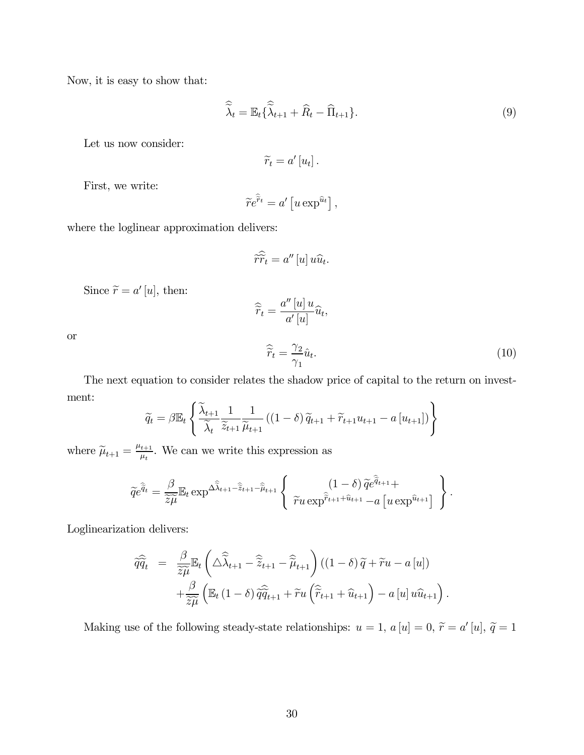Now, it is easy to show that:

$$\widehat{\widetilde{\lambda}}_t = \mathbb{E}_t\{\widehat{\widetilde{\lambda}}_{t+1} + \widehat{R}_t - \widehat{\Pi}_{t+1}\}. \tag{9}$$

Let us now consider:

$$\widetilde{r}_t = a'[u_t].$$

First, we write:

$$\widetilde{r}e^{\widehat{\widetilde{r}}_t} = a'\left[u \exp^{\widehat{u}_t}\right],$$

where the loglinear approximation delivers:

$$\widetilde{r}\widehat{\widetilde{r}}_t = a''[u]\, u\widehat{u}_t.$$

Since $\widetilde{r} = a'[u]$, then:

$$\widehat{\widetilde{r}}_t = \frac{a''[u]\, u}{a'[u]}\widehat{u}_t,$$

or

$$\widehat{\widetilde{r}}_t = \frac{\gamma_2}{\gamma_1}\hat{u}_t. \tag{10}$$

The next equation to consider relates the shadow price of capital to the return on investment:

$$\widetilde{q}_t = \beta\mathbb{E}_t\left\{\frac{\widetilde{\lambda}_{t+1}}{\widetilde{\lambda}_t}\frac{1}{\widetilde{z}_{t+1}}\frac{1}{\widetilde{\mu}_{t+1}}\left((1-\delta)\,\widetilde{q}_{t+1} + \widetilde{r}_{t+1}u_{t+1} - a[u_{t+1}]\right)\right\}$$

where $\widetilde{\mu}_{t+1} = \frac{\mu_{t+1}}{\mu_t}$. We can we write this expression as

$$\widetilde{q}e^{\widehat{\widetilde{q}}_t} = \frac{\beta}{\widetilde{z}\widetilde{\mu}}\mathbb{E}_t \exp^{\triangle\widehat{\widetilde{\lambda}}_{t+1} - \widehat{\widetilde{z}}_{t+1} - \widehat{\widetilde{\mu}}_{t+1}}\left\{\begin{array}{c}(1-\delta)\,\widetilde{q}e^{\widehat{\widetilde{q}}_{t+1}} + \\ \widetilde{r}u\exp^{\widehat{\widetilde{r}}_{t+1} + \widehat{u}_{t+1}} - a\left[u\exp^{\widehat{u}_{t+1}}\right]\end{array}\right\}.$$

Loglinearization delivers:

$$\begin{aligned}\widetilde{q}\widehat{\widetilde{q}}_t &= \frac{\beta}{\widetilde{z}\widetilde{\mu}}\mathbb{E}_t\left(\triangle\widehat{\widetilde{\lambda}}_{t+1} - \widehat{\widetilde{z}}_{t+1} - \widehat{\widetilde{\mu}}_{t+1}\right)\left((1-\delta)\,\widetilde{q} + \widetilde{r}u - a[u]\right) \\ &\quad + \frac{\beta}{\widetilde{z}\widetilde{\mu}}\left(\mathbb{E}_t(1-\delta)\,\widetilde{q}\widehat{\widetilde{q}}_{t+1} + \widetilde{r}u\left(\widehat{\widetilde{r}}_{t+1} + \widehat{u}_{t+1}\right) - a[u]\, u\widehat{u}_{t+1}\right).\end{aligned}$$

Making use of the following steady-state relationships: $u = 1$, $a[u] = 0$, $\widetilde{r} = a'[u]$, $\widetilde{q} = 1$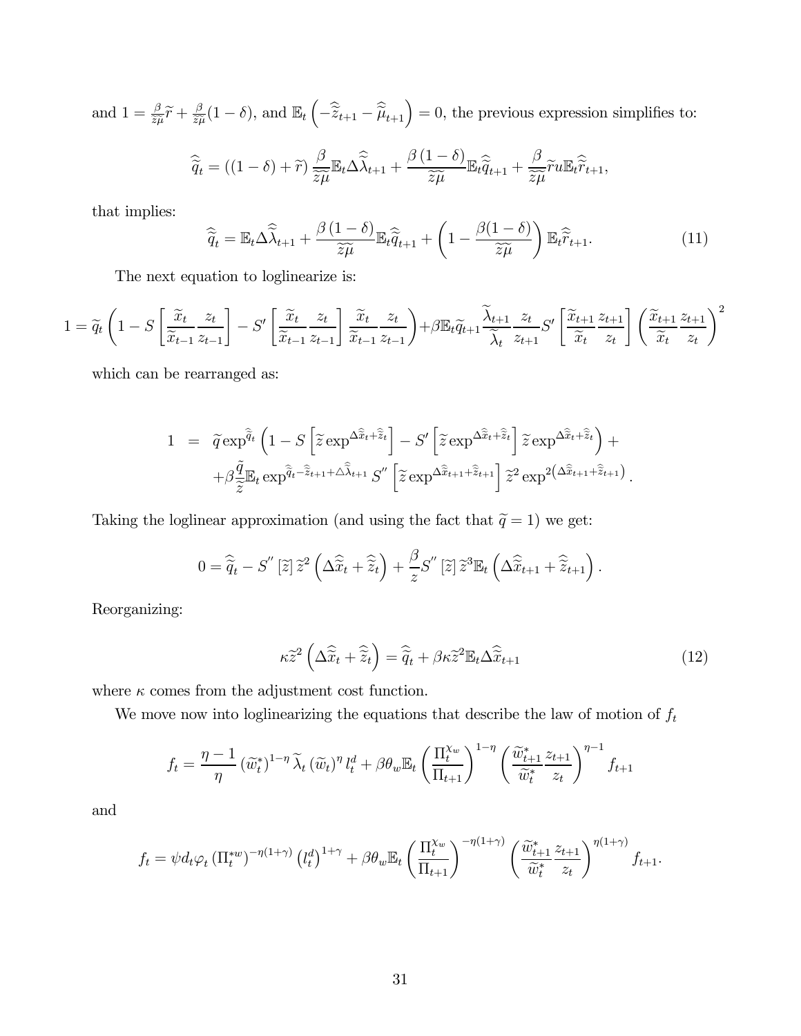and $1 = \frac{\beta}{\widetilde{z}\widetilde{\mu}}\widetilde{r} + \frac{\beta}{\widetilde{z}\widetilde{\mu}}(1-\delta)$, and $\mathbb{E}_t\left(-\widehat{\widetilde{z}}_{t+1} - \widehat{\widetilde{\mu}}_{t+1}\right) = 0$, the previous expression simplifies to:

$$\widehat{\widetilde{q}}_t = ((1-\delta)+\widetilde{r})\frac{\beta}{\widetilde{z}\widetilde{\mu}}\mathbb{E}_t\Delta\widehat{\widetilde{\lambda}}_{t+1} + \frac{\beta(1-\delta)}{\widetilde{z}\widetilde{\mu}}\mathbb{E}_t\widehat{\widetilde{q}}_{t+1} + \frac{\beta}{\widetilde{z}\widetilde{\mu}}\widetilde{r}u\mathbb{E}_t\widehat{\widetilde{r}}_{t+1},$$

that implies:

$$\widehat{\widetilde{q}}_t = \mathbb{E}_t\Delta\widehat{\widetilde{\lambda}}_{t+1} + \frac{\beta(1-\delta)}{\widetilde{z}\widetilde{\mu}}\mathbb{E}_t\widehat{\widetilde{q}}_{t+1} + \left(1 - \frac{\beta(1-\delta)}{\widetilde{z}\widetilde{\mu}}\right)\mathbb{E}_t\widehat{\widetilde{r}}_{t+1}. \tag{11}$$

The next equation to loglinearize is:

$$1 = \widetilde{q}_t\left(1 - S\left[\frac{\widetilde{x}_t}{\widetilde{x}_{t-1}}\frac{z_t}{z_{t-1}}\right] - S'\left[\frac{\widetilde{x}_t}{\widetilde{x}_{t-1}}\frac{z_t}{z_{t-1}}\right]\frac{\widetilde{x}_t}{\widetilde{x}_{t-1}}\frac{z_t}{z_{t-1}}\right) + \beta\mathbb{E}_t\widetilde{q}_{t+1}\frac{\widetilde{\lambda}_{t+1}}{\widetilde{\lambda}_t}\frac{z_t}{z_{t+1}}S'\left[\frac{\widetilde{x}_{t+1}}{\widetilde{x}_t}\frac{z_{t+1}}{z_t}\right]\left(\frac{\widetilde{x}_{t+1}}{\widetilde{x}_t}\frac{z_{t+1}}{z_t}\right)^2$$

which can be rearranged as:

$$\begin{aligned} 1 &= \widetilde{q}\exp^{\widehat{\widetilde{q}}_t}\left(1 - S\left[\widetilde{z}\exp^{\Delta\widehat{\widetilde{x}}_t + \widehat{\widetilde{z}}_t}\right] - S'\left[\widetilde{z}\exp^{\Delta\widehat{\widetilde{x}}_t + \widehat{\widetilde{z}}_t}\right]\widetilde{z}\exp^{\Delta\widehat{\widetilde{x}}_t + \widehat{\widetilde{z}}_t}\right) + \\ &\quad + \beta\frac{\tilde{q}}{\widetilde{z}}\mathbb{E}_t\exp^{\widehat{\widetilde{q}}_t - \widehat{\widetilde{z}}_{t+1} + \Delta\widehat{\widetilde{\lambda}}_{t+1}}S''\left[\widetilde{z}\exp^{\Delta\widehat{\widetilde{x}}_{t+1} + \widehat{\widetilde{z}}_{t+1}}\right]\widetilde{z}^2\exp^{2\left(\Delta\widehat{\widetilde{x}}_{t+1} + \widehat{\widetilde{z}}_{t+1}\right)}. \end{aligned}$$

Taking the loglinear approximation (and using the fact that $\widetilde{q} = 1$) we get:

$$0 = \widehat{\widetilde{q}}_t - S''[\widetilde{z}]\widetilde{z}^2\left(\Delta\widehat{\widetilde{x}}_t + \widehat{\widetilde{z}}_t\right) + \frac{\beta}{z}S''[\widetilde{z}]\widetilde{z}^3\mathbb{E}_t\left(\Delta\widehat{\widetilde{x}}_{t+1} + \widehat{\widetilde{z}}_{t+1}\right).$$

Reorganizing:

$$\kappa\widetilde{z}^2\left(\Delta\widehat{\widetilde{x}}_t + \widehat{\widetilde{z}}_t\right) = \widehat{\widetilde{q}}_t + \beta\kappa\widetilde{z}^2\mathbb{E}_t\Delta\widehat{\widetilde{x}}_{t+1} \tag{12}$$

where $\kappa$ comes from the adjustment cost function.

We move now into loglinearizing the equations that describe the law of motion of $f_t$

$$f_t = \frac{\eta-1}{\eta}\left(\widetilde{w}_t^*\right)^{1-\eta}\widetilde{\lambda}_t\left(\widetilde{w}_t\right)^{\eta}l_t^d + \beta\theta_w\mathbb{E}_t\left(\frac{\Pi_t^{\chi_w}}{\Pi_{t+1}}\right)^{1-\eta}\left(\frac{\widetilde{w}_{t+1}^*}{\widetilde{w}_t^*}\frac{z_{t+1}}{z_t}\right)^{\eta-1}f_{t+1}$$

and

$$f_t = \psi d_t\varphi_t\left(\Pi_t^{*w}\right)^{-\eta(1+\gamma)}\left(l_t^d\right)^{1+\gamma} + \beta\theta_w\mathbb{E}_t\left(\frac{\Pi_t^{\chi_w}}{\Pi_{t+1}}\right)^{-\eta(1+\gamma)}\left(\frac{\widetilde{w}_{t+1}^*}{\widetilde{w}_t^*}\frac{z_{t+1}}{z_t}\right)^{\eta(1+\gamma)}f_{t+1}.$$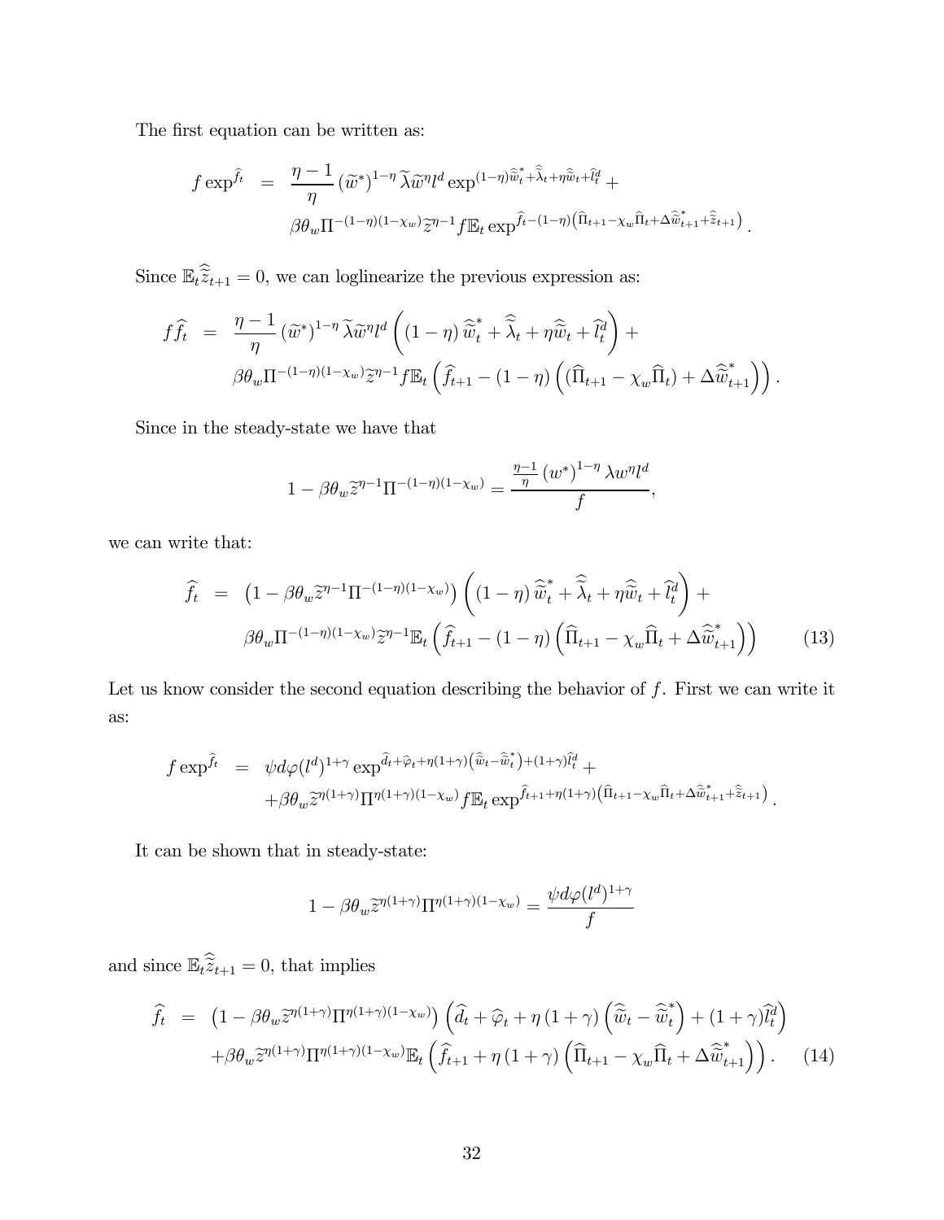The first equation can be written as:

$$
\begin{aligned}
f \exp^{\widehat{f}_t} &= \frac{\eta - 1}{\eta} \left(\widetilde{w}^*\right)^{1-\eta} \widetilde{\lambda} \widetilde{w}^{\eta} l^d \exp^{(1-\eta)\widehat{\widetilde{w}}_t^* + \widehat{\widetilde{\lambda}}_t + \eta \widehat{\widetilde{w}}_t + \widehat{l}_t^d} + \\
&\quad \beta \theta_w \Pi^{-(1-\eta)(1-\chi_w)} \widetilde{z}^{\eta - 1} f \mathbb{E}_t \exp^{\widehat{f}_t - (1-\eta)\left(\widehat{\Pi}_{t+1} - \chi_w \widehat{\Pi}_t + \Delta \widehat{\widetilde{w}}_{t+1}^* + \widehat{\widetilde{z}}_{t+1}\right)}.
\end{aligned}
$$

Since $\mathbb{E}_t \widehat{\widetilde{z}}_{t+1} = 0$, we can loglinearize the previous expression as:

$$
\begin{aligned}
f \widehat{f}_t &= \frac{\eta - 1}{\eta} \left(\widetilde{w}^*\right)^{1-\eta} \widetilde{\lambda} \widetilde{w}^{\eta} l^d \left( (1-\eta) \widehat{\widetilde{w}}_t^* + \widehat{\widetilde{\lambda}}_t + \eta \widehat{\widetilde{w}}_t + \widehat{l}_t^d \right) + \\
&\quad \beta \theta_w \Pi^{-(1-\eta)(1-\chi_w)} \widetilde{z}^{\eta - 1} f \mathbb{E}_t \left( \widehat{f}_{t+1} - (1-\eta) \left( (\widehat{\Pi}_{t+1} - \chi_w \widehat{\Pi}_t) + \Delta \widehat{\widetilde{w}}_{t+1}^* \right) \right).
\end{aligned}
$$

Since in the steady-state we have that

$$
1 - \beta \theta_w \widetilde{z}^{\eta - 1} \Pi^{-(1-\eta)(1-\chi_w)} = \frac{\frac{\eta - 1}{\eta} \left(w^*\right)^{1-\eta} \lambda w^{\eta} l^d}{f},
$$

we can write that:

$$
\begin{aligned}
\widehat{f}_t &= \left(1 - \beta \theta_w \widetilde{z}^{\eta - 1} \Pi^{-(1-\eta)(1-\chi_w)}\right) \left( (1-\eta) \widehat{\widetilde{w}}_t^* + \widehat{\widetilde{\lambda}}_t + \eta \widehat{\widetilde{w}}_t + \widehat{l}_t^d \right) + \\
&\quad \beta \theta_w \Pi^{-(1-\eta)(1-\chi_w)} \widetilde{z}^{\eta - 1} \mathbb{E}_t \left( \widehat{f}_{t+1} - (1-\eta) \left( \widehat{\Pi}_{t+1} - \chi_w \widehat{\Pi}_t + \Delta \widehat{\widetilde{w}}_{t+1}^* \right) \right) \qquad (13)
\end{aligned}
$$

Let us know consider the second equation describing the behavior of $f$. First we can write it as:

$$
\begin{aligned}
f \exp^{\widehat{f}_t} &= \psi d \varphi (l^d)^{1+\gamma} \exp^{\widehat{d}_t + \widehat{\varphi}_t + \eta(1+\gamma)\left(\widehat{\widetilde{w}}_t - \widehat{\widetilde{w}}_t^*\right) + (1+\gamma)\widehat{l}_t^d} + \\
&\quad + \beta \theta_w \widetilde{z}^{\eta(1+\gamma)} \Pi^{\eta(1+\gamma)(1-\chi_w)} f \mathbb{E}_t \exp^{\widehat{f}_{t+1} + \eta(1+\gamma)\left(\widehat{\Pi}_{t+1} - \chi_w \widehat{\Pi}_t + \Delta \widehat{\widetilde{w}}_{t+1}^* + \widehat{\widetilde{z}}_{t+1}\right)}.
\end{aligned}
$$

It can be shown that in steady-state:

$$
1 - \beta \theta_w \widetilde{z}^{\eta(1+\gamma)} \Pi^{\eta(1+\gamma)(1-\chi_w)} = \frac{\psi d \varphi (l^d)^{1+\gamma}}{f}
$$

and since $\mathbb{E}_t \widehat{\widetilde{z}}_{t+1} = 0$, that implies

$$
\begin{aligned}
\widehat{f}_t &= \left(1 - \beta \theta_w \widetilde{z}^{\eta(1+\gamma)} \Pi^{\eta(1+\gamma)(1-\chi_w)}\right) \left( \widehat{d}_t + \widehat{\varphi}_t + \eta (1+\gamma) \left( \widehat{\widetilde{w}}_t - \widehat{\widetilde{w}}_t^* \right) + (1+\gamma) \widehat{l}_t^d \right) \\
&\quad + \beta \theta_w \widetilde{z}^{\eta(1+\gamma)} \Pi^{\eta(1+\gamma)(1-\chi_w)} \mathbb{E}_t \left( \widehat{f}_{t+1} + \eta (1+\gamma) \left( \widehat{\Pi}_{t+1} - \chi_w \widehat{\Pi}_t + \Delta \widehat{\widetilde{w}}_{t+1}^* \right) \right). \qquad (14)
\end{aligned}
$$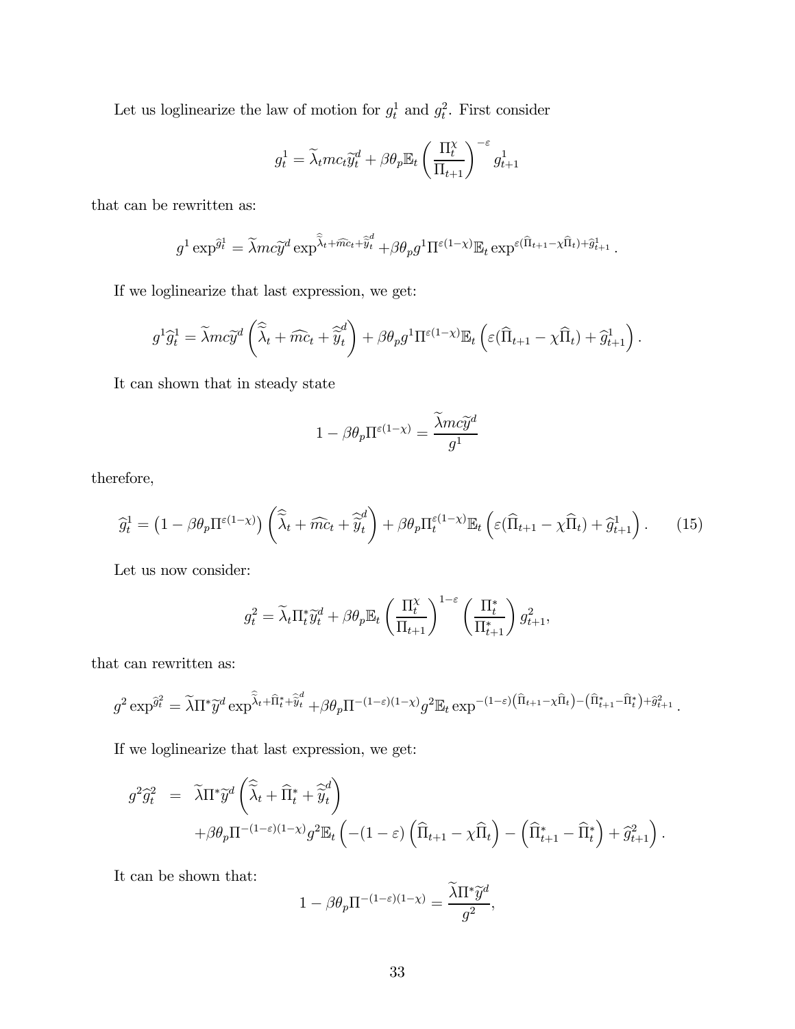Let us loglinearize the law of motion for $g_t^1$ and $g_t^2$. First consider

$$g_t^1 = \widetilde{\lambda}_t mc_t \widetilde{y}_t^d + \beta\theta_p \mathbb{E}_t \left(\frac{\Pi_t^\chi}{\Pi_{t+1}}\right)^{-\varepsilon} g_{t+1}^1$$

that can be rewritten as:

$$g^1 \exp^{\widehat{g}_t^1} = \widetilde{\lambda} mc \widetilde{y}^d \exp^{\widehat{\widetilde{\lambda}}_t + \widehat{mc}_t + \widehat{\widetilde{y}}_t^d} + \beta\theta_p g^1 \Pi^{\varepsilon(1-\chi)} \mathbb{E}_t \exp^{\varepsilon(\widehat{\Pi}_{t+1} - \chi\widehat{\Pi}_t) + \widehat{g}_{t+1}^1}.$$

If we loglinearize that last expression, we get:

$$g^1 \widehat{g}_t^1 = \widetilde{\lambda} mc \widetilde{y}^d \left(\widehat{\widetilde{\lambda}}_t + \widehat{mc}_t + \widehat{\widetilde{y}}_t^d\right) + \beta\theta_p g^1 \Pi^{\varepsilon(1-\chi)} \mathbb{E}_t \left(\varepsilon(\widehat{\Pi}_{t+1} - \chi\widehat{\Pi}_t) + \widehat{g}_{t+1}^1\right).$$

It can shown that in steady state

$$1 - \beta\theta_p \Pi^{\varepsilon(1-\chi)} = \frac{\widetilde{\lambda} mc \widetilde{y}^d}{g^1}$$

therefore,

$$\widehat{g}_t^1 = \left(1 - \beta\theta_p \Pi^{\varepsilon(1-\chi)}\right) \left(\widehat{\widetilde{\lambda}}_t + \widehat{mc}_t + \widehat{\widetilde{y}}_t^d\right) + \beta\theta_p \Pi_t^{\varepsilon(1-\chi)} \mathbb{E}_t \left(\varepsilon(\widehat{\Pi}_{t+1} - \chi\widehat{\Pi}_t) + \widehat{g}_{t+1}^1\right). \tag{15}$$

Let us now consider:

$$g_t^2 = \widetilde{\lambda}_t \Pi_t^* \widetilde{y}_t^d + \beta\theta_p \mathbb{E}_t \left(\frac{\Pi_t^\chi}{\Pi_{t+1}}\right)^{1-\varepsilon} \left(\frac{\Pi_t^*}{\Pi_{t+1}^*}\right) g_{t+1}^2,$$

that can rewritten as:

$$g^2 \exp^{\widehat{g}_t^2} = \widetilde{\lambda} \Pi^* \widetilde{y}^d \exp^{\widehat{\widetilde{\lambda}}_t + \widehat{\Pi}_t^* + \widehat{\widetilde{y}}_t^d} + \beta\theta_p \Pi^{-(1-\varepsilon)(1-\chi)} g^2 \mathbb{E}_t \exp^{-(1-\varepsilon)\left(\widehat{\Pi}_{t+1} - \chi\widehat{\Pi}_t\right) - \left(\widehat{\Pi}_{t+1}^* - \widehat{\Pi}_t^*\right) + \widehat{g}_{t+1}^2}.$$

If we loglinearize that last expression, we get:

$$\begin{aligned} g^2 \widehat{g}_t^2 &= \widetilde{\lambda} \Pi^* \widetilde{y}^d \left(\widehat{\widetilde{\lambda}}_t + \widehat{\Pi}_t^* + \widehat{\widetilde{y}}_t^d\right) \\ &\quad + \beta\theta_p \Pi^{-(1-\varepsilon)(1-\chi)} g^2 \mathbb{E}_t \left(-(1-\varepsilon)\left(\widehat{\Pi}_{t+1} - \chi\widehat{\Pi}_t\right) - \left(\widehat{\Pi}_{t+1}^* - \widehat{\Pi}_t^*\right) + \widehat{g}_{t+1}^2\right). \end{aligned}$$

It can be shown that:

$$1 - \beta\theta_p \Pi^{-(1-\varepsilon)(1-\chi)} = \frac{\widetilde{\lambda} \Pi^* \widetilde{y}^d}{g^2},$$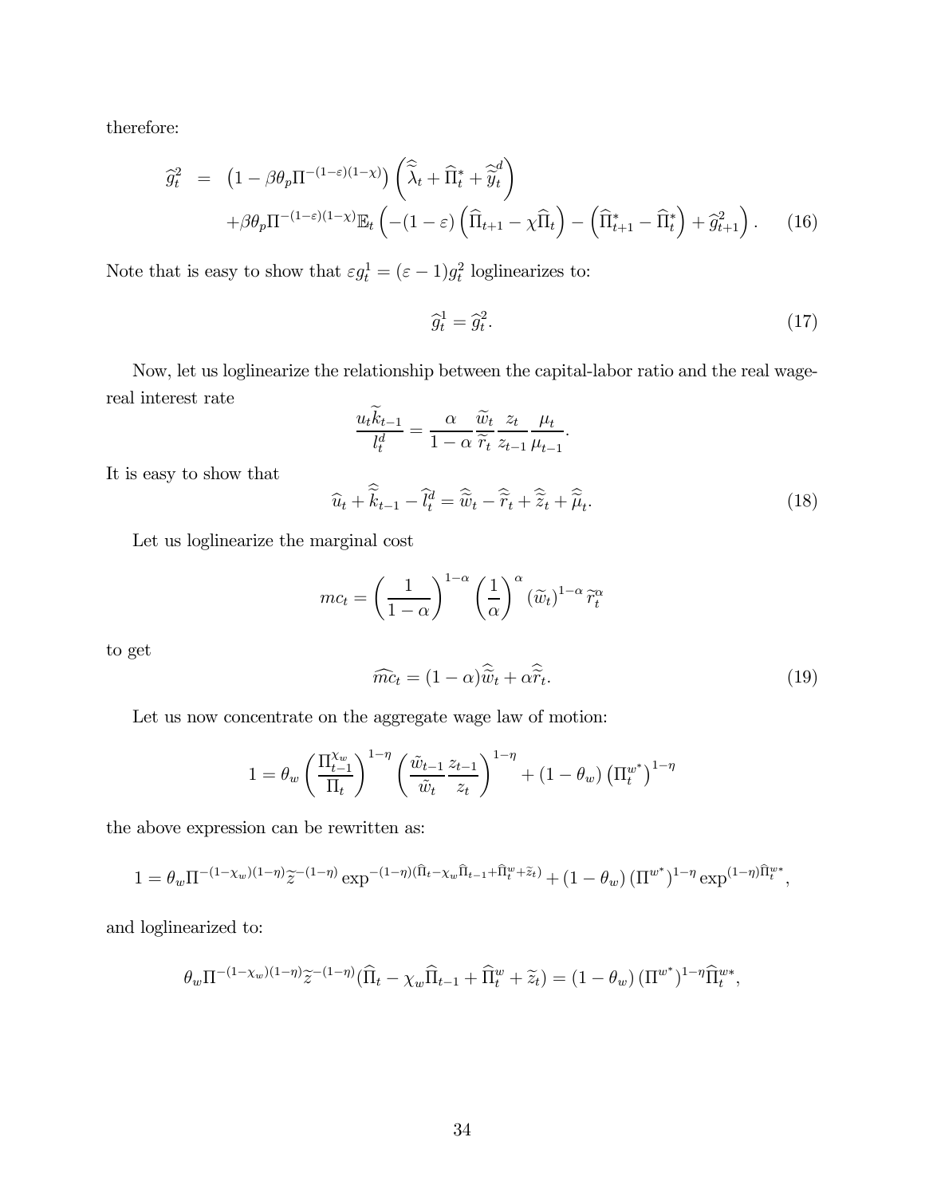therefore:

$$
\begin{aligned}
\widehat{g}_t^2 &= \left(1-\beta\theta_p\Pi^{-(1-\varepsilon)(1-\chi)}\right)\left(\widehat{\widetilde{\lambda}}_t+\widehat{\Pi}_t^*+\widehat{\widetilde{y}}_t^d\right) \\
&\quad +\beta\theta_p\Pi^{-(1-\varepsilon)(1-\chi)}\mathbb{E}_t\left(-(1-\varepsilon)\left(\widehat{\Pi}_{t+1}-\chi\widehat{\Pi}_t\right)-\left(\widehat{\Pi}_{t+1}^*-\widehat{\Pi}_t^*\right)+\widehat{g}_{t+1}^2\right). \qquad (16)
\end{aligned}
$$

Note that is easy to show that $\varepsilon g_t^1=(\varepsilon-1)g_t^2$ loglinearizes to:

$$
\widehat{g}_t^1=\widehat{g}_t^2. \qquad (17)
$$

Now, let us loglinearize the relationship between the capital-labor ratio and the real wage-real interest rate

$$
\frac{u_t\widetilde{k}_{t-1}}{l_t^d}=\frac{\alpha}{1-\alpha}\frac{\widetilde{w}_t}{\widetilde{r}_t}\frac{z_t}{z_{t-1}}\frac{\mu_t}{\mu_{t-1}}.
$$

It is easy to show that

$$
\widehat{u}_t+\widehat{\widetilde{k}}_{t-1}-\widehat{l}_t^d=\widehat{\widetilde{w}}_t-\widehat{\widetilde{r}}_t+\widehat{\widetilde{z}}_t+\widehat{\widetilde{\mu}}_t. \qquad (18)
$$

Let us loglinearize the marginal cost

$$
mc_t=\left(\frac{1}{1-\alpha}\right)^{1-\alpha}\left(\frac{1}{\alpha}\right)^{\alpha}\left(\widetilde{w}_t\right)^{1-\alpha}\widetilde{r}_t^{\alpha}
$$

to get

$$
\widehat{mc}_t=(1-\alpha)\widehat{\widetilde{w}}_t+\alpha\widehat{\widetilde{r}}_t. \qquad (19)
$$

Let us now concentrate on the aggregate wage law of motion:

$$
1=\theta_w\left(\frac{\Pi_{t-1}^{\chi_w}}{\Pi_t}\right)^{1-\eta}\left(\frac{\tilde{w}_{t-1}}{\tilde{w}_t}\frac{z_{t-1}}{z_t}\right)^{1-\eta}+(1-\theta_w)\left(\Pi_t^{w^*}\right)^{1-\eta}
$$

the above expression can be rewritten as:

$$
1=\theta_w\Pi^{-(1-\chi_w)(1-\eta)}\widetilde{z}^{-(1-\eta)}\exp^{-(1-\eta)(\widehat{\Pi}_t-\chi_w\widehat{\Pi}_{t-1}+\widehat{\Pi}_t^w+\widetilde{z}_t)}+(1-\theta_w)\left(\Pi^{w^*}\right)^{1-\eta}\exp^{(1-\eta)\widehat{\Pi}_t^{w*}},
$$

and loglinearized to:

$$
\theta_w\Pi^{-(1-\chi_w)(1-\eta)}\widetilde{z}^{-(1-\eta)}(\widehat{\Pi}_t-\chi_w\widehat{\Pi}_{t-1}+\widehat{\Pi}_t^w+\widetilde{z}_t)=(1-\theta_w)\left(\Pi^{w^*}\right)^{1-\eta}\widehat{\Pi}_t^{w*},
$$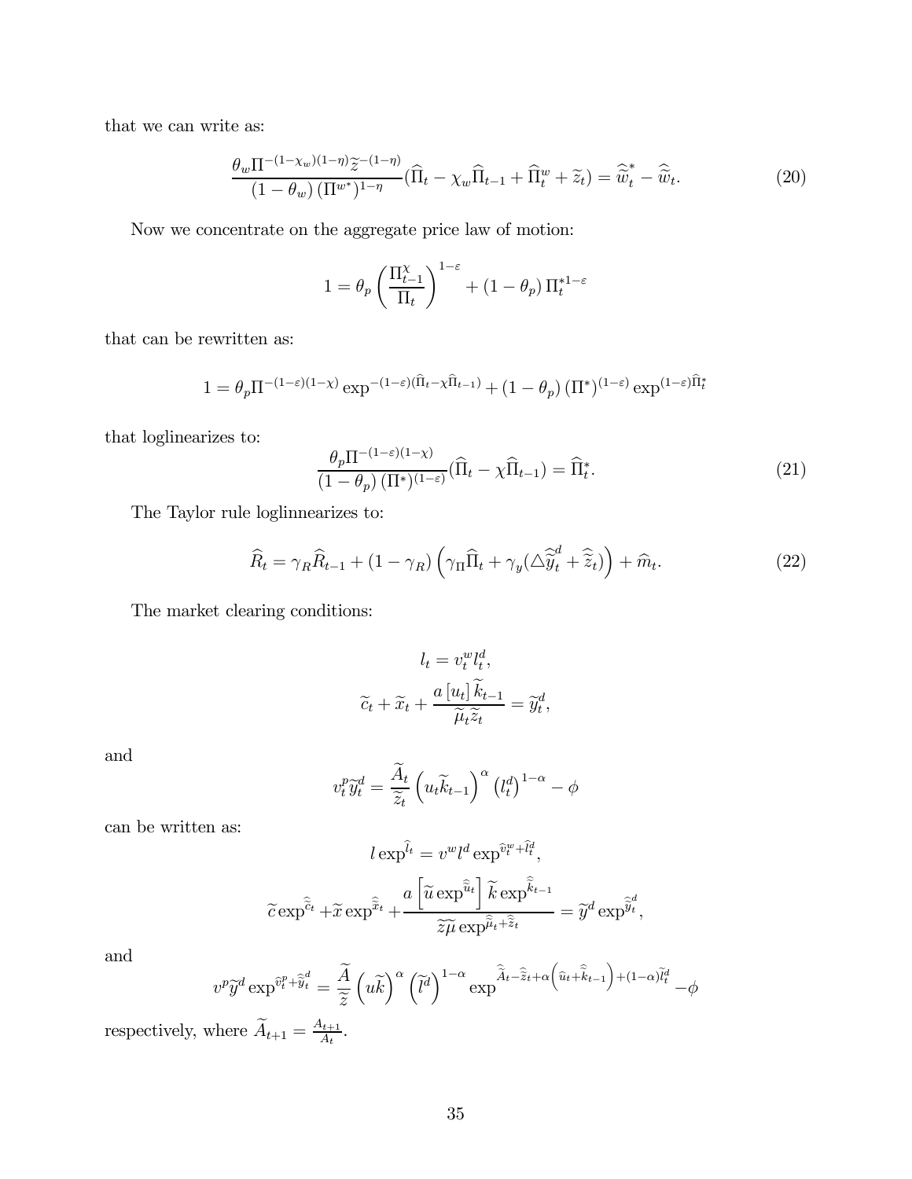that we can write as:

$$\frac{\theta_w \Pi^{-(1-\chi_w)(1-\eta)} \widetilde{z}^{-(1-\eta)}}{(1-\theta_w)(\Pi^{w*})^{1-\eta}} (\widehat{\Pi}_t - \chi_w \widehat{\Pi}_{t-1} + \widehat{\Pi}_t^w + \widetilde{z}_t) = \widehat{\widetilde{w}}_t^* - \widehat{\widetilde{w}}_t. \tag{20}$$

Now we concentrate on the aggregate price law of motion:

$$1 = \theta_p \left( \frac{\Pi_{t-1}^{\chi}}{\Pi_t} \right)^{1-\varepsilon} + (1-\theta_p) \Pi_t^{*1-\varepsilon}$$

that can be rewritten as:

$$1 = \theta_p \Pi^{-(1-\varepsilon)(1-\chi)} \exp^{-(1-\varepsilon)(\widehat{\Pi}_t - \chi \widehat{\Pi}_{t-1})} + (1-\theta_p)(\Pi^*)^{(1-\varepsilon)} \exp^{(1-\varepsilon)\widehat{\Pi}_t^*}$$

that loglinearizes to:

$$\frac{\theta_p \Pi^{-(1-\varepsilon)(1-\chi)}}{(1-\theta_p)(\Pi^*)^{(1-\varepsilon)}} (\widehat{\Pi}_t - \chi \widehat{\Pi}_{t-1}) = \widehat{\Pi}_t^*. \tag{21}$$

The Taylor rule loglinnearizes to:

$$\widehat{R}_t = \gamma_R \widehat{R}_{t-1} + (1-\gamma_R) \left( \gamma_\Pi \widehat{\Pi}_t + \gamma_y (\triangle \widehat{\widetilde{y}}_t^d + \widehat{\widetilde{z}}_t) \right) + \widehat{m}_t. \tag{22}$$

The market clearing conditions:

$$l_t = v_t^w l_t^d,$$

$$\widetilde{c}_t + \widetilde{x}_t + \frac{a[u_t]\widetilde{k}_{t-1}}{\widetilde{\mu}_t \widetilde{z}_t} = \widetilde{y}_t^d,$$

and

$$v_t^p \widetilde{y}_t^d = \frac{\widetilde{A}_t}{\widetilde{z}_t} \left( u_t \widetilde{k}_{t-1} \right)^\alpha \left( l_t^d \right)^{1-\alpha} - \phi$$

can be written as:

$$l \exp^{\widehat{l}_t} = v^w l^d \exp^{\widehat{v}_t^w + \widehat{l}_t^d},$$

$$\widetilde{c} \exp^{\widehat{\widetilde{c}}_t} + \widetilde{x} \exp^{\widehat{\widetilde{x}}_t} + \frac{a\left[\widetilde{u} \exp^{\widehat{\widetilde{u}}_t}\right] \widetilde{k} \exp^{\widehat{\widetilde{k}}_{t-1}}}{\widetilde{z}\widetilde{\mu} \exp^{\widehat{\widetilde{\mu}}_t + \widehat{\widetilde{z}}_t}} = \widetilde{y}^d \exp^{\widehat{\widetilde{y}}_t^d},$$

and

$$v^p \widetilde{y}^d \exp^{\widehat{v}_t^p + \widehat{\widetilde{y}}_t^d} = \frac{\widetilde{A}}{\widetilde{z}} \left( u\widetilde{k} \right)^\alpha \left( \widetilde{l}^d \right)^{1-\alpha} \exp^{\widehat{\widetilde{A}}_t - \widehat{\widetilde{z}}_t + \alpha\left(\widehat{u}_t + \widehat{\widetilde{k}}_{t-1}\right) + (1-\alpha)\widetilde{l}_t^d} - \phi$$

respectively, where $\widetilde{A}_{t+1} = \frac{A_{t+1}}{A_t}$.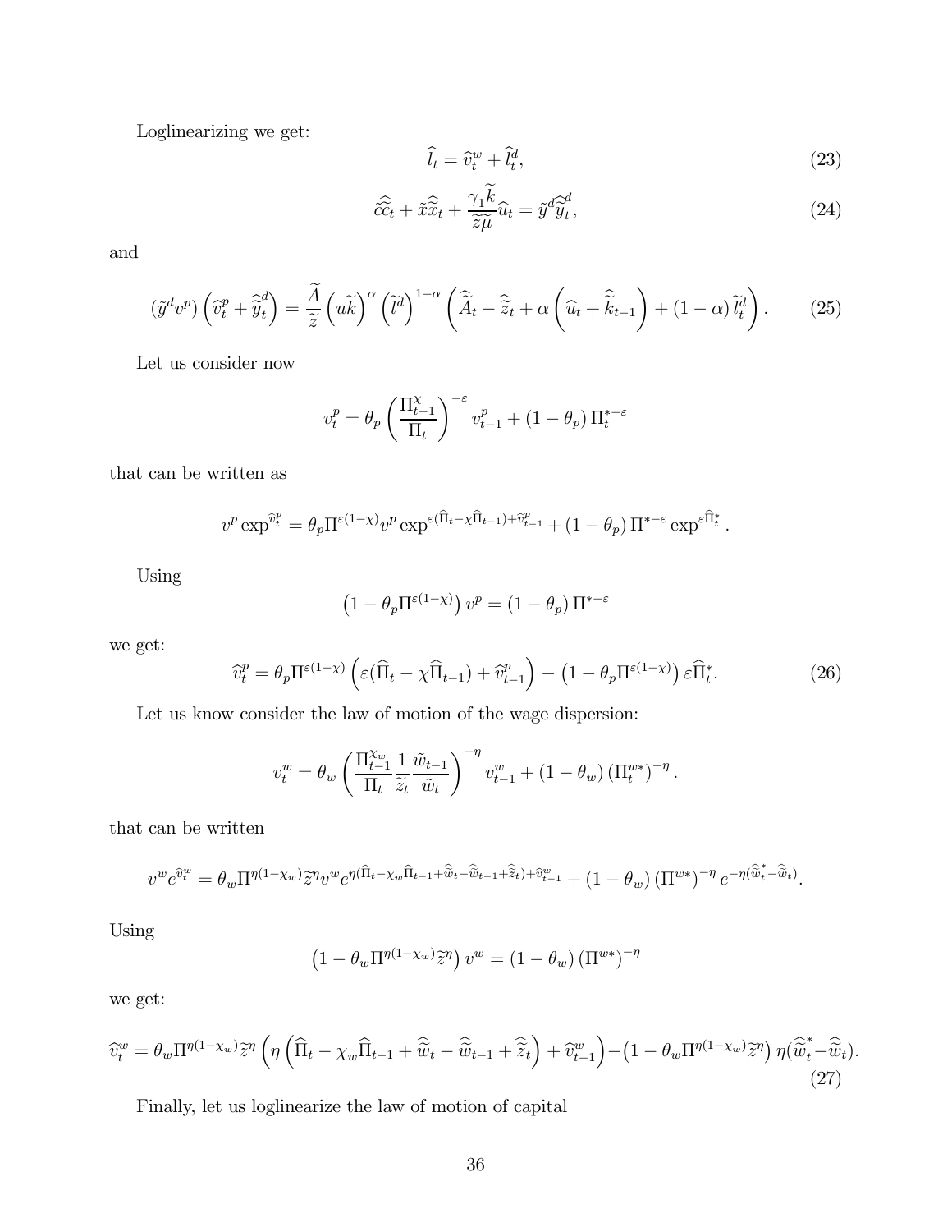Loglinearizing we get:

$$\widehat{l}_t = \widehat{v}_t^w + \widehat{l}_t^d, \tag{23}$$

$$\tilde{c}\widehat{\tilde{c}}_t + \tilde{x}\widehat{\tilde{x}}_t + \frac{\gamma_1 \widetilde{k}}{\widetilde{z}\widetilde{\mu}}\widehat{u}_t = \tilde{y}^d \widehat{\tilde{y}}_t^d, \tag{24}$$

and

$$\left(\tilde{y}^d v^p\right)\left(\widehat{v}_t^p + \widehat{\tilde{y}}_t^d\right) = \frac{\widetilde{A}}{\widetilde{z}}\left(u\widetilde{k}\right)^{\alpha}\left(\widetilde{l}^d\right)^{1-\alpha}\left(\widehat{\widetilde{A}}_t - \widehat{\widetilde{z}}_t + \alpha\left(\widehat{u}_t + \widehat{\widetilde{k}}_{t-1}\right) + (1-\alpha)\widetilde{l}_t^d\right). \tag{25}$$

Let us consider now

$$v_t^p = \theta_p \left(\frac{\Pi_{t-1}^{\chi}}{\Pi_t}\right)^{-\varepsilon} v_{t-1}^p + (1-\theta_p)\Pi_t^{*-\varepsilon}$$

that can be written as

$$v^p \exp^{\widehat{v}_t^p} = \theta_p \Pi^{\varepsilon(1-\chi)} v^p \exp^{\varepsilon(\widehat{\Pi}_t - \chi\widehat{\Pi}_{t-1}) + \widehat{v}_{t-1}^p} + (1-\theta_p)\Pi^{*-\varepsilon}\exp^{\varepsilon\widehat{\Pi}_t^*}.$$

Using

$$\left(1-\theta_p \Pi^{\varepsilon(1-\chi)}\right) v^p = (1-\theta_p)\Pi^{*-\varepsilon}$$

we get:

$$\widehat{v}_t^p = \theta_p \Pi^{\varepsilon(1-\chi)}\left(\varepsilon(\widehat{\Pi}_t - \chi\widehat{\Pi}_{t-1}) + \widehat{v}_{t-1}^p\right) - \left(1-\theta_p\Pi^{\varepsilon(1-\chi)}\right)\varepsilon\widehat{\Pi}_t^*. \tag{26}$$

Let us know consider the law of motion of the wage dispersion:

$$v_t^w = \theta_w \left(\frac{\Pi_{t-1}^{\chi_w}}{\Pi_t}\frac{1}{\widetilde{z}_t}\frac{\tilde{w}_{t-1}}{\tilde{w}_t}\right)^{-\eta} v_{t-1}^w + (1-\theta_w)\left(\Pi_t^{w*}\right)^{-\eta}.$$

that can be written

$$v^w e^{\widehat{v}_t^w} = \theta_w \Pi^{\eta(1-\chi_w)}\widetilde{z}^{\eta} v^w e^{\eta(\widehat{\Pi}_t - \chi_w\widehat{\Pi}_{t-1} + \widehat{\tilde{w}}_t - \widehat{\tilde{w}}_{t-1} + \widehat{\tilde{z}}_t) + \widehat{v}_{t-1}^w} + (1-\theta_w)\left(\Pi^{w*}\right)^{-\eta} e^{-\eta(\widehat{\tilde{w}}_t^* - \widehat{\tilde{w}}_t)}.$$

Using

$$\left(1-\theta_w \Pi^{\eta(1-\chi_w)}\widetilde{z}^{\eta}\right) v^w = (1-\theta_w)\left(\Pi^{w*}\right)^{-\eta}$$

we get:

$$\widehat{v}_t^w = \theta_w \Pi^{\eta(1-\chi_w)}\widetilde{z}^{\eta}\left(\eta\left(\widehat{\Pi}_t - \chi_w\widehat{\Pi}_{t-1} + \widehat{\tilde{w}}_t - \widehat{\tilde{w}}_{t-1} + \widehat{\tilde{z}}_t\right) + \widehat{v}_{t-1}^w\right) - \left(1-\theta_w\Pi^{\eta(1-\chi_w)}\widetilde{z}^{\eta}\right)\eta(\widehat{\tilde{w}}_t^* - \widehat{\tilde{w}}_t). \tag{27}$$

Finally, let us loglinearize the law of motion of capital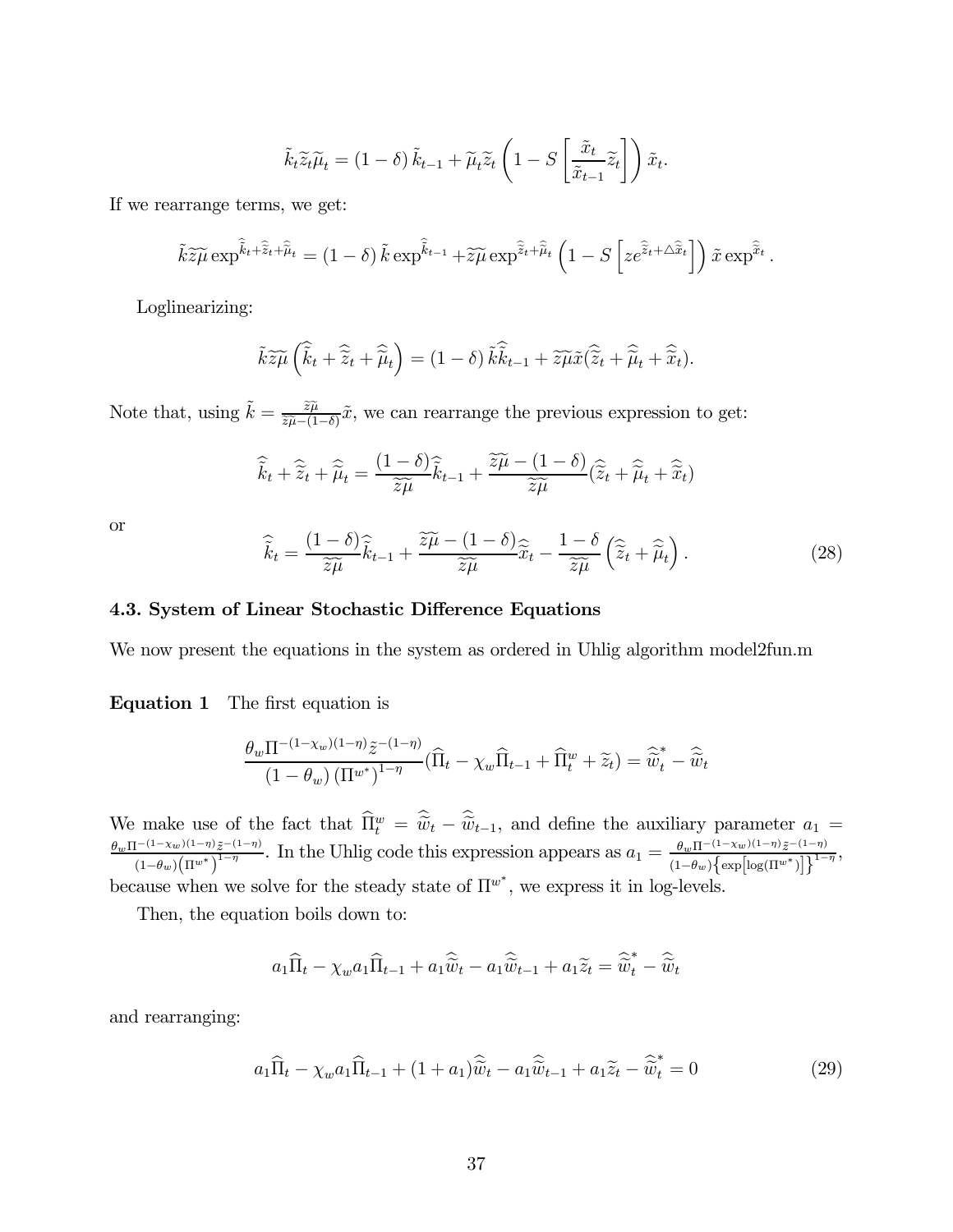$$\tilde{k}_t \widetilde{z}_t \widetilde{\mu}_t = (1-\delta)\tilde{k}_{t-1} + \widetilde{\mu}_t \widetilde{z}_t \left(1 - S\left[\frac{\tilde{x}_t}{\tilde{x}_{t-1}}\widetilde{z}_t\right]\right)\tilde{x}_t.$$

If we rearrange terms, we get:

$$\tilde{k}\widetilde{z}\widetilde{\mu}\exp^{\widehat{\tilde{k}}_t + \widehat{\tilde{z}}_t + \widehat{\tilde{\mu}}_t} = (1-\delta)\tilde{k}\exp^{\widehat{\tilde{k}}_{t-1}} + \widetilde{z}\widetilde{\mu}\exp^{\widehat{\tilde{z}}_t + \widehat{\tilde{\mu}}_t}\left(1 - S\left[ze^{\widehat{\tilde{z}}_t + \triangle\widehat{\tilde{x}}_t}\right]\right)\tilde{x}\exp^{\widehat{\tilde{x}}_t}.$$

Loglinearizing:

$$\tilde{k}\widetilde{z}\widetilde{\mu}\left(\widehat{\tilde{k}}_t + \widehat{\tilde{z}}_t + \widehat{\tilde{\mu}}_t\right) = (1-\delta)\tilde{k}\widehat{\tilde{k}}_{t-1} + \widetilde{z}\widetilde{\mu}\tilde{x}(\widehat{\tilde{z}}_t + \widehat{\tilde{\mu}}_t + \widehat{\tilde{x}}_t).$$

Note that, using $\tilde{k} = \frac{\widetilde{z}\widetilde{\mu}}{\widetilde{z}\widetilde{\mu} - (1-\delta)}\tilde{x}$, we can rearrange the previous expression to get:

$$\widehat{\tilde{k}}_t + \widehat{\tilde{z}}_t + \widehat{\tilde{\mu}}_t = \frac{(1-\delta)}{\widetilde{z}\widetilde{\mu}}\widehat{\tilde{k}}_{t-1} + \frac{\widetilde{z}\widetilde{\mu} - (1-\delta)}{\widetilde{z}\widetilde{\mu}}(\widehat{\tilde{z}}_t + \widehat{\tilde{\mu}}_t + \widehat{\tilde{x}}_t)$$

or

$$\widehat{\tilde{k}}_t = \frac{(1-\delta)}{\widetilde{z}\widetilde{\mu}}\widehat{\tilde{k}}_{t-1} + \frac{\widetilde{z}\widetilde{\mu} - (1-\delta)}{\widetilde{z}\widetilde{\mu}}\widehat{\tilde{x}}_t - \frac{1-\delta}{\widetilde{z}\widetilde{\mu}}\left(\widehat{\tilde{z}}_t + \widehat{\tilde{\mu}}_t\right). \tag{28}$$

### 4.3. System of Linear Stochastic Difference Equations

We now present the equations in the system as ordered in Uhlig algorithm model2fun.m

**Equation 1** The first equation is

$$\frac{\theta_w \Pi^{-(1-\chi_w)(1-\eta)}\tilde{z}^{-(1-\eta)}}{(1-\theta_w)(\Pi^{w^*})^{1-\eta}}(\widehat{\Pi}_t - \chi_w\widehat{\Pi}_{t-1} + \widehat{\Pi}^w_t + \widetilde{z}_t) = \widehat{\tilde{w}}^*_t - \widehat{\tilde{w}}_t$$

We make use of the fact that $\widehat{\Pi}^w_t = \widehat{\tilde{w}}_t - \widehat{\tilde{w}}_{t-1}$, and define the auxiliary parameter $a_1 = \frac{\theta_w \Pi^{-(1-\chi_w)(1-\eta)}\tilde{z}^{-(1-\eta)}}{(1-\theta_w)(\Pi^{w^*})^{1-\eta}}$. In the Uhlig code this expression appears as $a_1 = \frac{\theta_w \Pi^{-(1-\chi_w)(1-\eta)}\tilde{z}^{-(1-\eta)}}{(1-\theta_w)\left\{\exp\left[\log(\Pi^{w^*})\right]\right\}^{1-\eta}}$, because when we solve for the steady state of $\Pi^{w^*}$, we express it in log-levels.

Then, the equation boils down to:

$$a_1\widehat{\Pi}_t - \chi_w a_1\widehat{\Pi}_{t-1} + a_1\widehat{\tilde{w}}_t - a_1\widehat{\tilde{w}}_{t-1} + a_1\widetilde{z}_t = \widehat{\tilde{w}}^*_t - \widehat{\tilde{w}}_t$$

and rearranging:

$$a_1\widehat{\Pi}_t - \chi_w a_1\widehat{\Pi}_{t-1} + (1+a_1)\widehat{\tilde{w}}_t - a_1\widehat{\tilde{w}}_{t-1} + a_1\widetilde{z}_t - \widehat{\tilde{w}}^*_t = 0 \tag{29}$$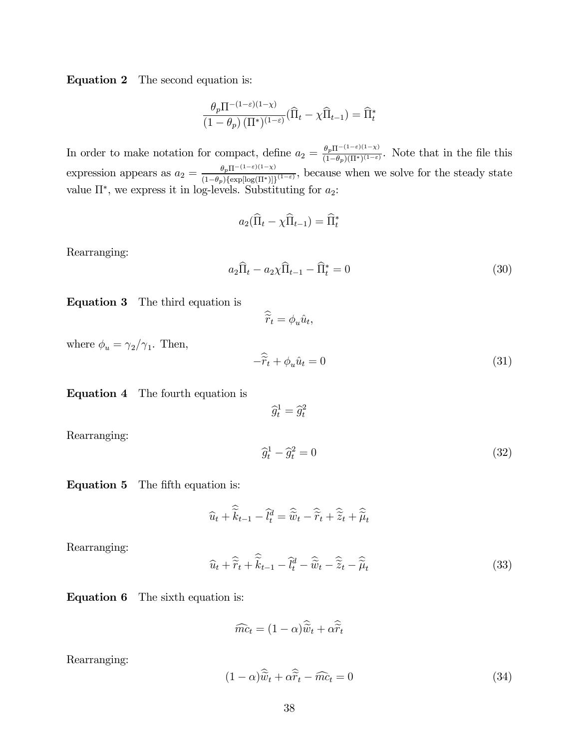**Equation 2** The second equation is:

$$\frac{\theta_p \Pi^{-(1-\varepsilon)(1-\chi)}}{(1-\theta_p)(\Pi^*)^{(1-\varepsilon)}}(\widehat{\Pi}_t - \chi\widehat{\Pi}_{t-1}) = \widehat{\Pi}_t^*$$

In order to make notation for compact, define $a_2 = \frac{\theta_p \Pi^{-(1-\varepsilon)(1-\chi)}}{(1-\theta_p)(\Pi^*)^{(1-\varepsilon)}}$. Note that in the file this expression appears as $a_2 = \frac{\theta_p \Pi^{-(1-\varepsilon)(1-\chi)}}{(1-\theta_p)\{\exp[\log(\Pi^*)]\}^{(1-\varepsilon)}}$, because when we solve for the steady state value $\Pi^*$, we express it in log-levels. Substituting for $a_2$:

$$a_2(\widehat{\Pi}_t - \chi\widehat{\Pi}_{t-1}) = \widehat{\Pi}_t^*$$

Rearranging:

$$a_2\widehat{\Pi}_t - a_2\chi\widehat{\Pi}_{t-1} - \widehat{\Pi}_t^* = 0 \tag{30}$$

**Equation 3** The third equation is

$$\widehat{\widetilde{r}}_t = \phi_u \hat{u}_t,$$

where $\phi_u = \gamma_2/\gamma_1$. Then,

$$-\widehat{\widetilde{r}}_t + \phi_u \hat{u}_t = 0 \tag{31}$$

**Equation 4** The fourth equation is

$$\widehat{g}_t^1 = \widehat{g}_t^2$$

Rearranging:

$$\widehat{g}_t^1 - \widehat{g}_t^2 = 0 \tag{32}$$

**Equation 5** The fifth equation is:

$$\widehat{u}_t + \widehat{\widetilde{k}}_{t-1} - \widehat{l}_t^d = \widehat{\widetilde{w}}_t - \widehat{\widetilde{r}}_t + \widehat{\widetilde{z}}_t + \widehat{\widetilde{\mu}}_t$$

Rearranging:

$$\widehat{u}_t + \widehat{\widetilde{r}}_t + \widehat{\widetilde{k}}_{t-1} - \widehat{l}_t^d - \widehat{\widetilde{w}}_t - \widehat{\widetilde{z}}_t - \widehat{\widetilde{\mu}}_t \tag{33}$$

**Equation 6** The sixth equation is:

$$\widehat{mc}_t = (1-\alpha)\widehat{\widetilde{w}}_t + \alpha\widehat{\widetilde{r}}_t$$

Rearranging:

$$(1-\alpha)\widehat{\widetilde{w}}_t + \alpha\widehat{\widetilde{r}}_t - \widehat{mc}_t = 0 \tag{34}$$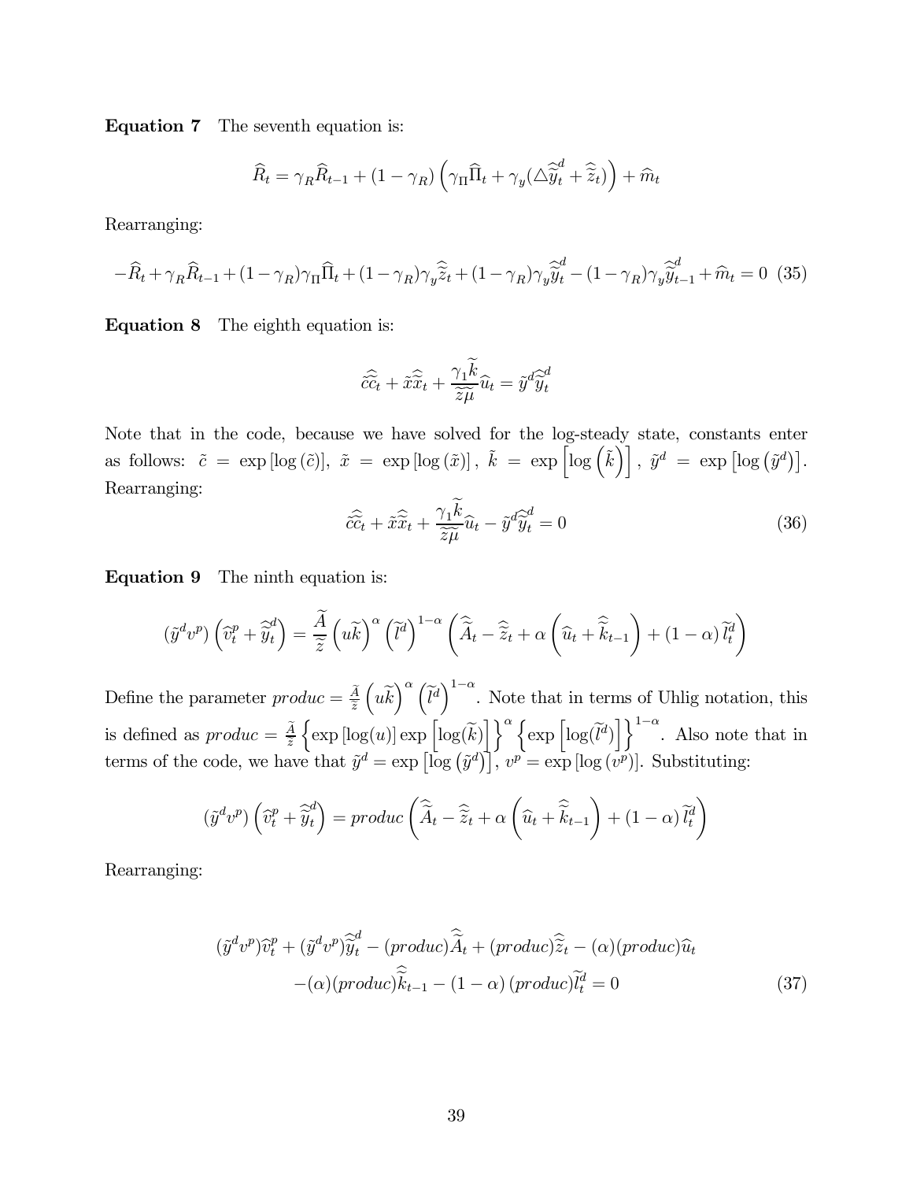**Equation 7** The seventh equation is:

$$\widehat{R}_t = \gamma_R \widehat{R}_{t-1} + (1-\gamma_R)\left(\gamma_\Pi \widehat{\Pi}_t + \gamma_y(\triangle\widehat{\widetilde{y}}_t^d + \widehat{\widetilde{z}}_t)\right) + \widehat{m}_t$$

Rearranging:

$$-\widehat{R}_t + \gamma_R \widehat{R}_{t-1} + (1-\gamma_R)\gamma_\Pi \widehat{\Pi}_t + (1-\gamma_R)\gamma_y \widehat{\widetilde{z}}_t + (1-\gamma_R)\gamma_y \widehat{\widetilde{y}}_t^d - (1-\gamma_R)\gamma_y \widehat{\widetilde{y}}_{t-1}^d + \widehat{m}_t = 0 \quad (35)$$

**Equation 8** The eighth equation is:

$$\tilde{c}\widehat{\tilde{c}}_t + \tilde{x}\widehat{\tilde{x}}_t + \frac{\gamma_1 \widetilde{k}}{\widetilde{z\mu}}\widehat{u}_t = \tilde{y}^d \widehat{\tilde{y}}_t^d$$

Note that in the code, because we have solved for the log-steady state, constants enter as follows: $\tilde{c} = \exp[\log(\tilde{c})]$, $\tilde{x} = \exp[\log(\tilde{x})]$, $\tilde{k} = \exp\left[\log\left(\tilde{k}\right)\right]$, $\tilde{y}^d = \exp\left[\log\left(\tilde{y}^d\right)\right]$. Rearranging:

$$\tilde{c}\widehat{\tilde{c}}_t + \tilde{x}\widehat{\tilde{x}}_t + \frac{\gamma_1 \widetilde{k}}{\widetilde{z\mu}}\widehat{u}_t - \tilde{y}^d \widehat{\tilde{y}}_t^d = 0 \quad (36)$$

**Equation 9** The ninth equation is:

$$(\tilde{y}^d v^p)\left(\widehat{v}_t^p + \widehat{\widetilde{y}}_t^d\right) = \frac{\widetilde{A}}{\tilde{z}}\left(u\widetilde{k}\right)^\alpha \left(\widetilde{l}^d\right)^{1-\alpha}\left(\widehat{\widetilde{A}}_t - \widehat{\widetilde{z}}_t + \alpha\left(\widehat{u}_t + \widehat{\widetilde{k}}_{t-1}\right) + (1-\alpha)\widetilde{l}_t^d\right)$$

Define the parameter $produc = \frac{\tilde{A}}{\tilde{z}}\left(u\widetilde{k}\right)^\alpha\left(\widetilde{l}^d\right)^{1-\alpha}$. Note that in terms of Uhlig notation, this is defined as $produc = \frac{\tilde{A}}{\tilde{z}}\left\{\exp\left[\log(u)\right]\exp\left[\log(\widetilde{k})\right]\right\}^\alpha\left\{\exp\left[\log(\widetilde{l}^d)\right]\right\}^{1-\alpha}$. Also note that in terms of the code, we have that $\tilde{y}^d = \exp\left[\log\left(\tilde{y}^d\right)\right]$, $v^p = \exp\left[\log\left(v^p\right)\right]$. Substituting:

$$(\tilde{y}^d v^p)\left(\widehat{v}_t^p + \widehat{\widetilde{y}}_t^d\right) = produc\left(\widehat{\widetilde{A}}_t - \widehat{\widetilde{z}}_t + \alpha\left(\widehat{u}_t + \widehat{\widetilde{k}}_{t-1}\right) + (1-\alpha)\widetilde{l}_t^d\right)$$

Rearranging:

$$\begin{aligned}(\tilde{y}^d v^p)\widehat{v}_t^p + (\tilde{y}^d v^p)\widehat{\widetilde{y}}_t^d - (produc)\widehat{\widetilde{A}}_t + (produc)\widehat{\widetilde{z}}_t - (\alpha)(produc)\widehat{u}_t \\ -(\alpha)(produc)\widehat{\widetilde{k}}_{t-1} - (1-\alpha)(produc)\widetilde{l}_t^d = 0\end{aligned} \quad (37)$$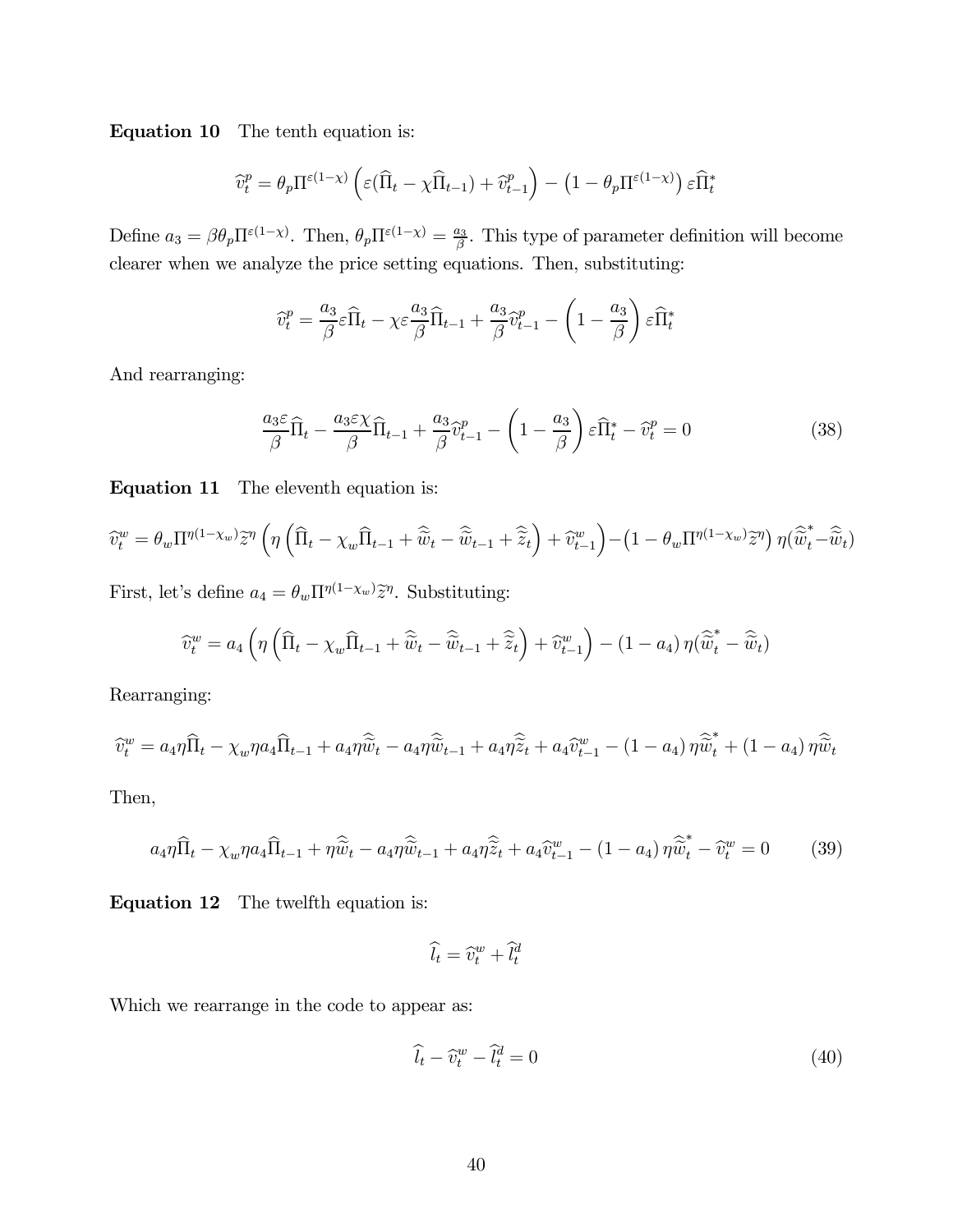**Equation 10** The tenth equation is:

$$\widehat{v}_t^p = \theta_p \Pi^{\varepsilon(1-\chi)} \left( \varepsilon(\widehat{\Pi}_t - \chi \widehat{\Pi}_{t-1}) + \widehat{v}_{t-1}^p \right) - \left(1 - \theta_p \Pi^{\varepsilon(1-\chi)}\right) \varepsilon \widehat{\Pi}_t^*$$

Define $a_3 = \beta \theta_p \Pi^{\varepsilon(1-\chi)}$. Then, $\theta_p \Pi^{\varepsilon(1-\chi)} = \frac{a_3}{\beta}$. This type of parameter definition will become clearer when we analyze the price setting equations. Then, substituting:

$$\widehat{v}_t^p = \frac{a_3}{\beta} \varepsilon \widehat{\Pi}_t - \chi \varepsilon \frac{a_3}{\beta} \widehat{\Pi}_{t-1} + \frac{a_3}{\beta} \widehat{v}_{t-1}^p - \left(1 - \frac{a_3}{\beta}\right) \varepsilon \widehat{\Pi}_t^*$$

And rearranging:

$$\frac{a_3 \varepsilon}{\beta} \widehat{\Pi}_t - \frac{a_3 \varepsilon \chi}{\beta} \widehat{\Pi}_{t-1} + \frac{a_3}{\beta} \widehat{v}_{t-1}^p - \left(1 - \frac{a_3}{\beta}\right) \varepsilon \widehat{\Pi}_t^* - \widehat{v}_t^p = 0 \tag{38}$$

**Equation 11** The eleventh equation is:

$$\widehat{v}_t^w = \theta_w \Pi^{\eta(1-\chi_w)} \widetilde{z}^{\eta} \left( \eta \left( \widehat{\Pi}_t - \chi_w \widehat{\Pi}_{t-1} + \widehat{\widetilde{w}}_t - \widehat{\widetilde{w}}_{t-1} + \widehat{\widetilde{z}}_t \right) + \widehat{v}_{t-1}^w \right) - \left(1 - \theta_w \Pi^{\eta(1-\chi_w)} \widetilde{z}^{\eta}\right) \eta (\widehat{\widetilde{w}}_t^* - \widehat{\widetilde{w}}_t)$$

First, let's define $a_4 = \theta_w \Pi^{\eta(1-\chi_w)} \widetilde{z}^{\eta}$. Substituting:

$$\widehat{v}_t^w = a_4 \left( \eta \left( \widehat{\Pi}_t - \chi_w \widehat{\Pi}_{t-1} + \widehat{\widetilde{w}}_t - \widehat{\widetilde{w}}_{t-1} + \widehat{\widetilde{z}}_t \right) + \widehat{v}_{t-1}^w \right) - (1 - a_4) \eta (\widehat{\widetilde{w}}_t^* - \widehat{\widetilde{w}}_t)$$

Rearranging:

$$\widehat{v}_t^w = a_4 \eta \widehat{\Pi}_t - \chi_w \eta a_4 \widehat{\Pi}_{t-1} + a_4 \eta \widehat{\widetilde{w}}_t - a_4 \eta \widehat{\widetilde{w}}_{t-1} + a_4 \eta \widehat{\widetilde{z}}_t + a_4 \widehat{v}_{t-1}^w - (1 - a_4) \eta \widehat{\widetilde{w}}_t^* + (1 - a_4) \eta \widehat{\widetilde{w}}_t$$

Then,

$$a_4 \eta \widehat{\Pi}_t - \chi_w \eta a_4 \widehat{\Pi}_{t-1} + \eta \widehat{\widetilde{w}}_t - a_4 \eta \widehat{\widetilde{w}}_{t-1} + a_4 \eta \widehat{\widetilde{z}}_t + a_4 \widehat{v}_{t-1}^w - (1 - a_4) \eta \widehat{\widetilde{w}}_t^* - \widehat{v}_t^w = 0 \tag{39}$$

**Equation 12** The twelfth equation is:

$$\widehat{l}_t = \widehat{v}_t^w + \widehat{l}_t^d$$

Which we rearrange in the code to appear as:

$$\widehat{l}_t - \widehat{v}_t^w - \widehat{l}_t^d = 0 \tag{40}$$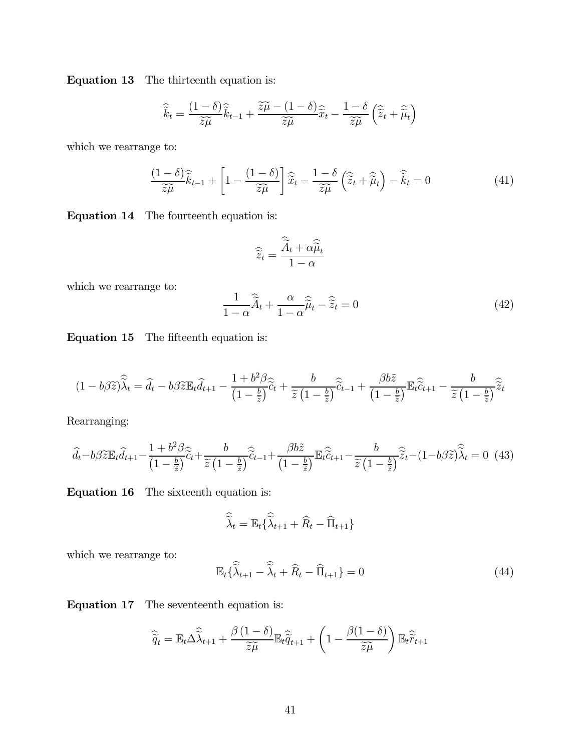**Equation 13** The thirteenth equation is:

$$\widehat{\widetilde{k}}_t = \frac{(1-\delta)}{\widetilde{z}\widetilde{\mu}}\widehat{\widetilde{k}}_{t-1} + \frac{\widetilde{z}\widetilde{\mu} - (1-\delta)}{\widetilde{z}\widetilde{\mu}}\widehat{\widetilde{x}}_t - \frac{1-\delta}{\widetilde{z}\widetilde{\mu}}\left(\widehat{\widetilde{z}}_t + \widehat{\widetilde{\mu}}_t\right)$$

which we rearrange to:

$$\frac{(1-\delta)}{\widetilde{z}\widetilde{\mu}}\widehat{\widetilde{k}}_{t-1} + \left[1 - \frac{(1-\delta)}{\widetilde{z}\widetilde{\mu}}\right]\widehat{\widetilde{x}}_t - \frac{1-\delta}{\widetilde{z}\widetilde{\mu}}\left(\widehat{\widetilde{z}}_t + \widehat{\widetilde{\mu}}_t\right) - \widehat{\widetilde{k}}_t = 0 \tag{41}$$

**Equation 14** The fourteenth equation is:

$$\widehat{\widetilde{z}}_t = \frac{\widehat{\widetilde{A}}_t + \alpha\widehat{\widetilde{\mu}}_t}{1-\alpha}$$

which we rearrange to:

$$\frac{1}{1-\alpha}\widehat{\widetilde{A}}_t + \frac{\alpha}{1-\alpha}\widehat{\widetilde{\mu}}_t - \widehat{\widetilde{z}}_t = 0 \tag{42}$$

**Equation 15** The fifteenth equation is:

$$(1 - b\beta\widetilde{z})\widehat{\widetilde{\lambda}}_t = \widehat{d}_t - b\beta\widetilde{z}\mathbb{E}_t\widehat{d}_{t+1} - \frac{1+b^2\beta}{\left(1-\frac{b}{\widetilde{z}}\right)}\widehat{\widetilde{c}}_t + \frac{b}{\widetilde{z}\left(1-\frac{b}{\widetilde{z}}\right)}\widehat{\widetilde{c}}_{t-1} + \frac{\beta b\tilde{z}}{\left(1-\frac{b}{\widetilde{z}}\right)}\mathbb{E}_t\widehat{\widetilde{c}}_{t+1} - \frac{b}{\widetilde{z}\left(1-\frac{b}{\widetilde{z}}\right)}\widehat{\widetilde{z}}_t$$

Rearranging:

$$\widehat{d}_t - b\beta\widetilde{z}\mathbb{E}_t\widehat{d}_{t+1} - \frac{1+b^2\beta}{\left(1-\frac{b}{\widetilde{z}}\right)}\widehat{\widetilde{c}}_t + \frac{b}{\widetilde{z}\left(1-\frac{b}{\widetilde{z}}\right)}\widehat{\widetilde{c}}_{t-1} + \frac{\beta b\tilde{z}}{\left(1-\frac{b}{\widetilde{z}}\right)}\mathbb{E}_t\widehat{\widetilde{c}}_{t+1} - \frac{b}{\widetilde{z}\left(1-\frac{b}{\widetilde{z}}\right)}\widehat{\widetilde{z}}_t - (1 - b\beta\widetilde{z})\widehat{\widetilde{\lambda}}_t = 0 \tag{43}$$

**Equation 16** The sixteenth equation is:

$$\widehat{\widetilde{\lambda}}_t = \mathbb{E}_t\{\widehat{\widetilde{\lambda}}_{t+1} + \widehat{R}_t - \widehat{\Pi}_{t+1}\}$$

which we rearrange to:

$$\mathbb{E}_t\{\widehat{\widetilde{\lambda}}_{t+1} - \widehat{\widetilde{\lambda}}_t + \widehat{R}_t - \widehat{\Pi}_{t+1}\} = 0 \tag{44}$$

**Equation 17** The seventeenth equation is:

$$\widehat{\widetilde{q}}_t = \mathbb{E}_t\Delta\widehat{\widetilde{\lambda}}_{t+1} + \frac{\beta(1-\delta)}{\widetilde{z}\widetilde{\mu}}\mathbb{E}_t\widehat{\widetilde{q}}_{t+1} + \left(1 - \frac{\beta(1-\delta)}{\widetilde{z}\widetilde{\mu}}\right)\mathbb{E}_t\widehat{\widetilde{r}}_{t+1}$$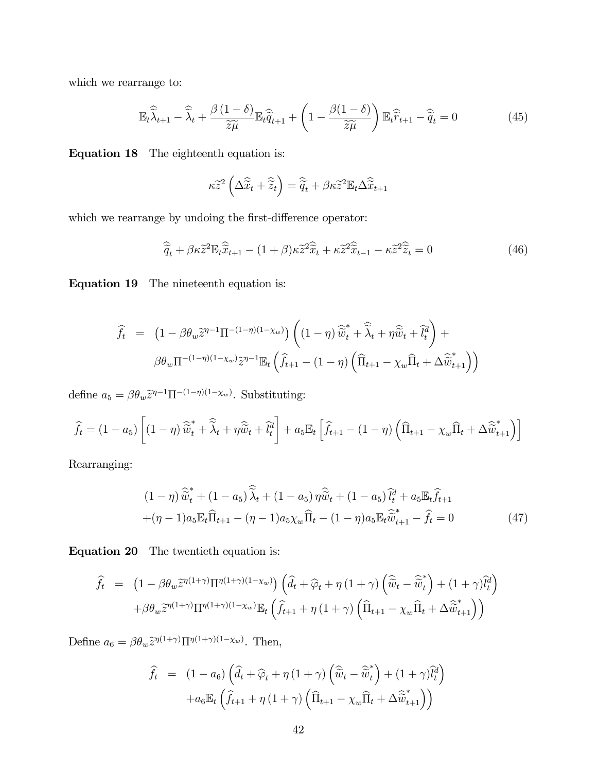which we rearrange to:

$$\mathbb{E}_t\widehat{\widetilde{\lambda}}_{t+1} - \widehat{\widetilde{\lambda}}_t + \frac{\beta(1-\delta)}{\widetilde{z}\widetilde{\mu}}\mathbb{E}_t\widehat{\widetilde{q}}_{t+1} + \left(1 - \frac{\beta(1-\delta)}{\widetilde{z}\widetilde{\mu}}\right)\mathbb{E}_t\widehat{\widetilde{r}}_{t+1} - \widehat{\widetilde{q}}_t = 0 \tag{45}$$

**Equation 18** The eighteenth equation is:

$$\kappa\widetilde{z}^2\left(\Delta\widehat{\widetilde{x}}_t + \widehat{\widetilde{z}}_t\right) = \widehat{\widetilde{q}}_t + \beta\kappa\widetilde{z}^2\mathbb{E}_t\Delta\widehat{\widetilde{x}}_{t+1}$$

which we rearrange by undoing the first-difference operator:

$$\widehat{\widetilde{q}}_t + \beta\kappa\widetilde{z}^2\mathbb{E}_t\widehat{\widetilde{x}}_{t+1} - (1+\beta)\kappa\widetilde{z}^2\widehat{\widetilde{x}}_t + \kappa\widetilde{z}^2\widehat{\widetilde{x}}_{t-1} - \kappa\widetilde{z}^2\widehat{\widetilde{z}}_t = 0 \tag{46}$$

**Equation 19** The nineteenth equation is:

$$\begin{aligned}
\widehat{f}_t &= \left(1 - \beta\theta_w\widetilde{z}^{\eta-1}\Pi^{-(1-\eta)(1-\chi_w)}\right)\left((1-\eta)\widehat{\widetilde{w}}^*_t + \widehat{\widetilde{\lambda}}_t + \eta\widehat{\widetilde{w}}_t + \widehat{l}^d_t\right) + \\
&\quad \beta\theta_w\Pi^{-(1-\eta)(1-\chi_w)}\widetilde{z}^{\eta-1}\mathbb{E}_t\left(\widehat{f}_{t+1} - (1-\eta)\left(\widehat{\Pi}_{t+1} - \chi_w\widehat{\Pi}_t + \Delta\widehat{\widetilde{w}}^*_{t+1}\right)\right)
\end{aligned}$$

define $a_5 = \beta\theta_w\widetilde{z}^{\eta-1}\Pi^{-(1-\eta)(1-\chi_w)}$. Substituting:

$$\widehat{f}_t = (1-a_5)\left[(1-\eta)\widehat{\widetilde{w}}^*_t + \widehat{\widetilde{\lambda}}_t + \eta\widehat{\widetilde{w}}_t + \widehat{l}^d_t\right] + a_5\mathbb{E}_t\left[\widehat{f}_{t+1} - (1-\eta)\left(\widehat{\Pi}_{t+1} - \chi_w\widehat{\Pi}_t + \Delta\widehat{\widetilde{w}}^*_{t+1}\right)\right]$$

Rearranging:

$$\begin{aligned}
&(1-\eta)\widehat{\widetilde{w}}^*_t + (1-a_5)\widehat{\widetilde{\lambda}}_t + (1-a_5)\eta\widehat{\widetilde{w}}_t + (1-a_5)\widehat{l}^d_t + a_5\mathbb{E}_t\widehat{f}_{t+1} \\
&+(\eta-1)a_5\mathbb{E}_t\widehat{\Pi}_{t+1} - (\eta-1)a_5\chi_w\widehat{\Pi}_t - (1-\eta)a_5\mathbb{E}_t\widehat{\widetilde{w}}^*_{t+1} - \widehat{f}_t = 0
\end{aligned} \tag{47}$$

**Equation 20** The twentieth equation is:

$$\begin{aligned}
\widehat{f}_t &= \left(1 - \beta\theta_w\widetilde{z}^{\eta(1+\gamma)}\Pi^{\eta(1+\gamma)(1-\chi_w)}\right)\left(\widehat{d}_t + \widehat{\varphi}_t + \eta(1+\gamma)\left(\widehat{\widetilde{w}}_t - \widehat{\widetilde{w}}^*_t\right) + (1+\gamma)\widehat{l}^d_t\right) \\
&\quad +\beta\theta_w\widetilde{z}^{\eta(1+\gamma)}\Pi^{\eta(1+\gamma)(1-\chi_w)}\mathbb{E}_t\left(\widehat{f}_{t+1} + \eta(1+\gamma)\left(\widehat{\Pi}_{t+1} - \chi_w\widehat{\Pi}_t + \Delta\widehat{\widetilde{w}}^*_{t+1}\right)\right)
\end{aligned}$$

Define $a_6 = \beta\theta_w\widetilde{z}^{\eta(1+\gamma)}\Pi^{\eta(1+\gamma)(1-\chi_w)}$. Then,

$$\begin{aligned}
\widehat{f}_t &= (1-a_6)\left(\widehat{d}_t + \widehat{\varphi}_t + \eta(1+\gamma)\left(\widehat{\widetilde{w}}_t - \widehat{\widetilde{w}}^*_t\right) + (1+\gamma)\widehat{l}^d_t\right) \\
&\quad +a_6\mathbb{E}_t\left(\widehat{f}_{t+1} + \eta(1+\gamma)\left(\widehat{\Pi}_{t+1} - \chi_w\widehat{\Pi}_t + \Delta\widehat{\widetilde{w}}^*_{t+1}\right)\right)
\end{aligned}$$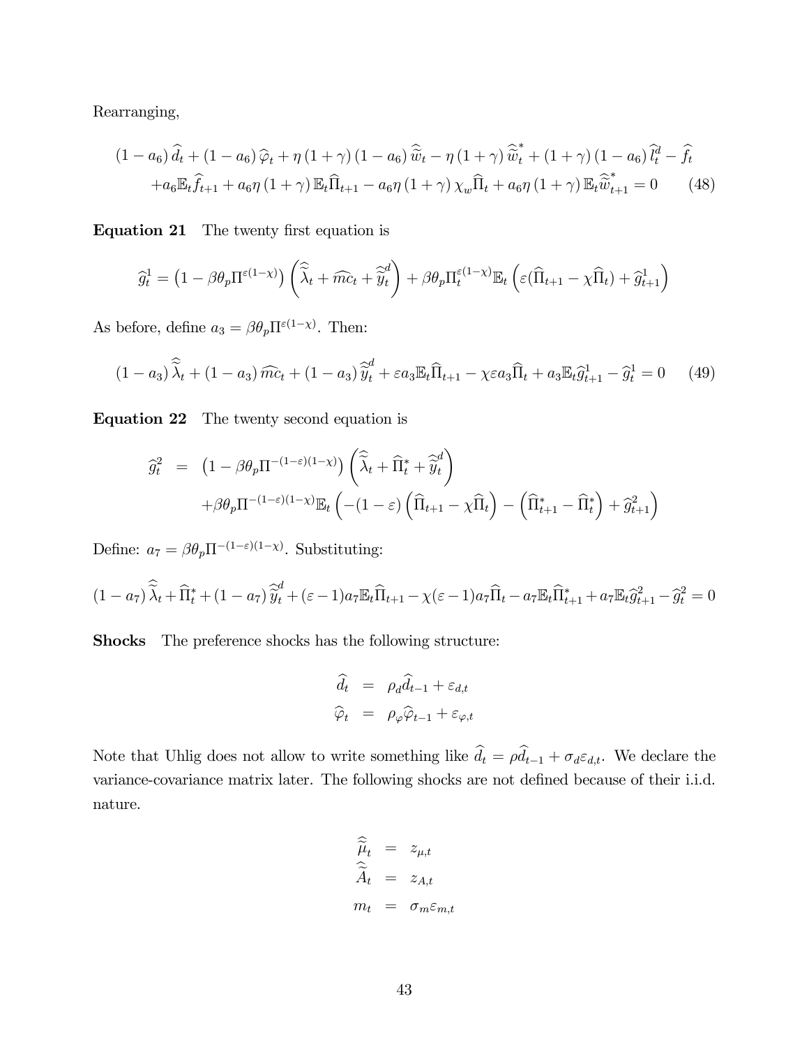Rearranging,

$$
\begin{aligned}
&(1-a_6)\,\widehat{d}_t + (1-a_6)\,\widehat{\varphi}_t + \eta\,(1+\gamma)\,(1-a_6)\,\widehat{\widetilde{w}}_t - \eta\,(1+\gamma)\,\widehat{\widetilde{w}}^*_t + (1+\gamma)\,(1-a_6)\,\widehat{l}^d_t - \widehat{f}_t \\
&\quad + a_6\mathbb{E}_t\widehat{f}_{t+1} + a_6\eta\,(1+\gamma)\,\mathbb{E}_t\widehat{\Pi}_{t+1} - a_6\eta\,(1+\gamma)\,\chi_w\widehat{\Pi}_t + a_6\eta\,(1+\gamma)\,\mathbb{E}_t\widehat{\widetilde{w}}^*_{t+1} = 0 \qquad (48)
\end{aligned}
$$

**Equation 21** The twenty first equation is

$$
\widehat{g}^1_t = \left(1-\beta\theta_p\Pi^{\varepsilon(1-\chi)}\right)\left(\widehat{\widetilde{\lambda}}_t + \widehat{mc}_t + \widehat{\widetilde{y}}^d_t\right) + \beta\theta_p\Pi_t^{\varepsilon(1-\chi)}\mathbb{E}_t\left(\varepsilon(\widehat{\Pi}_{t+1} - \chi\widehat{\Pi}_t) + \widehat{g}^1_{t+1}\right)
$$

As before, define $a_3 = \beta\theta_p\Pi^{\varepsilon(1-\chi)}$. Then:

$$
(1-a_3)\,\widehat{\widetilde{\lambda}}_t + (1-a_3)\,\widehat{mc}_t + (1-a_3)\,\widehat{\widetilde{y}}^d_t + \varepsilon a_3\mathbb{E}_t\widehat{\Pi}_{t+1} - \chi\varepsilon a_3\widehat{\Pi}_t + a_3\mathbb{E}_t\widehat{g}^1_{t+1} - \widehat{g}^1_t = 0 \qquad (49)
$$

**Equation 22** The twenty second equation is

$$
\begin{aligned}
\widehat{g}^2_t &= \left(1-\beta\theta_p\Pi^{-(1-\varepsilon)(1-\chi)}\right)\left(\widehat{\widetilde{\lambda}}_t + \widehat{\Pi}^*_t + \widehat{\widetilde{y}}^d_t\right) \\
&\quad + \beta\theta_p\Pi^{-(1-\varepsilon)(1-\chi)}\mathbb{E}_t\left(-(1-\varepsilon)\left(\widehat{\Pi}_{t+1} - \chi\widehat{\Pi}_t\right) - \left(\widehat{\Pi}^*_{t+1} - \widehat{\Pi}^*_t\right) + \widehat{g}^2_{t+1}\right)
\end{aligned}
$$

Define: $a_7 = \beta\theta_p\Pi^{-(1-\varepsilon)(1-\chi)}$. Substituting:

$$
(1-a_7)\,\widehat{\widetilde{\lambda}}_t + \widehat{\Pi}^*_t + (1-a_7)\,\widehat{\widetilde{y}}^d_t + (\varepsilon-1)a_7\mathbb{E}_t\widehat{\Pi}_{t+1} - \chi(\varepsilon-1)a_7\widehat{\Pi}_t - a_7\mathbb{E}_t\widehat{\Pi}^*_{t+1} + a_7\mathbb{E}_t\widehat{g}^2_{t+1} - \widehat{g}^2_t = 0
$$

**Shocks** The preference shocks has the following structure:

$$
\begin{aligned}
\widehat{d}_t &= \rho_d\widehat{d}_{t-1} + \varepsilon_{d,t} \\
\widehat{\varphi}_t &= \rho_\varphi\widehat{\varphi}_{t-1} + \varepsilon_{\varphi,t}
\end{aligned}
$$

Note that Uhlig does not allow to write something like $\widehat{d}_t = \rho\widehat{d}_{t-1} + \sigma_d\varepsilon_{d,t}$. We declare the variance-covariance matrix later. The following shocks are not defined because of their i.i.d. nature.

$$
\begin{aligned}
\widehat{\widetilde{\mu}}_t &= z_{\mu,t} \\
\widehat{\widetilde{A}}_t &= z_{A,t} \\
m_t &= \sigma_m\varepsilon_{m,t}
\end{aligned}
$$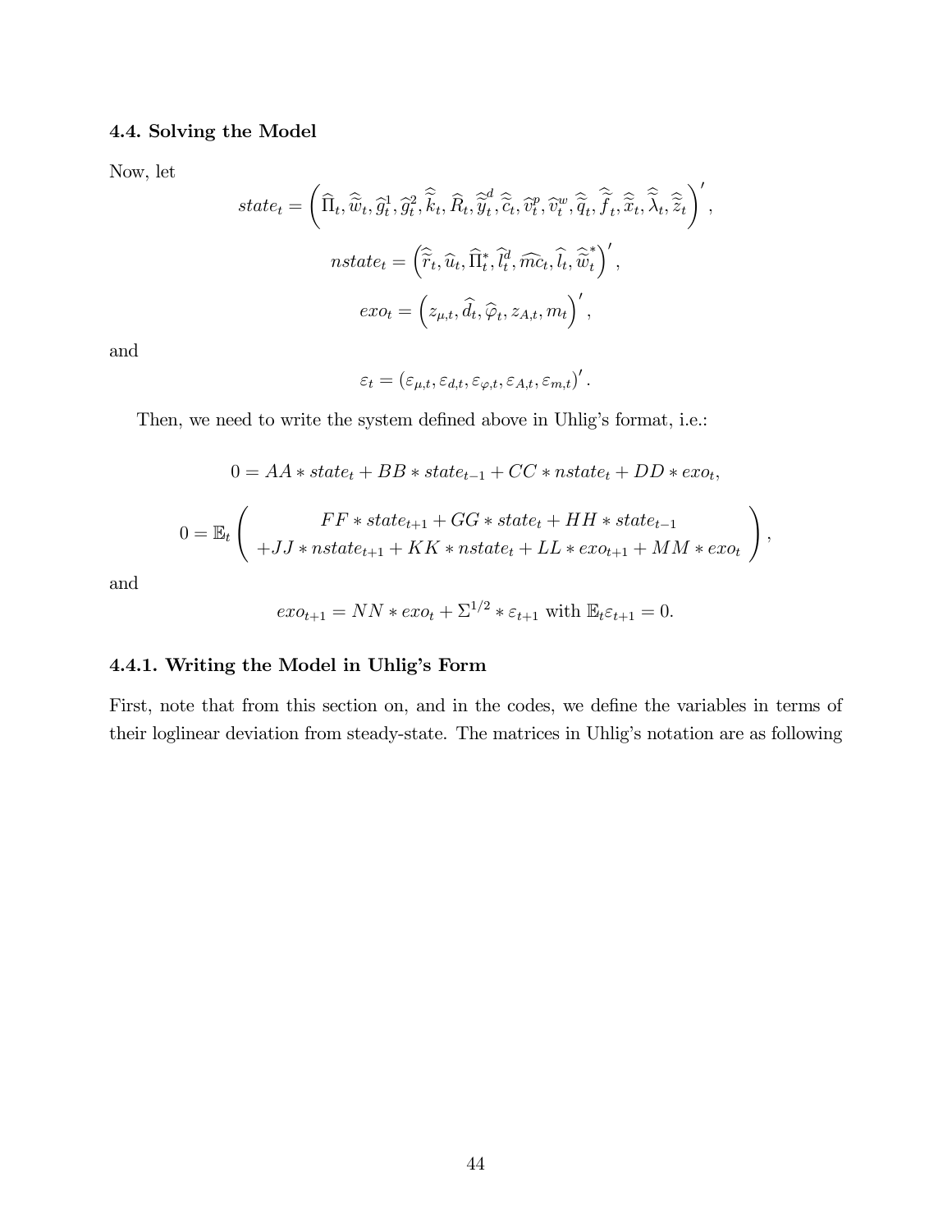#### 4.4. Solving the Model

Now, let

$$state_t = \left(\widehat{\Pi}_t, \widehat{\widetilde{w}}_t, \widehat{g}_t^1, \widehat{g}_t^2, \widehat{\widetilde{k}}_t, \widehat{R}_t, \widehat{\widetilde{y}}_t^d, \widehat{\widetilde{c}}_t, \widehat{v}_t^p, \widehat{v}_t^w, \widehat{\widetilde{q}}_t, \widehat{\widetilde{f}}_t, \widehat{\widetilde{x}}_t, \widehat{\widetilde{\lambda}}_t, \widehat{\widetilde{z}}_t\right)',$$

$$nstate_t = \left(\widehat{\widetilde{r}}_t, \widehat{u}_t, \widehat{\Pi}_t^*, \widehat{l}_t^d, \widehat{mc}_t, \widehat{l}_t, \widehat{\widetilde{w}}_t^*\right)',$$

$$exo_t = \left(z_{\mu,t}, \widehat{d}_t, \widehat{\varphi}_t, z_{A,t}, m_t\right)',$$

and

$$\varepsilon_t = \left(\varepsilon_{\mu,t}, \varepsilon_{d,t}, \varepsilon_{\varphi,t}, \varepsilon_{A,t}, \varepsilon_{m,t}\right)'.$$

Then, we need to write the system defined above in Uhlig's format, i.e.:

$$0 = AA * state_t + BB * state_{t-1} + CC * nstate_t + DD * exo_t,$$

$$0 = \mathbb{E}_t \left( \begin{array}{c} FF * state_{t+1} + GG * state_t + HH * state_{t-1} \\ +JJ * nstate_{t+1} + KK * nstate_t + LL * exo_{t+1} + MM * exo_t \end{array} \right),$$

and

$$exo_{t+1} = NN * exo_t + \Sigma^{1/2} * \varepsilon_{t+1} \text{ with } \mathbb{E}_t \varepsilon_{t+1} = 0.$$

##### 4.4.1. Writing the Model in Uhlig's Form

First, note that from this section on, and in the codes, we define the variables in terms of their loglinear deviation from steady-state. The matrices in Uhlig's notation are as following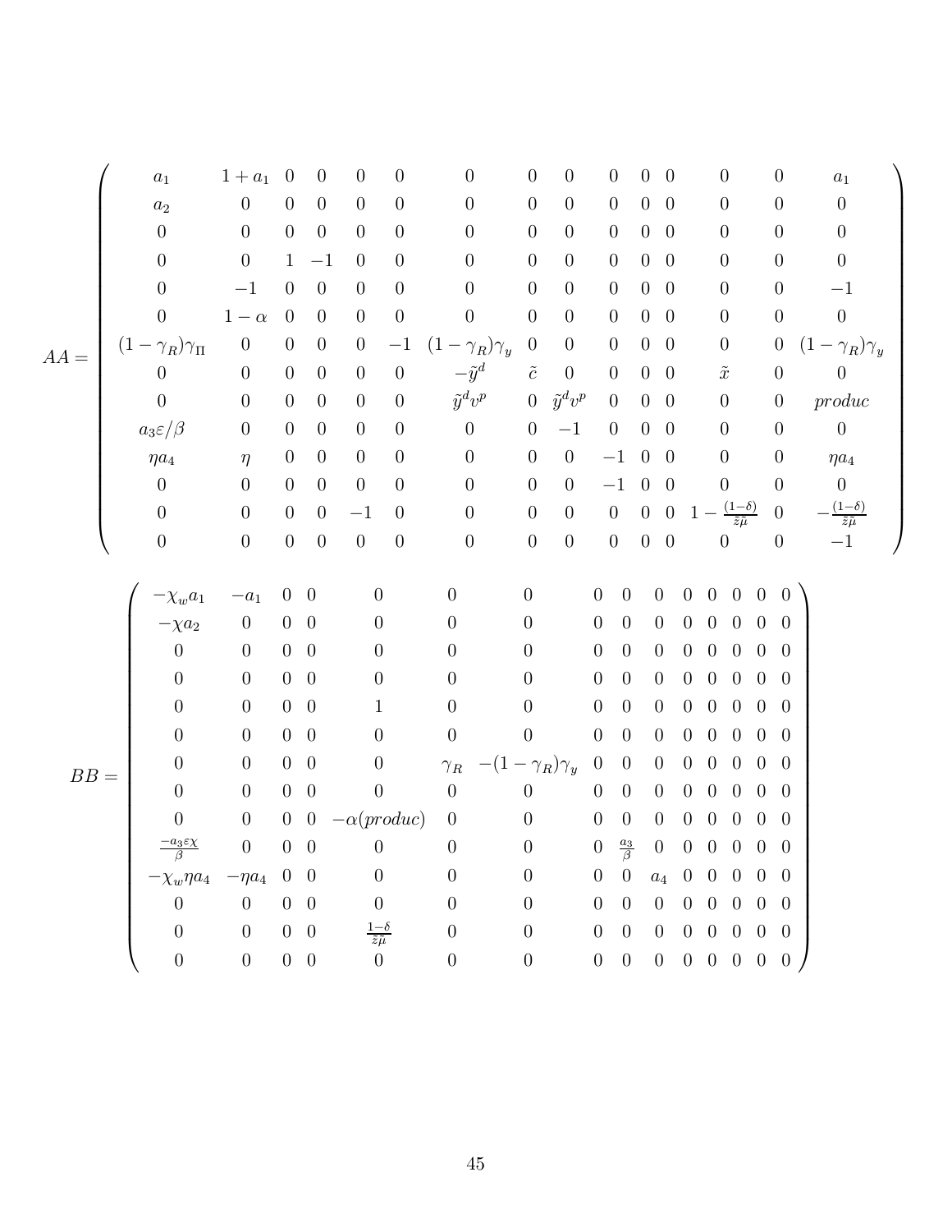$$
AA = \begin{pmatrix}
a_1 & 1+a_1 & 0 & 0 & 0 & 0 & 0 & 0 & 0 & 0 & 0 & 0 & 0 & 0 & a_1 \\
a_2 & 0 & 0 & 0 & 0 & 0 & 0 & 0 & 0 & 0 & 0 & 0 & 0 & 0 & 0 \\
0 & 0 & 0 & 0 & 0 & 0 & 0 & 0 & 0 & 0 & 0 & 0 & 0 & 0 & 0 \\
0 & 0 & 1 & -1 & 0 & 0 & 0 & 0 & 0 & 0 & 0 & 0 & 0 & 0 & 0 \\
0 & -1 & 0 & 0 & 0 & 0 & 0 & 0 & 0 & 0 & 0 & 0 & 0 & 0 & -1 \\
0 & 1-\alpha & 0 & 0 & 0 & 0 & 0 & 0 & 0 & 0 & 0 & 0 & 0 & 0 & 0 \\
(1-\gamma_R)\gamma_\Pi & 0 & 0 & 0 & 0 & -1 & (1-\gamma_R)\gamma_y & 0 & 0 & 0 & 0 & 0 & 0 & 0 & (1-\gamma_R)\gamma_y \\
0 & 0 & 0 & 0 & 0 & 0 & -\tilde{y}^d & \tilde{c} & 0 & 0 & 0 & 0 & \tilde{x} & 0 & 0 \\
0 & 0 & 0 & 0 & 0 & 0 & \tilde{y}^d v^p & 0 & \tilde{y}^d v^p & 0 & 0 & 0 & 0 & 0 & produc \\
a_3\varepsilon/\beta & 0 & 0 & 0 & 0 & 0 & 0 & 0 & -1 & 0 & 0 & 0 & 0 & 0 & 0 \\
\eta a_4 & \eta & 0 & 0 & 0 & 0 & 0 & 0 & 0 & -1 & 0 & 0 & 0 & 0 & \eta a_4 \\
0 & 0 & 0 & 0 & 0 & 0 & 0 & 0 & 0 & -1 & 0 & 0 & 0 & 0 & 0 \\
0 & 0 & 0 & 0 & -1 & 0 & 0 & 0 & 0 & 0 & 0 & 0 & 1-\frac{(1-\delta)}{\tilde{z}\tilde{\mu}} & 0 & -\frac{(1-\delta)}{\tilde{z}\tilde{\mu}} \\
0 & 0 & 0 & 0 & 0 & 0 & 0 & 0 & 0 & 0 & 0 & 0 & 0 & 0 & -1
\end{pmatrix}
$$

$$
BB = \begin{pmatrix}
-\chi_w a_1 & -a_1 & 0 & 0 & 0 & 0 & 0 & 0 & 0 & 0 & 0 & 0 & 0 & 0 & 0 \\
-\chi a_2 & 0 & 0 & 0 & 0 & 0 & 0 & 0 & 0 & 0 & 0 & 0 & 0 & 0 & 0 \\
0 & 0 & 0 & 0 & 0 & 0 & 0 & 0 & 0 & 0 & 0 & 0 & 0 & 0 & 0 \\
0 & 0 & 0 & 0 & 0 & 0 & 0 & 0 & 0 & 0 & 0 & 0 & 0 & 0 & 0 \\
0 & 0 & 0 & 0 & 1 & 0 & 0 & 0 & 0 & 0 & 0 & 0 & 0 & 0 & 0 \\
0 & 0 & 0 & 0 & 0 & 0 & 0 & 0 & 0 & 0 & 0 & 0 & 0 & 0 & 0 \\
0 & 0 & 0 & 0 & 0 & \gamma_R & -(1-\gamma_R)\gamma_y & 0 & 0 & 0 & 0 & 0 & 0 & 0 & 0 \\
0 & 0 & 0 & 0 & 0 & 0 & 0 & 0 & 0 & 0 & 0 & 0 & 0 & 0 & 0 \\
0 & 0 & 0 & 0 & -\alpha(produc) & 0 & 0 & 0 & 0 & 0 & 0 & 0 & 0 & 0 & 0 \\
\frac{-a_3\varepsilon\chi}{\beta} & 0 & 0 & 0 & 0 & 0 & 0 & 0 & \frac{a_3}{\beta} & 0 & 0 & 0 & 0 & 0 & 0 \\
-\chi_w\eta a_4 & -\eta a_4 & 0 & 0 & 0 & 0 & 0 & 0 & 0 & a_4 & 0 & 0 & 0 & 0 & 0 \\
0 & 0 & 0 & 0 & 0 & 0 & 0 & 0 & 0 & 0 & 0 & 0 & 0 & 0 & 0 \\
0 & 0 & 0 & 0 & \frac{1-\delta}{\tilde{z}\tilde{\mu}} & 0 & 0 & 0 & 0 & 0 & 0 & 0 & 0 & 0 & 0 \\
0 & 0 & 0 & 0 & 0 & 0 & 0 & 0 & 0 & 0 & 0 & 0 & 0 & 0 & 0
\end{pmatrix}
$$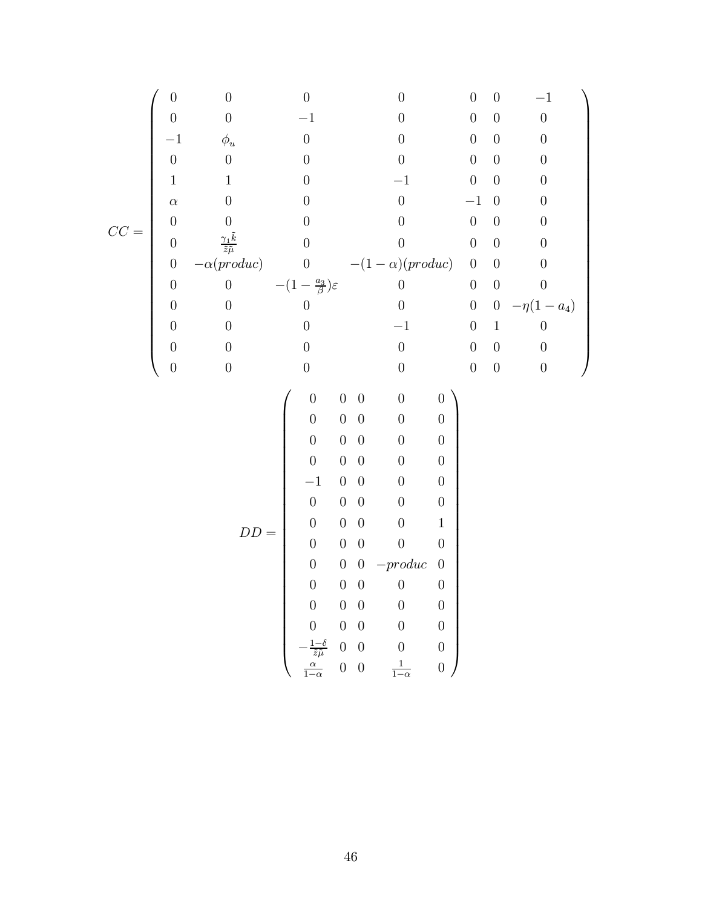$$
CC = \begin{pmatrix}
0 & 0 & 0 & 0 & 0 & 0 & -1 \\
0 & 0 & -1 & 0 & 0 & 0 & 0 \\
-1 & \phi_u & 0 & 0 & 0 & 0 & 0 \\
0 & 0 & 0 & 0 & 0 & 0 & 0 \\
1 & 1 & 0 & -1 & 0 & 0 & 0 \\
\alpha & 0 & 0 & 0 & -1 & 0 & 0 \\
0 & 0 & 0 & 0 & 0 & 0 & 0 \\
0 & \frac{\gamma_1 \tilde{k}}{\tilde{z}\tilde{\mu}} & 0 & 0 & 0 & 0 & 0 \\
0 & -\alpha(produc) & 0 & -(1-\alpha)(produc) & 0 & 0 & 0 \\
0 & 0 & -(1-\frac{a_3}{\beta})\varepsilon & 0 & 0 & 0 & 0 \\
0 & 0 & 0 & 0 & 0 & 0 & -\eta(1-a_4) \\
0 & 0 & 0 & -1 & 0 & 1 & 0 \\
0 & 0 & 0 & 0 & 0 & 0 & 0 \\
0 & 0 & 0 & 0 & 0 & 0 & 0
\end{pmatrix}
$$

$$
DD = \begin{pmatrix}
0 & 0 & 0 & 0 & 0 \\
0 & 0 & 0 & 0 & 0 \\
0 & 0 & 0 & 0 & 0 \\
0 & 0 & 0 & 0 & 0 \\
-1 & 0 & 0 & 0 & 0 \\
0 & 0 & 0 & 0 & 0 \\
0 & 0 & 0 & 0 & 1 \\
0 & 0 & 0 & 0 & 0 \\
0 & 0 & 0 & -produc & 0 \\
0 & 0 & 0 & 0 & 0 \\
0 & 0 & 0 & 0 & 0 \\
0 & 0 & 0 & 0 & 0 \\
-\frac{1-\delta}{\tilde{z}\tilde{\mu}} & 0 & 0 & 0 & 0 \\
\frac{\alpha}{1-\alpha} & 0 & 0 & \frac{1}{1-\alpha} & 0
\end{pmatrix}
$$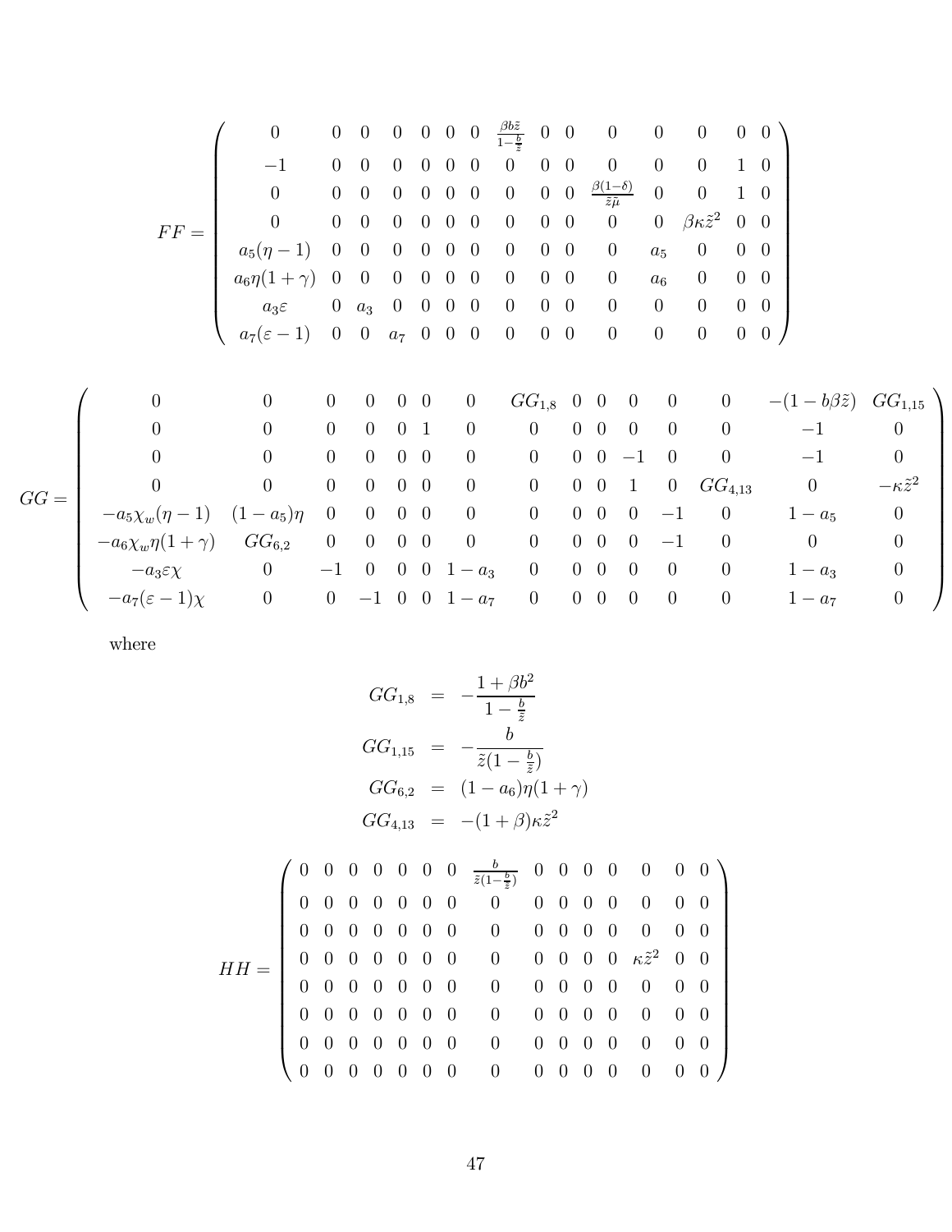$$
FF = \begin{pmatrix}
0 & 0 & 0 & 0 & 0 & 0 & 0 & \frac{\beta b \tilde{z}}{1-\frac{b}{\tilde{z}}} & 0 & 0 & 0 & 0 & 0 & 0 & 0 \\
-1 & 0 & 0 & 0 & 0 & 0 & 0 & 0 & 0 & 0 & 0 & 0 & 0 & 1 & 0 \\
0 & 0 & 0 & 0 & 0 & 0 & 0 & 0 & 0 & 0 & \frac{\beta(1-\delta)}{\tilde{z}\tilde{\mu}} & 0 & 0 & 1 & 0 \\
0 & 0 & 0 & 0 & 0 & 0 & 0 & 0 & 0 & 0 & 0 & 0 & \beta\kappa\tilde{z}^2 & 0 & 0 \\
a_5(\eta-1) & 0 & 0 & 0 & 0 & 0 & 0 & 0 & 0 & 0 & 0 & a_5 & 0 & 0 & 0 \\
a_6\eta(1+\gamma) & 0 & 0 & 0 & 0 & 0 & 0 & 0 & 0 & 0 & 0 & a_6 & 0 & 0 & 0 \\
a_3\varepsilon & 0 & a_3 & 0 & 0 & 0 & 0 & 0 & 0 & 0 & 0 & 0 & 0 & 0 & 0 \\
a_7(\varepsilon-1) & 0 & 0 & a_7 & 0 & 0 & 0 & 0 & 0 & 0 & 0 & 0 & 0 & 0 & 0
\end{pmatrix}
$$

$$
GG = \begin{pmatrix}
0 & 0 & 0 & 0 & 0 & 0 & 0 & GG_{1,8} & 0 & 0 & 0 & 0 & 0 & -(1-b\beta\tilde{z}) & GG_{1,15} \\
0 & 0 & 0 & 0 & 0 & 1 & 0 & 0 & 0 & 0 & 0 & 0 & 0 & -1 & 0 \\
0 & 0 & 0 & 0 & 0 & 0 & 0 & 0 & 0 & 0 & -1 & 0 & 0 & -1 & 0 \\
0 & 0 & 0 & 0 & 0 & 0 & 0 & 0 & 0 & 0 & 1 & 0 & GG_{4,13} & 0 & -\kappa\tilde{z}^2 \\
-a_5\chi_w(\eta-1) & (1-a_5)\eta & 0 & 0 & 0 & 0 & 0 & 0 & 0 & 0 & 0 & -1 & 0 & 1-a_5 & 0 \\
-a_6\chi_w\eta(1+\gamma) & GG_{6,2} & 0 & 0 & 0 & 0 & 0 & 0 & 0 & 0 & 0 & -1 & 0 & 0 & 0 \\
-a_3\varepsilon\chi & 0 & -1 & 0 & 0 & 0 & 1-a_3 & 0 & 0 & 0 & 0 & 0 & 0 & 1-a_3 & 0 \\
-a_7(\varepsilon-1)\chi & 0 & 0 & -1 & 0 & 0 & 1-a_7 & 0 & 0 & 0 & 0 & 0 & 0 & 1-a_7 & 0
\end{pmatrix}
$$

where

$$
\begin{aligned}
GG_{1,8} &= -\frac{1+\beta b^2}{1-\frac{b}{\tilde{z}}} \\
GG_{1,15} &= -\frac{b}{\tilde{z}(1-\frac{b}{\tilde{z}})} \\
GG_{6,2} &= (1-a_6)\eta(1+\gamma) \\
GG_{4,13} &= -(1+\beta)\kappa\tilde{z}^2
\end{aligned}
$$

$$
HH = \begin{pmatrix}
0 & 0 & 0 & 0 & 0 & 0 & 0 & \frac{b}{\tilde{z}(1-\frac{b}{\tilde{z}})} & 0 & 0 & 0 & 0 & 0 & 0 & 0 \\
0 & 0 & 0 & 0 & 0 & 0 & 0 & 0 & 0 & 0 & 0 & 0 & 0 & 0 & 0 \\
0 & 0 & 0 & 0 & 0 & 0 & 0 & 0 & 0 & 0 & 0 & 0 & 0 & 0 & 0 \\
0 & 0 & 0 & 0 & 0 & 0 & 0 & 0 & 0 & 0 & 0 & 0 & \kappa\tilde{z}^2 & 0 & 0 \\
0 & 0 & 0 & 0 & 0 & 0 & 0 & 0 & 0 & 0 & 0 & 0 & 0 & 0 & 0 \\
0 & 0 & 0 & 0 & 0 & 0 & 0 & 0 & 0 & 0 & 0 & 0 & 0 & 0 & 0 \\
0 & 0 & 0 & 0 & 0 & 0 & 0 & 0 & 0 & 0 & 0 & 0 & 0 & 0 & 0 \\
0 & 0 & 0 & 0 & 0 & 0 & 0 & 0 & 0 & 0 & 0 & 0 & 0 & 0 & 0
\end{pmatrix}
$$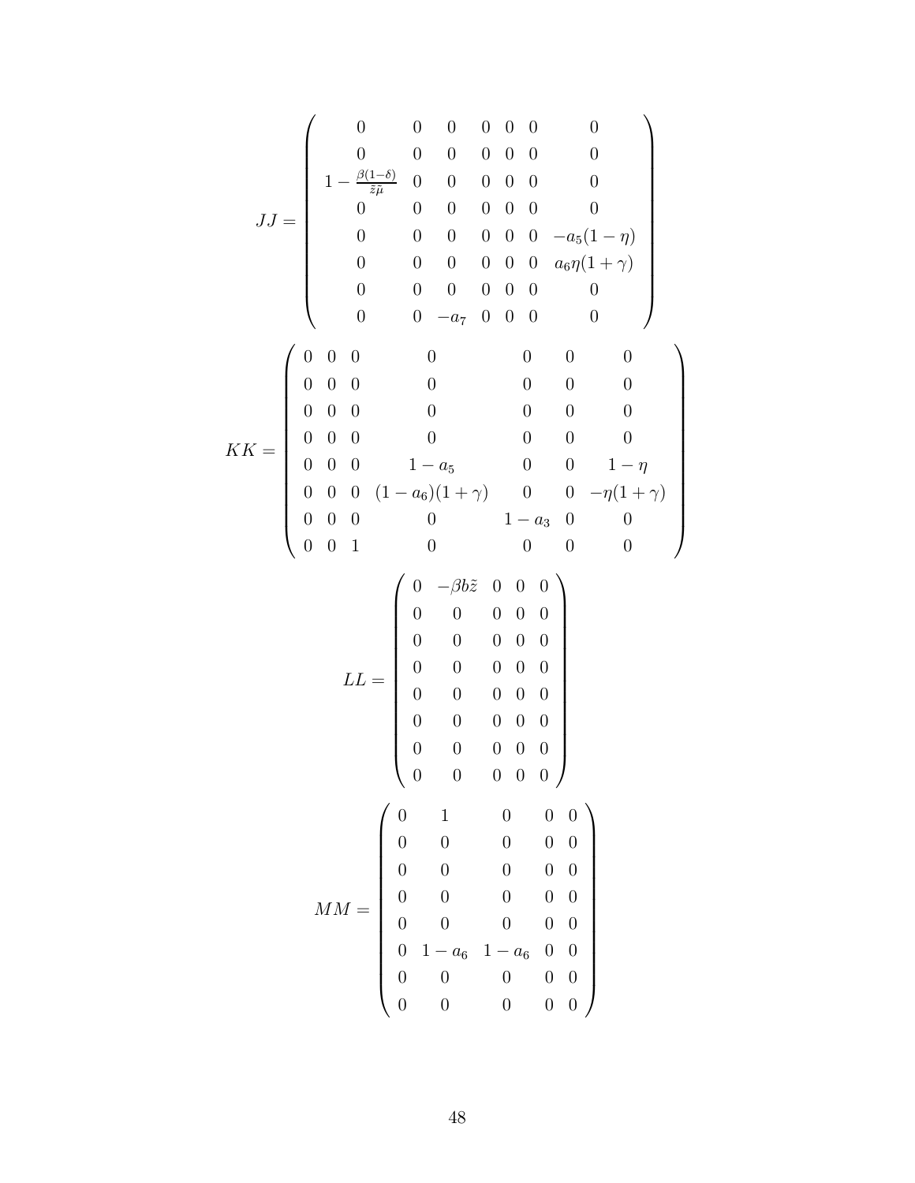$$
JJ = \begin{pmatrix}
0 & 0 & 0 & 0 & 0 & 0 & 0 \\
0 & 0 & 0 & 0 & 0 & 0 & 0 \\
1 - \frac{\beta(1-\delta)}{\tilde{z}\tilde{\mu}} & 0 & 0 & 0 & 0 & 0 & 0 \\
0 & 0 & 0 & 0 & 0 & 0 & 0 \\
0 & 0 & 0 & 0 & 0 & 0 & -a_5(1-\eta) \\
0 & 0 & 0 & 0 & 0 & 0 & a_6\eta(1+\gamma) \\
0 & 0 & 0 & 0 & 0 & 0 & 0 \\
0 & 0 & -a_7 & 0 & 0 & 0 & 0
\end{pmatrix}
$$

$$
KK = \begin{pmatrix}
0 & 0 & 0 & 0 & 0 & 0 & 0 \\
0 & 0 & 0 & 0 & 0 & 0 & 0 \\
0 & 0 & 0 & 0 & 0 & 0 & 0 \\
0 & 0 & 0 & 0 & 0 & 0 & 0 \\
0 & 0 & 0 & 1-a_5 & 0 & 0 & 1-\eta \\
0 & 0 & 0 & (1-a_6)(1+\gamma) & 0 & 0 & -\eta(1+\gamma) \\
0 & 0 & 0 & 0 & 1-a_3 & 0 & 0 \\
0 & 0 & 1 & 0 & 0 & 0 & 0
\end{pmatrix}
$$

$$
LL = \begin{pmatrix}
0 & -\beta b \tilde{z} & 0 & 0 & 0 \\
0 & 0 & 0 & 0 & 0 \\
0 & 0 & 0 & 0 & 0 \\
0 & 0 & 0 & 0 & 0 \\
0 & 0 & 0 & 0 & 0 \\
0 & 0 & 0 & 0 & 0 \\
0 & 0 & 0 & 0 & 0 \\
0 & 0 & 0 & 0 & 0
\end{pmatrix}
$$

$$
MM = \begin{pmatrix}
0 & 1 & 0 & 0 & 0 \\
0 & 0 & 0 & 0 & 0 \\
0 & 0 & 0 & 0 & 0 \\
0 & 0 & 0 & 0 & 0 \\
0 & 0 & 0 & 0 & 0 \\
0 & 1-a_6 & 1-a_6 & 0 & 0 \\
0 & 0 & 0 & 0 & 0 \\
0 & 0 & 0 & 0 & 0
\end{pmatrix}
$$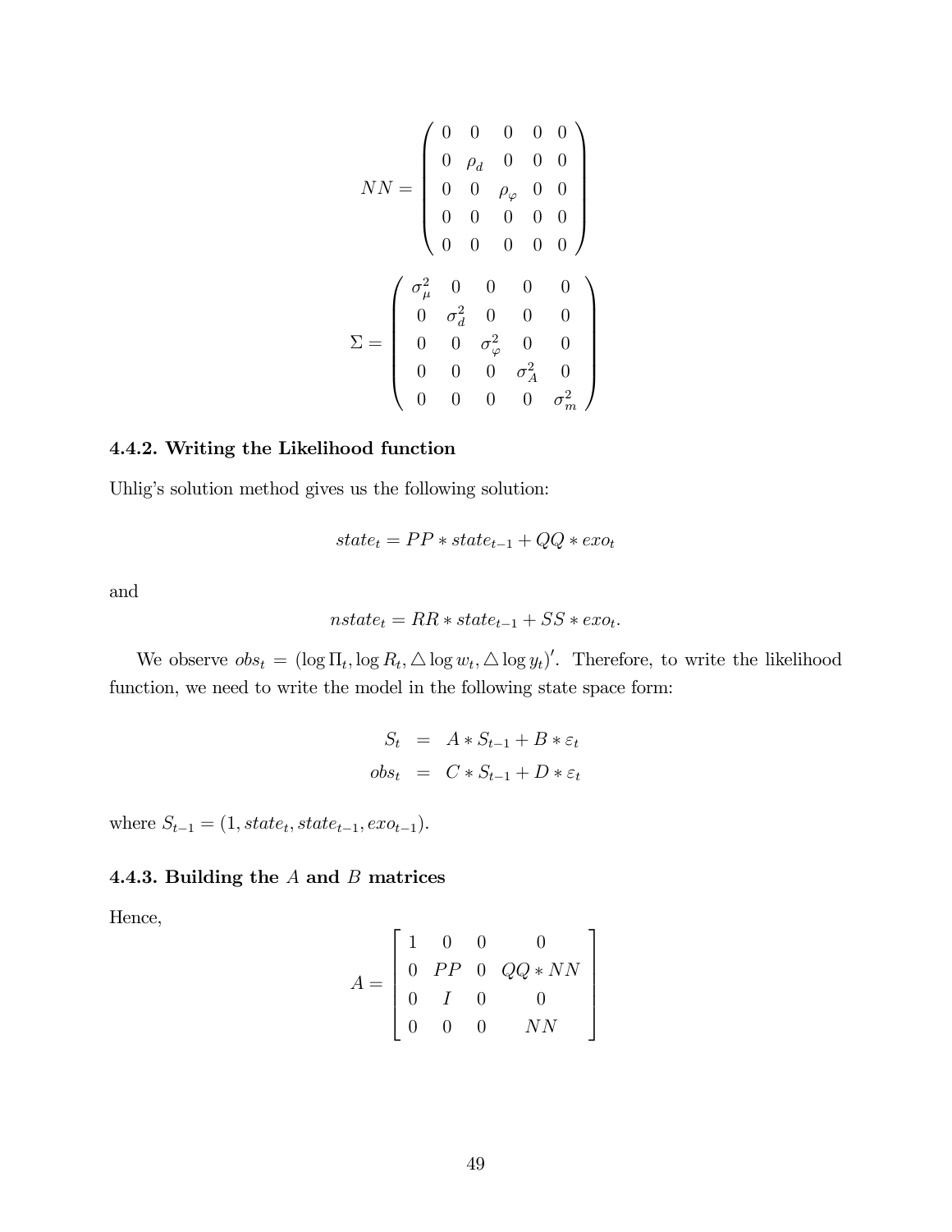$$NN = \begin{pmatrix} 0 & 0 & 0 & 0 & 0 \\ 0 & \rho_d & 0 & 0 & 0 \\ 0 & 0 & \rho_\varphi & 0 & 0 \\ 0 & 0 & 0 & 0 & 0 \\ 0 & 0 & 0 & 0 & 0 \end{pmatrix}$$

$$\Sigma = \begin{pmatrix} \sigma_\mu^2 & 0 & 0 & 0 & 0 \\ 0 & \sigma_d^2 & 0 & 0 & 0 \\ 0 & 0 & \sigma_\varphi^2 & 0 & 0 \\ 0 & 0 & 0 & \sigma_A^2 & 0 \\ 0 & 0 & 0 & 0 & \sigma_m^2 \end{pmatrix}$$

#### 4.4.2. Writing the Likelihood function

Uhlig's solution method gives us the following solution:

$$state_t = PP * state_{t-1} + QQ * exo_t$$

and

$$nstate_t = RR * state_{t-1} + SS * exo_t.$$

We observe $obs_t = (\log \Pi_t, \log R_t, \triangle \log w_t, \triangle \log y_t)'$. Therefore, to write the likelihood function, we need to write the model in the following state space form:

$$\begin{aligned} S_t &= A * S_{t-1} + B * \varepsilon_t \\ obs_t &= C * S_{t-1} + D * \varepsilon_t \end{aligned}$$

where $S_{t-1} = (1, state_t, state_{t-1}, exo_{t-1})$.

#### 4.4.3. Building the $A$ and $B$ matrices

Hence,

$$A = \begin{bmatrix} 1 & 0 & 0 & 0 \\ 0 & PP & 0 & QQ * NN \\ 0 & I & 0 & 0 \\ 0 & 0 & 0 & NN \end{bmatrix}$$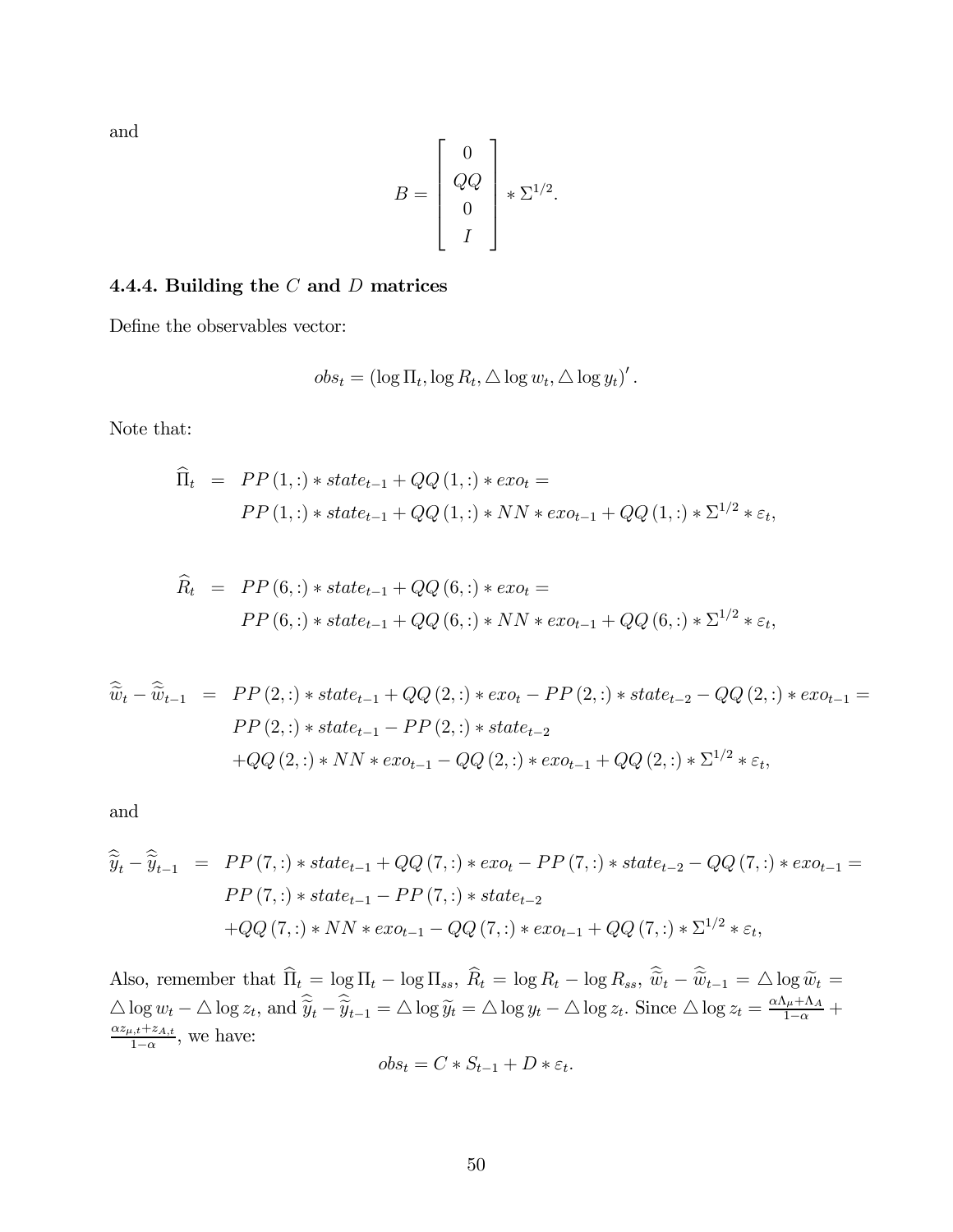and

$$B = \begin{bmatrix} 0 \\ QQ \\ 0 \\ I \end{bmatrix} * \Sigma^{1/2}.$$

### 4.4.4. Building the $C$ and $D$ matrices

Define the observables vector:

$$obs_t = \left(\log \Pi_t, \log R_t, \triangle \log w_t, \triangle \log y_t\right)'.$$

Note that:

$$\begin{aligned}
\widehat{\Pi}_t &= PP(1,:) * state_{t-1} + QQ(1,:) * exo_t = \\
&\quad PP(1,:) * state_{t-1} + QQ(1,:) * NN * exo_{t-1} + QQ(1,:) * \Sigma^{1/2} * \varepsilon_t,
\end{aligned}$$

$$\begin{aligned}
\widehat{R}_t &= PP(6,:) * state_{t-1} + QQ(6,:) * exo_t = \\
&\quad PP(6,:) * state_{t-1} + QQ(6,:) * NN * exo_{t-1} + QQ(6,:) * \Sigma^{1/2} * \varepsilon_t,
\end{aligned}$$

$$\begin{aligned}
\widehat{\widetilde{w}}_t - \widehat{\widetilde{w}}_{t-1} &= PP(2,:) * state_{t-1} + QQ(2,:) * exo_t - PP(2,:) * state_{t-2} - QQ(2,:) * exo_{t-1} = \\
&\quad PP(2,:) * state_{t-1} - PP(2,:) * state_{t-2} \\
&\quad + QQ(2,:) * NN * exo_{t-1} - QQ(2,:) * exo_{t-1} + QQ(2,:) * \Sigma^{1/2} * \varepsilon_t,
\end{aligned}$$

and

$$\begin{aligned}
\widehat{\widetilde{y}}_t - \widehat{\widetilde{y}}_{t-1} &= PP(7,:) * state_{t-1} + QQ(7,:) * exo_t - PP(7,:) * state_{t-2} - QQ(7,:) * exo_{t-1} = \\
&\quad PP(7,:) * state_{t-1} - PP(7,:) * state_{t-2} \\
&\quad + QQ(7,:) * NN * exo_{t-1} - QQ(7,:) * exo_{t-1} + QQ(7,:) * \Sigma^{1/2} * \varepsilon_t,
\end{aligned}$$

Also, remember that $\widehat{\Pi}_t = \log \Pi_t - \log \Pi_{ss}$, $\widehat{R}_t = \log R_t - \log R_{ss}$, $\widehat{\widetilde{w}}_t - \widehat{\widetilde{w}}_{t-1} = \triangle \log \widetilde{w}_t = \triangle \log w_t - \triangle \log z_t$, and $\widehat{\widetilde{y}}_t - \widehat{\widetilde{y}}_{t-1} = \triangle \log \widetilde{y}_t = \triangle \log y_t - \triangle \log z_t$. Since $\triangle \log z_t = \frac{\alpha \Lambda_\mu + \Lambda_A}{1-\alpha} + \frac{\alpha z_{\mu,t} + z_{A,t}}{1-\alpha}$, we have:

$$obs_t = C * S_{t-1} + D * \varepsilon_t.$$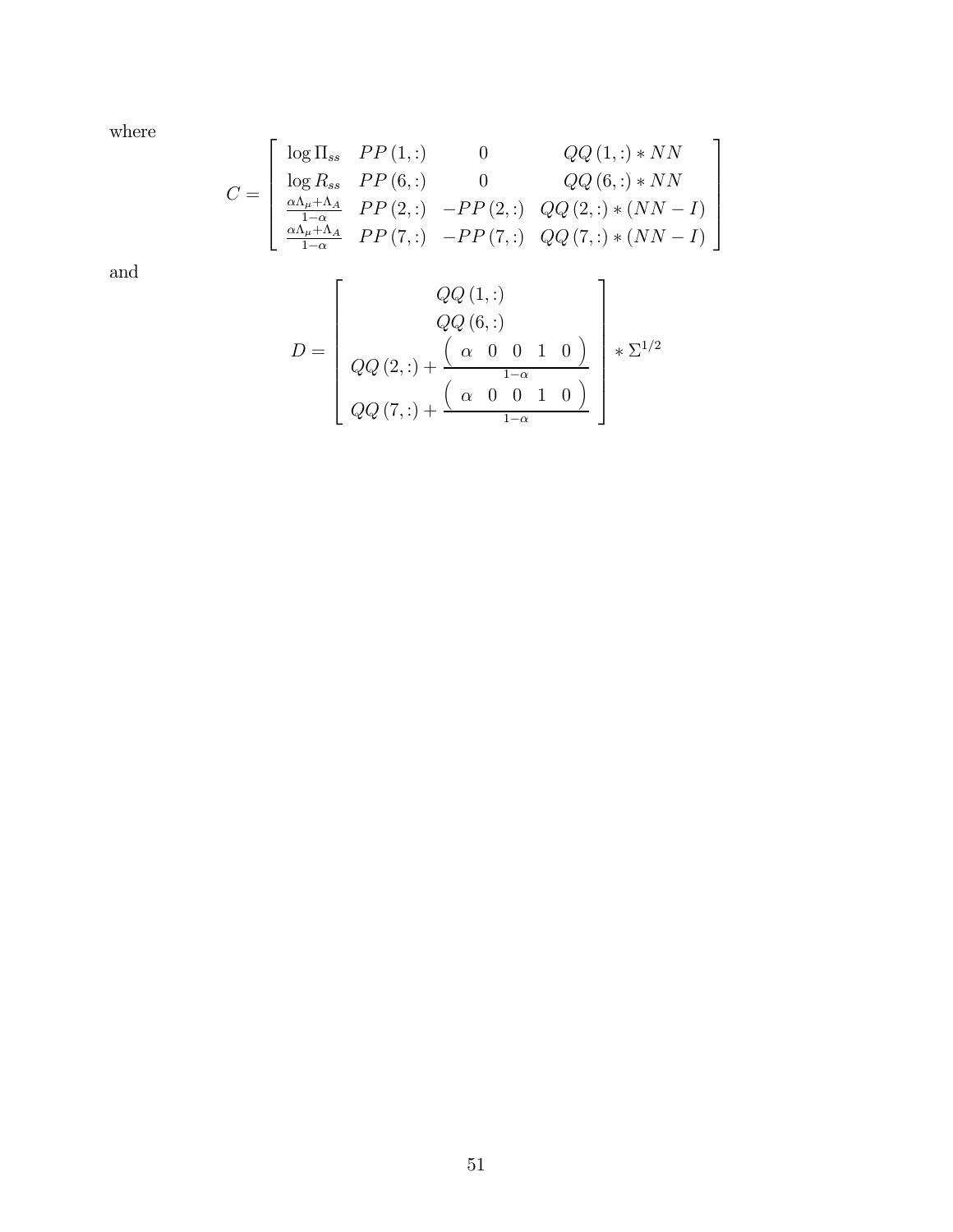where

$$
C = \begin{bmatrix} \log \Pi_{ss} & PP(1,:) & 0 & QQ(1,:) * NN \\ \log R_{ss} & PP(6,:) & 0 & QQ(6,:) * NN \\ \frac{\alpha \Lambda_\mu + \Lambda_A}{1-\alpha} & PP(2,:) & -PP(2,:) & QQ(2,:) * (NN - I) \\ \frac{\alpha \Lambda_\mu + \Lambda_A}{1-\alpha} & PP(7,:) & -PP(7,:) & QQ(7,:) * (NN - I) \end{bmatrix}
$$

and

$$
D = \begin{bmatrix} QQ(1,:) \\ QQ(6,:) \\ QQ(2,:) + \frac{\begin{pmatrix} \alpha & 0 & 0 & 1 & 0 \end{pmatrix}}{1-\alpha} \\ QQ(7,:) + \frac{\begin{pmatrix} \alpha & 0 & 0 & 1 & 0 \end{pmatrix}}{1-\alpha} \end{bmatrix} * \Sigma^{1/2}
$$